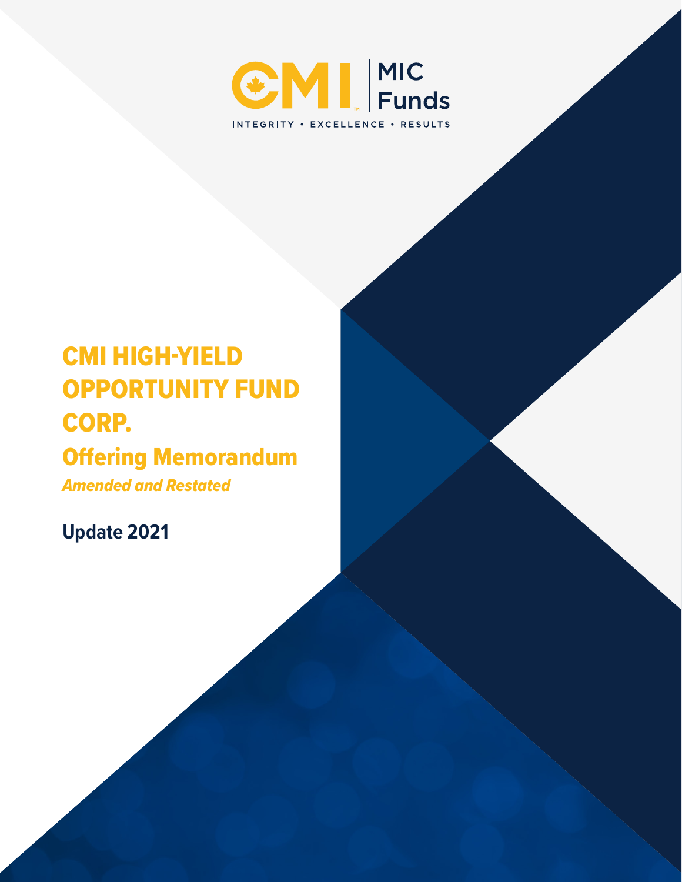CMI | MIC Funds

INTEGRITY • EXCELLENCE • RESULTS

# CMI HIGH-YIELD OPPORTUNITY FUND CORP.

## Offering Memorandum

*Amended and Restated*

**Update 2021**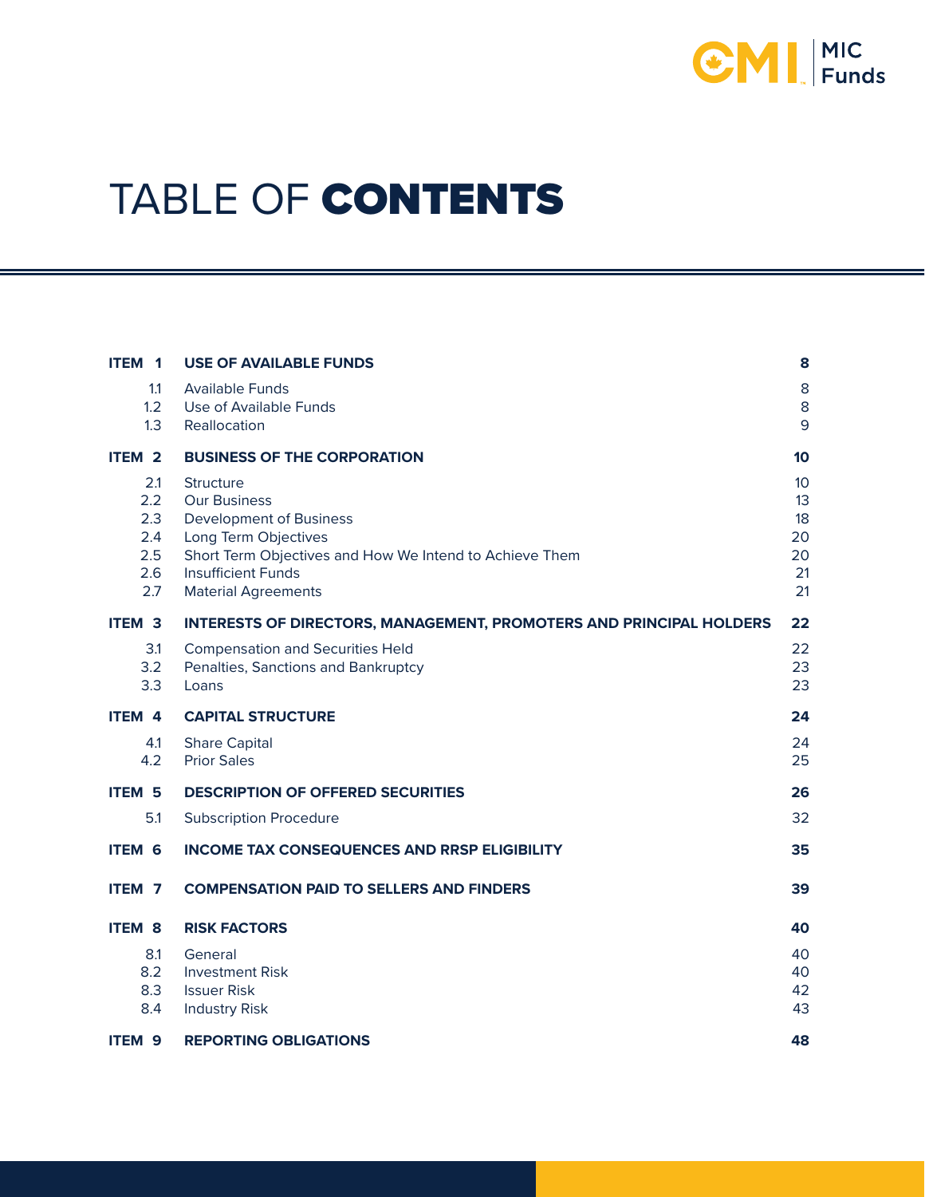# TABLE OF CONTENTS

| | | |
|---|---|---|
| **ITEM 1** | **USE OF AVAILABLE FUNDS** | **8** |
| 1.1 | Available Funds | 8 |
| 1.2 | Use of Available Funds | 8 |
| 1.3 | Reallocation | 9 |
| **ITEM 2** | **BUSINESS OF THE CORPORATION** | **10** |
| 2.1 | Structure | 10 |
| 2.2 | Our Business | 13 |
| 2.3 | Development of Business | 18 |
| 2.4 | Long Term Objectives | 20 |
| 2.5 | Short Term Objectives and How We Intend to Achieve Them | 20 |
| 2.6 | Insufficient Funds | 21 |
| 2.7 | Material Agreements | 21 |
| **ITEM 3** | **INTERESTS OF DIRECTORS, MANAGEMENT, PROMOTERS AND PRINCIPAL HOLDERS** | **22** |
| 3.1 | Compensation and Securities Held | 22 |
| 3.2 | Penalties, Sanctions and Bankruptcy | 23 |
| 3.3 | Loans | 23 |
| **ITEM 4** | **CAPITAL STRUCTURE** | **24** |
| 4.1 | Share Capital | 24 |
| 4.2 | Prior Sales | 25 |
| **ITEM 5** | **DESCRIPTION OF OFFERED SECURITIES** | **26** |
| 5.1 | Subscription Procedure | 32 |
| **ITEM 6** | **INCOME TAX CONSEQUENCES AND RRSP ELIGIBILITY** | **35** |
| **ITEM 7** | **COMPENSATION PAID TO SELLERS AND FINDERS** | **39** |
| **ITEM 8** | **RISK FACTORS** | **40** |
| 8.1 | General | 40 |
| 8.2 | Investment Risk | 40 |
| 8.3 | Issuer Risk | 42 |
| 8.4 | Industry Risk | 43 |
| **ITEM 9** | **REPORTING OBLIGATIONS** | **48** |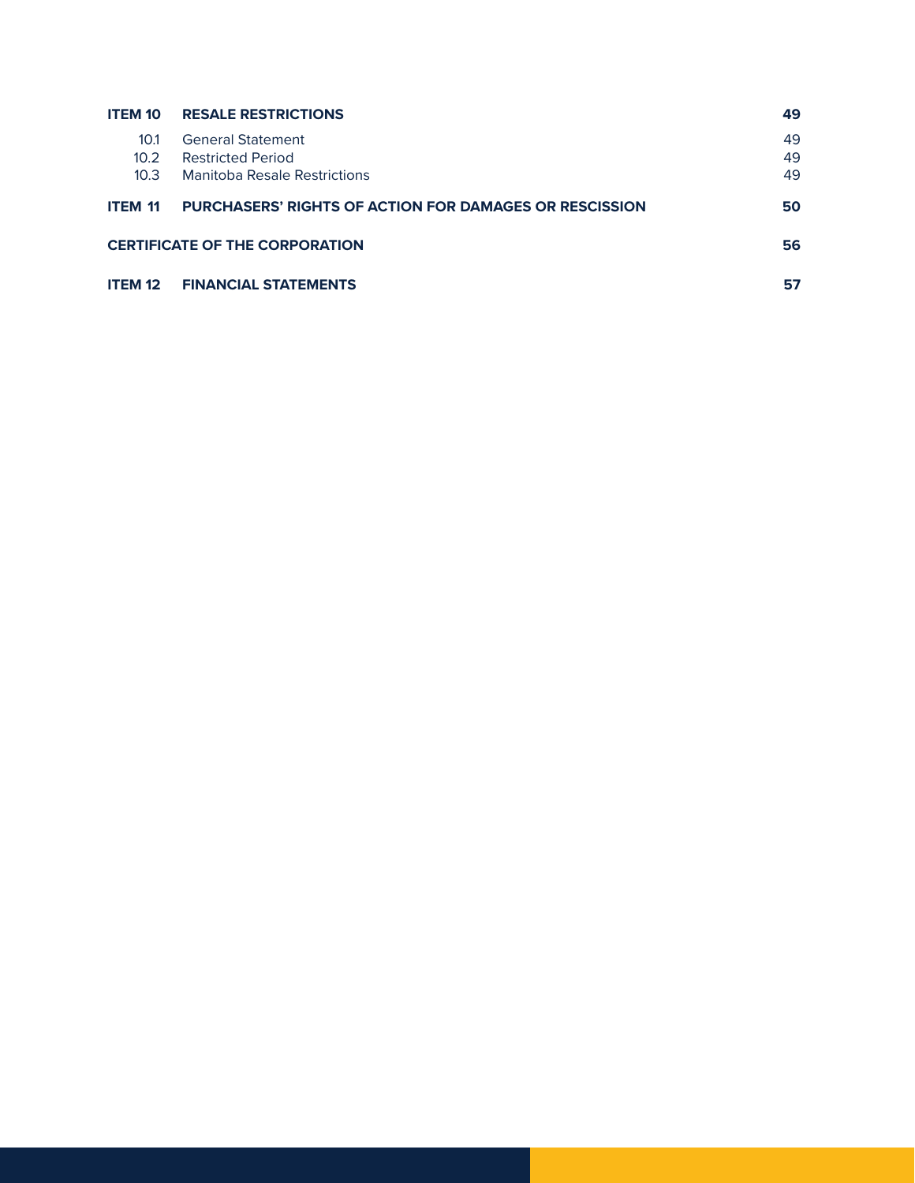| | | |
|---|---|---|
| **ITEM 10** | **RESALE RESTRICTIONS** | **49** |
| 10.1 | General Statement | 49 |
| 10.2 | Restricted Period | 49 |
| 10.3 | Manitoba Resale Restrictions | 49 |
| **ITEM 11** | **PURCHASERS' RIGHTS OF ACTION FOR DAMAGES OR RESCISSION** | **50** |
| **CERTIFICATE OF THE CORPORATION** | | **56** |
| **ITEM 12** | **FINANCIAL STATEMENTS** | **57** |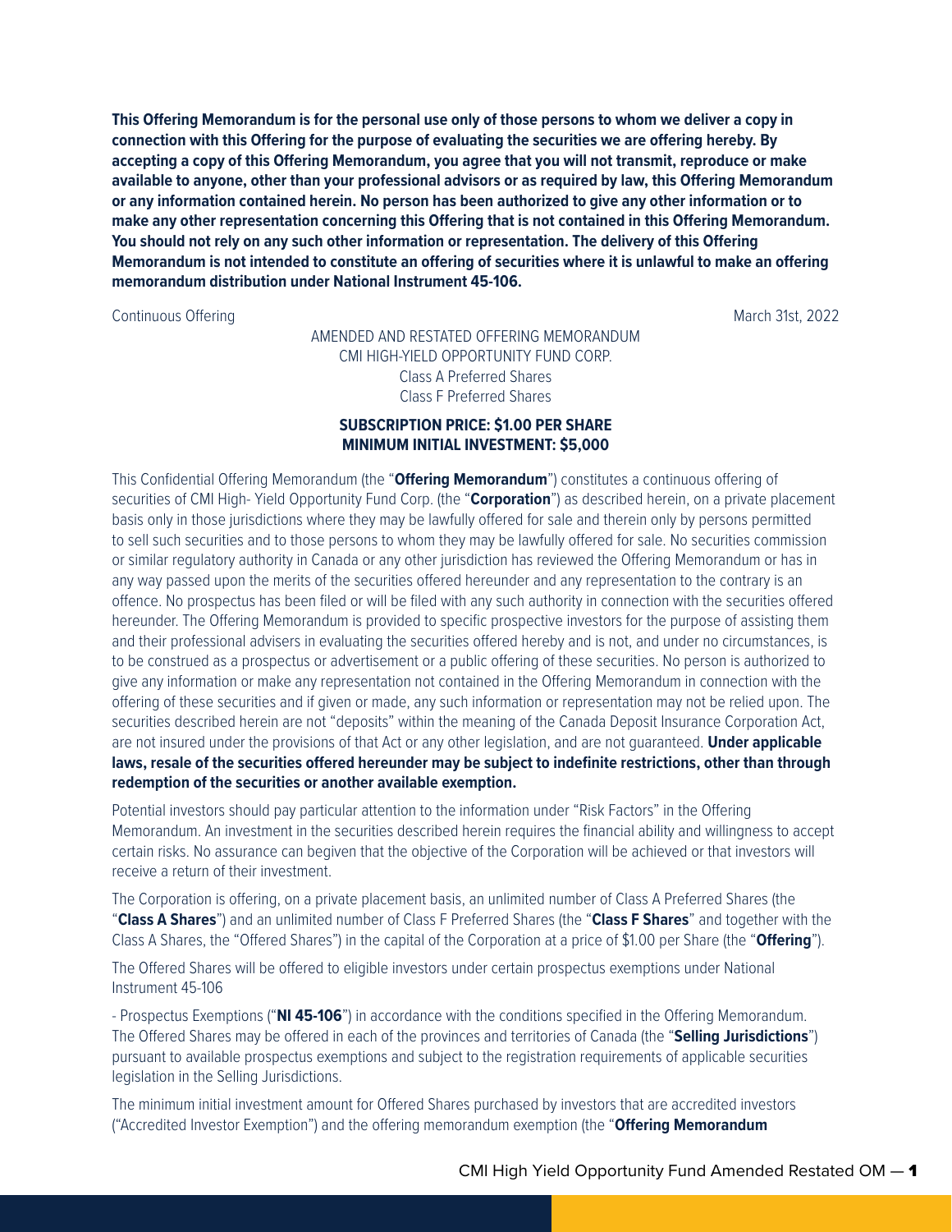**This Offering Memorandum is for the personal use only of those persons to whom we deliver a copy in connection with this Offering for the purpose of evaluating the securities we are offering hereby. By accepting a copy of this Offering Memorandum, you agree that you will not transmit, reproduce or make available to anyone, other than your professional advisors or as required by law, this Offering Memorandum or any information contained herein. No person has been authorized to give any other information or to make any other representation concerning this Offering that is not contained in this Offering Memorandum. You should not rely on any such other information or representation. The delivery of this Offering Memorandum is not intended to constitute an offering of securities where it is unlawful to make an offering memorandum distribution under National Instrument 45-106.**

Continuous Offering

March 31st, 2022

AMENDED AND RESTATED OFFERING MEMORANDUM
CMI HIGH-YIELD OPPORTUNITY FUND CORP.
Class A Preferred Shares
Class F Preferred Shares

**SUBSCRIPTION PRICE: $1.00 PER SHARE**
**MINIMUM INITIAL INVESTMENT: $5,000**

This Confidential Offering Memorandum (the "**Offering Memorandum**") constitutes a continuous offering of securities of CMI High- Yield Opportunity Fund Corp. (the "**Corporation**") as described herein, on a private placement basis only in those jurisdictions where they may be lawfully offered for sale and therein only by persons permitted to sell such securities and to those persons to whom they may be lawfully offered for sale. No securities commission or similar regulatory authority in Canada or any other jurisdiction has reviewed the Offering Memorandum or has in any way passed upon the merits of the securities offered hereunder and any representation to the contrary is an offence. No prospectus has been filed or will be filed with any such authority in connection with the securities offered hereunder. The Offering Memorandum is provided to specific prospective investors for the purpose of assisting them and their professional advisers in evaluating the securities offered hereby and is not, and under no circumstances, is to be construed as a prospectus or advertisement or a public offering of these securities. No person is authorized to give any information or make any representation not contained in the Offering Memorandum in connection with the offering of these securities and if given or made, any such information or representation may not be relied upon. The securities described herein are not "deposits" within the meaning of the Canada Deposit Insurance Corporation Act, are not insured under the provisions of that Act or any other legislation, and are not guaranteed. **Under applicable laws, resale of the securities offered hereunder may be subject to indefinite restrictions, other than through redemption of the securities or another available exemption.**

Potential investors should pay particular attention to the information under "Risk Factors" in the Offering Memorandum. An investment in the securities described herein requires the financial ability and willingness to accept certain risks. No assurance can begiven that the objective of the Corporation will be achieved or that investors will receive a return of their investment.

The Corporation is offering, on a private placement basis, an unlimited number of Class A Preferred Shares (the "**Class A Shares**") and an unlimited number of Class F Preferred Shares (the "**Class F Shares**" and together with the Class A Shares, the "Offered Shares") in the capital of the Corporation at a price of $1.00 per Share (the "**Offering**").

The Offered Shares will be offered to eligible investors under certain prospectus exemptions under National Instrument 45-106

- Prospectus Exemptions ("**NI 45-106**") in accordance with the conditions specified in the Offering Memorandum. The Offered Shares may be offered in each of the provinces and territories of Canada (the "**Selling Jurisdictions**") pursuant to available prospectus exemptions and subject to the registration requirements of applicable securities legislation in the Selling Jurisdictions.

The minimum initial investment amount for Offered Shares purchased by investors that are accredited investors ("Accredited Investor Exemption") and the offering memorandum exemption (the "**Offering Memorandum**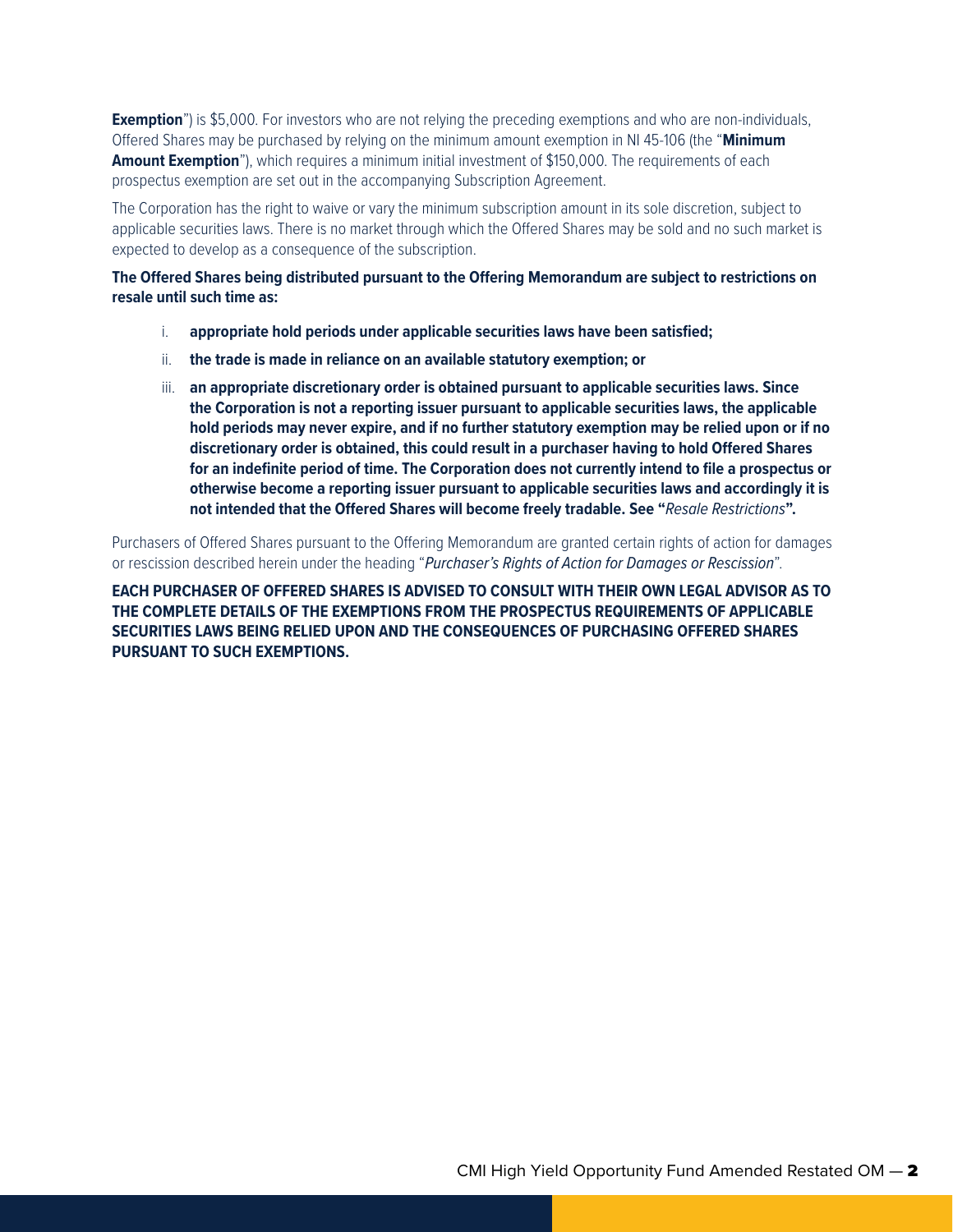**Exemption**") is $5,000. For investors who are not relying the preceding exemptions and who are non-individuals, Offered Shares may be purchased by relying on the minimum amount exemption in NI 45-106 (the "**Minimum Amount Exemption**"), which requires a minimum initial investment of $150,000. The requirements of each prospectus exemption are set out in the accompanying Subscription Agreement.

The Corporation has the right to waive or vary the minimum subscription amount in its sole discretion, subject to applicable securities laws. There is no market through which the Offered Shares may be sold and no such market is expected to develop as a consequence of the subscription.

**The Offered Shares being distributed pursuant to the Offering Memorandum are subject to restrictions on resale until such time as:**

i. **appropriate hold periods under applicable securities laws have been satisfied;**

ii. **the trade is made in reliance on an available statutory exemption; or**

iii. **an appropriate discretionary order is obtained pursuant to applicable securities laws. Since the Corporation is not a reporting issuer pursuant to applicable securities laws, the applicable hold periods may never expire, and if no further statutory exemption may be relied upon or if no discretionary order is obtained, this could result in a purchaser having to hold Offered Shares for an indefinite period of time. The Corporation does not currently intend to file a prospectus or otherwise become a reporting issuer pursuant to applicable securities laws and accordingly it is not intended that the Offered Shares will become freely tradable. See "***Resale Restrictions***".**

Purchasers of Offered Shares pursuant to the Offering Memorandum are granted certain rights of action for damages or rescission described herein under the heading "*Purchaser's Rights of Action for Damages or Rescission*".

**EACH PURCHASER OF OFFERED SHARES IS ADVISED TO CONSULT WITH THEIR OWN LEGAL ADVISOR AS TO THE COMPLETE DETAILS OF THE EXEMPTIONS FROM THE PROSPECTUS REQUIREMENTS OF APPLICABLE SECURITIES LAWS BEING RELIED UPON AND THE CONSEQUENCES OF PURCHASING OFFERED SHARES PURSUANT TO SUCH EXEMPTIONS.**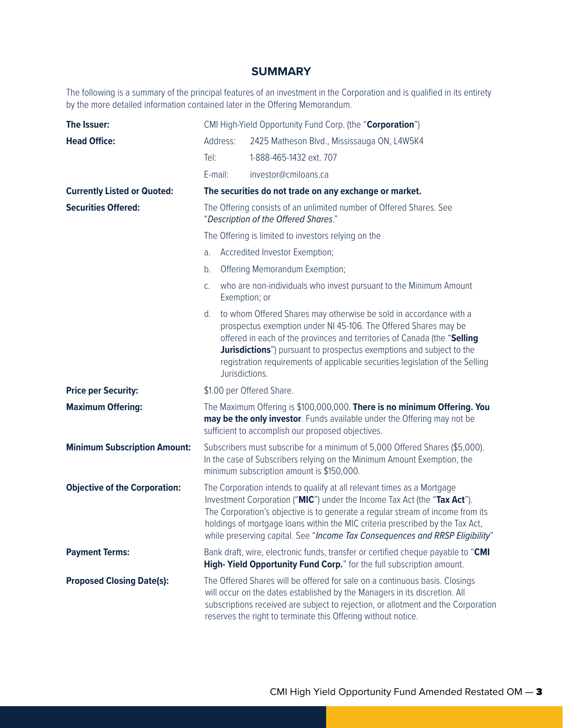## SUMMARY

The following is a summary of the principal features of an investment in the Corporation and is qualified in its entirety by the more detailed information contained later in the Offering Memorandum.

| | |
|---|---|
| **The Issuer:** | CMI High-Yield Opportunity Fund Corp. (the "**Corporation**") |
| **Head Office:** | Address: 2425 Matheson Blvd., Mississauga ON, L4W5K4<br>Tel: 1-888-465-1432 ext. 707<br>E-mail: investor@cmiloans.ca |
| **Currently Listed or Quoted:** | **The securities do not trade on any exchange or market.** |
| **Securities Offered:** | The Offering consists of an unlimited number of Offered Shares. See "*Description of the Offered Shares*."<br>The Offering is limited to investors relying on the<br>a. Accredited Investor Exemption;<br>b. Offering Memorandum Exemption;<br>c. who are non-individuals who invest pursuant to the Minimum Amount Exemption; or<br>d. to whom Offered Shares may otherwise be sold in accordance with a prospectus exemption under NI 45-106. The Offered Shares may be offered in each of the provinces and territories of Canada (the "**Selling Jurisdictions**") pursuant to prospectus exemptions and subject to the registration requirements of applicable securities legislation of the Selling Jurisdictions. |
| **Price per Security:** | $1.00 per Offered Share. |
| **Maximum Offering:** | The Maximum Offering is $100,000,000. **There is no minimum Offering. You may be the only investor**. Funds available under the Offering may not be sufficient to accomplish our proposed objectives. |
| **Minimum Subscription Amount:** | Subscribers must subscribe for a minimum of 5,000 Offered Shares ($5,000). In the case of Subscribers relying on the Minimum Amount Exemption, the minimum subscription amount is $150,000. |
| **Objective of the Corporation:** | The Corporation intends to qualify at all relevant times as a Mortgage Investment Corporation ("**MIC**") under the Income Tax Act (the "**Tax Act**"). The Corporation's objective is to generate a regular stream of income from its holdings of mortgage loans within the MIC criteria prescribed by the Tax Act, while preserving capital. See "*Income Tax Consequences and RRSP Eligibility*" |
| **Payment Terms:** | Bank draft, wire, electronic funds, transfer or certified cheque payable to "**CMI High- Yield Opportunity Fund Corp.**" for the full subscription amount. |
| **Proposed Closing Date(s):** | The Offered Shares will be offered for sale on a continuous basis. Closings will occur on the dates established by the Managers in its discretion. All subscriptions received are subject to rejection, or allotment and the Corporation reserves the right to terminate this Offering without notice. |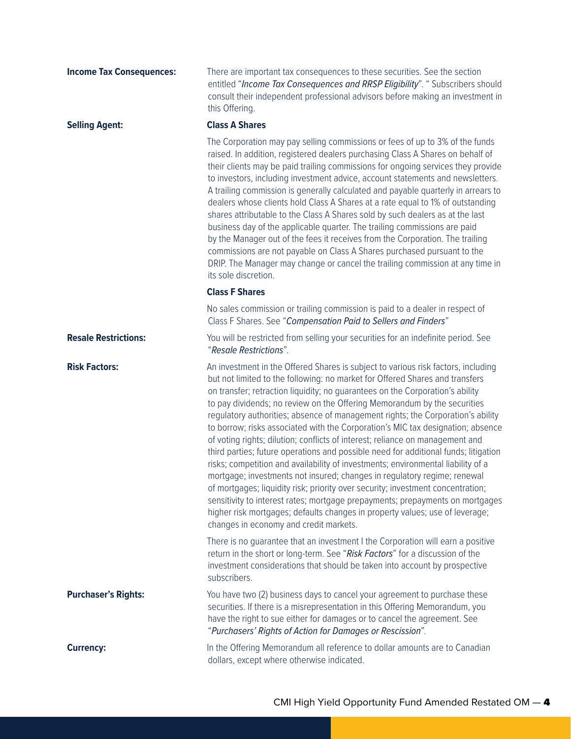**Income Tax Consequences:** There are important tax consequences to these securities. See the section entitled "*Income Tax Consequences and RRSP Eligibility*". " Subscribers should consult their independent professional advisors before making an investment in this Offering.

**Selling Agent:**

**Class A Shares**

The Corporation may pay selling commissions or fees of up to 3% of the funds raised. In addition, registered dealers purchasing Class A Shares on behalf of their clients may be paid trailing commissions for ongoing services they provide to investors, including investment advice, account statements and newsletters. A trailing commission is generally calculated and payable quarterly in arrears to dealers whose clients hold Class A Shares at a rate equal to 1% of outstanding shares attributable to the Class A Shares sold by such dealers as at the last business day of the applicable quarter. The trailing commissions are paid by the Manager out of the fees it receives from the Corporation. The trailing commissions are not payable on Class A Shares purchased pursuant to the DRIP. The Manager may change or cancel the trailing commission at any time in its sole discretion.

**Class F Shares**

No sales commission or trailing commission is paid to a dealer in respect of Class F Shares. See "*Compensation Paid to Sellers and Finders*"

**Resale Restrictions:** You will be restricted from selling your securities for an indefinite period. See "*Resale Restrictions*".

**Risk Factors:** An investment in the Offered Shares is subject to various risk factors, including but not limited to the following: no market for Offered Shares and transfers on transfer; retraction liquidity; no guarantees on the Corporation's ability to pay dividends; no review on the Offering Memorandum by the securities regulatory authorities; absence of management rights; the Corporation's ability to borrow; risks associated with the Corporation's MIC tax designation; absence of voting rights; dilution; conflicts of interest; reliance on management and third parties; future operations and possible need for additional funds; litigation risks; competition and availability of investments; environmental liability of a mortgage; investments not insured; changes in regulatory regime; renewal of mortgages; liquidity risk; priority over security; investment concentration; sensitivity to interest rates; mortgage prepayments; prepayments on mortgages higher risk mortgages; defaults changes in property values; use of leverage; changes in economy and credit markets.

There is no guarantee that an investment I the Corporation will earn a positive return in the short or long-term. See "*Risk Factors*" for a discussion of the investment considerations that should be taken into account by prospective subscribers.

**Purchaser's Rights:** You have two (2) business days to cancel your agreement to purchase these securities. If there is a misrepresentation in this Offering Memorandum, you have the right to sue either for damages or to cancel the agreement. See "*Purchasers' Rights of Action for Damages or Rescission*".

**Currency:** In the Offering Memorandum all reference to dollar amounts are to Canadian dollars, except where otherwise indicated.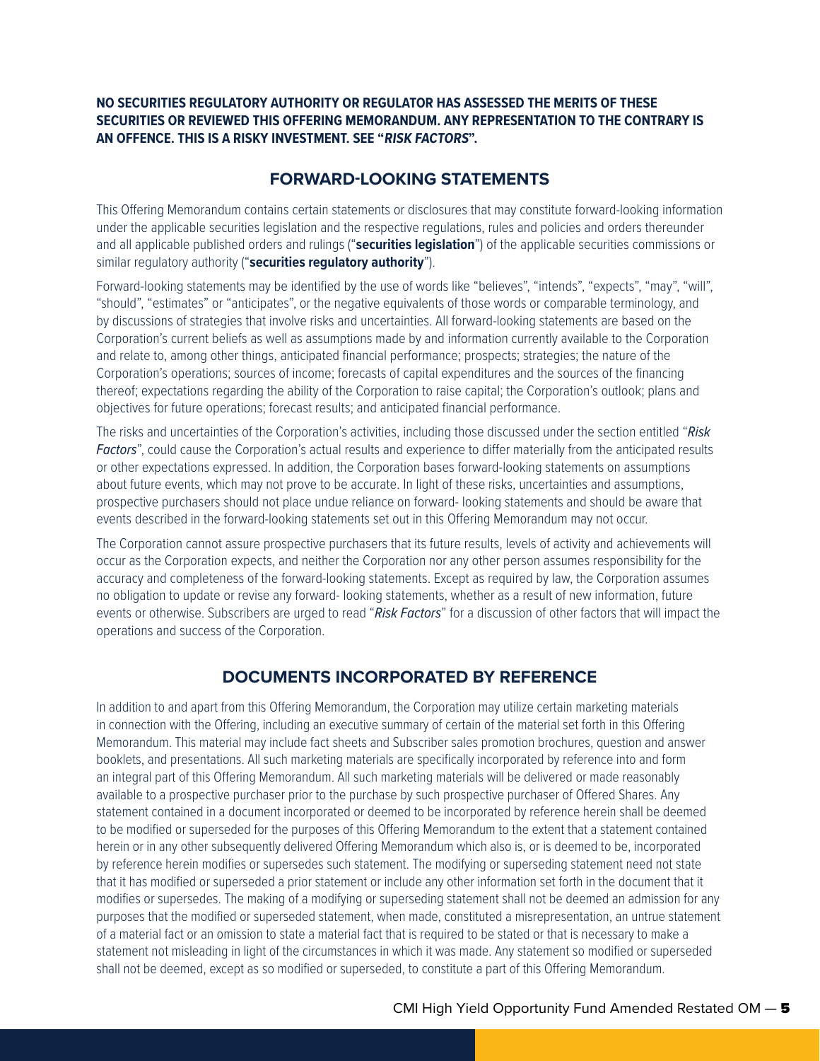**NO SECURITIES REGULATORY AUTHORITY OR REGULATOR HAS ASSESSED THE MERITS OF THESE SECURITIES OR REVIEWED THIS OFFERING MEMORANDUM. ANY REPRESENTATION TO THE CONTRARY IS AN OFFENCE. THIS IS A RISKY INVESTMENT. SEE "*RISK FACTORS*".**

## FORWARD-LOOKING STATEMENTS

This Offering Memorandum contains certain statements or disclosures that may constitute forward-looking information under the applicable securities legislation and the respective regulations, rules and policies and orders thereunder and all applicable published orders and rulings ("**securities legislation**") of the applicable securities commissions or similar regulatory authority ("**securities regulatory authority**").

Forward-looking statements may be identified by the use of words like "believes", "intends", "expects", "may", "will", "should", "estimates" or "anticipates", or the negative equivalents of those words or comparable terminology, and by discussions of strategies that involve risks and uncertainties. All forward-looking statements are based on the Corporation's current beliefs as well as assumptions made by and information currently available to the Corporation and relate to, among other things, anticipated financial performance; prospects; strategies; the nature of the Corporation's operations; sources of income; forecasts of capital expenditures and the sources of the financing thereof; expectations regarding the ability of the Corporation to raise capital; the Corporation's outlook; plans and objectives for future operations; forecast results; and anticipated financial performance.

The risks and uncertainties of the Corporation's activities, including those discussed under the section entitled "*Risk Factors*", could cause the Corporation's actual results and experience to differ materially from the anticipated results or other expectations expressed. In addition, the Corporation bases forward-looking statements on assumptions about future events, which may not prove to be accurate. In light of these risks, uncertainties and assumptions, prospective purchasers should not place undue reliance on forward- looking statements and should be aware that events described in the forward-looking statements set out in this Offering Memorandum may not occur.

The Corporation cannot assure prospective purchasers that its future results, levels of activity and achievements will occur as the Corporation expects, and neither the Corporation nor any other person assumes responsibility for the accuracy and completeness of the forward-looking statements. Except as required by law, the Corporation assumes no obligation to update or revise any forward- looking statements, whether as a result of new information, future events or otherwise. Subscribers are urged to read "*Risk Factors*" for a discussion of other factors that will impact the operations and success of the Corporation.

## DOCUMENTS INCORPORATED BY REFERENCE

In addition to and apart from this Offering Memorandum, the Corporation may utilize certain marketing materials in connection with the Offering, including an executive summary of certain of the material set forth in this Offering Memorandum. This material may include fact sheets and Subscriber sales promotion brochures, question and answer booklets, and presentations. All such marketing materials are specifically incorporated by reference into and form an integral part of this Offering Memorandum. All such marketing materials will be delivered or made reasonably available to a prospective purchaser prior to the purchase by such prospective purchaser of Offered Shares. Any statement contained in a document incorporated or deemed to be incorporated by reference herein shall be deemed to be modified or superseded for the purposes of this Offering Memorandum to the extent that a statement contained herein or in any other subsequently delivered Offering Memorandum which also is, or is deemed to be, incorporated by reference herein modifies or supersedes such statement. The modifying or superseding statement need not state that it has modified or superseded a prior statement or include any other information set forth in the document that it modifies or supersedes. The making of a modifying or superseding statement shall not be deemed an admission for any purposes that the modified or superseded statement, when made, constituted a misrepresentation, an untrue statement of a material fact or an omission to state a material fact that is required to be stated or that is necessary to make a statement not misleading in light of the circumstances in which it was made. Any statement so modified or superseded shall not be deemed, except as so modified or superseded, to constitute a part of this Offering Memorandum.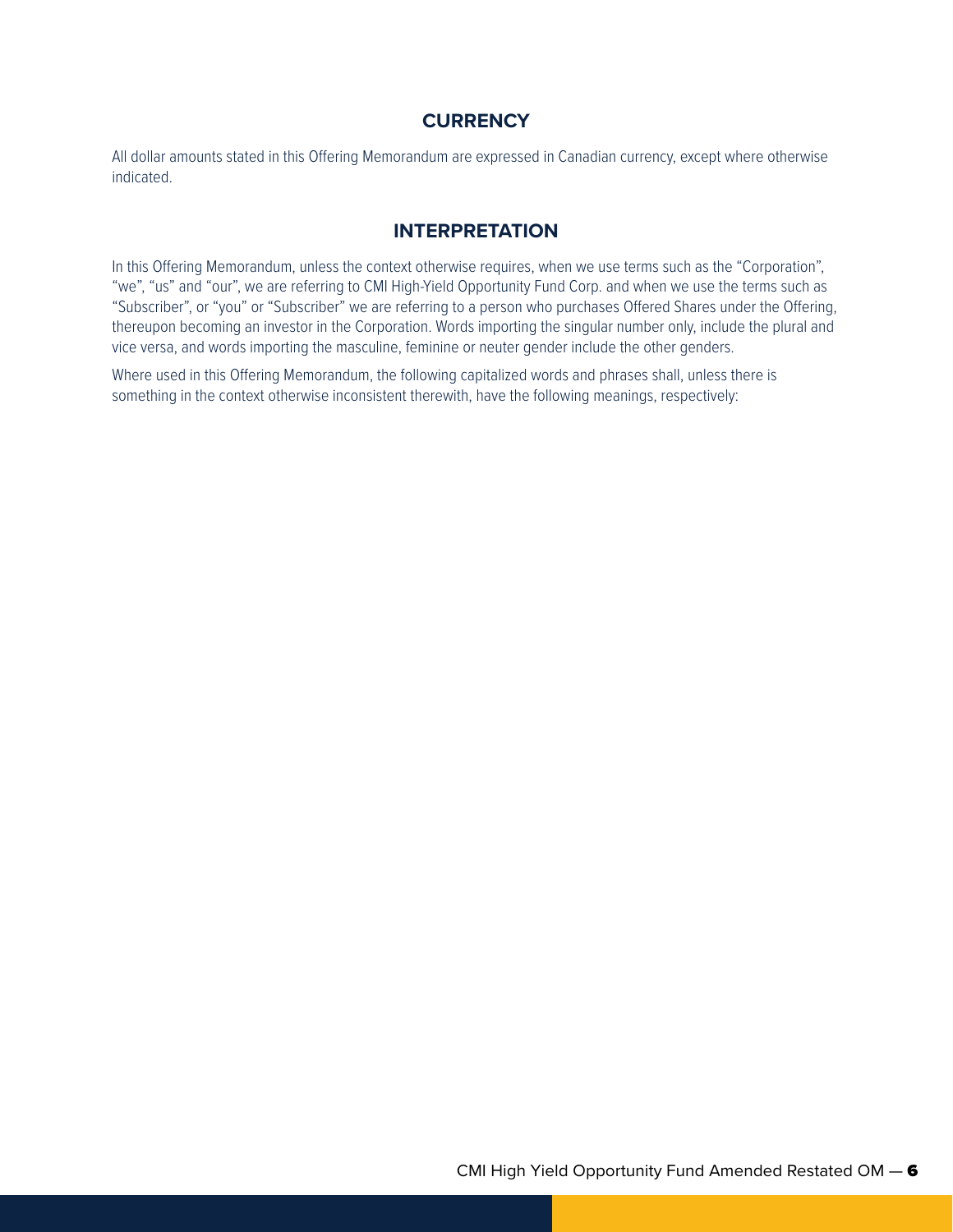## CURRENCY

All dollar amounts stated in this Offering Memorandum are expressed in Canadian currency, except where otherwise indicated.

## INTERPRETATION

In this Offering Memorandum, unless the context otherwise requires, when we use terms such as the "Corporation", "we", "us" and "our", we are referring to CMI High-Yield Opportunity Fund Corp. and when we use the terms such as "Subscriber", or "you" or "Subscriber" we are referring to a person who purchases Offered Shares under the Offering, thereupon becoming an investor in the Corporation. Words importing the singular number only, include the plural and vice versa, and words importing the masculine, feminine or neuter gender include the other genders.

Where used in this Offering Memorandum, the following capitalized words and phrases shall, unless there is something in the context otherwise inconsistent therewith, have the following meanings, respectively: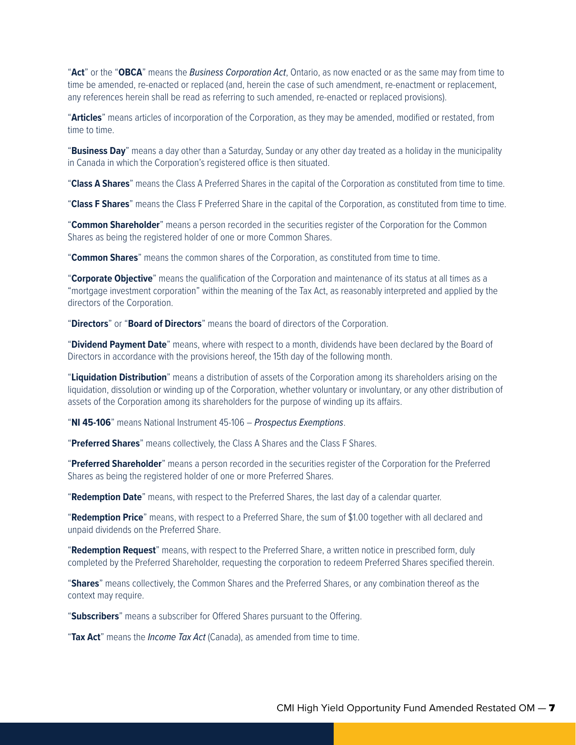"**Act**" or the "**OBCA**" means the *Business Corporation Act*, Ontario, as now enacted or as the same may from time to time be amended, re-enacted or replaced (and, herein the case of such amendment, re-enactment or replacement, any references herein shall be read as referring to such amended, re-enacted or replaced provisions).

"**Articles**" means articles of incorporation of the Corporation, as they may be amended, modified or restated, from time to time.

"**Business Day**" means a day other than a Saturday, Sunday or any other day treated as a holiday in the municipality in Canada in which the Corporation's registered office is then situated.

"**Class A Shares**" means the Class A Preferred Shares in the capital of the Corporation as constituted from time to time.

"**Class F Shares**" means the Class F Preferred Share in the capital of the Corporation, as constituted from time to time.

"**Common Shareholder**" means a person recorded in the securities register of the Corporation for the Common Shares as being the registered holder of one or more Common Shares.

"**Common Shares**" means the common shares of the Corporation, as constituted from time to time.

"**Corporate Objective**" means the qualification of the Corporation and maintenance of its status at all times as a "mortgage investment corporation" within the meaning of the Tax Act, as reasonably interpreted and applied by the directors of the Corporation.

"**Directors**" or "**Board of Directors**" means the board of directors of the Corporation.

"**Dividend Payment Date**" means, where with respect to a month, dividends have been declared by the Board of Directors in accordance with the provisions hereof, the 15th day of the following month.

"**Liquidation Distribution**" means a distribution of assets of the Corporation among its shareholders arising on the liquidation, dissolution or winding up of the Corporation, whether voluntary or involuntary, or any other distribution of assets of the Corporation among its shareholders for the purpose of winding up its affairs.

"**NI 45-106**" means National Instrument 45-106 – *Prospectus Exemptions*.

"**Preferred Shares**" means collectively, the Class A Shares and the Class F Shares.

"**Preferred Shareholder**" means a person recorded in the securities register of the Corporation for the Preferred Shares as being the registered holder of one or more Preferred Shares.

"**Redemption Date**" means, with respect to the Preferred Shares, the last day of a calendar quarter.

"**Redemption Price**" means, with respect to a Preferred Share, the sum of $1.00 together with all declared and unpaid dividends on the Preferred Share.

"**Redemption Request**" means, with respect to the Preferred Share, a written notice in prescribed form, duly completed by the Preferred Shareholder, requesting the corporation to redeem Preferred Shares specified therein.

"**Shares**" means collectively, the Common Shares and the Preferred Shares, or any combination thereof as the context may require.

"**Subscribers**" means a subscriber for Offered Shares pursuant to the Offering.

"**Tax Act**" means the *Income Tax Act* (Canada), as amended from time to time.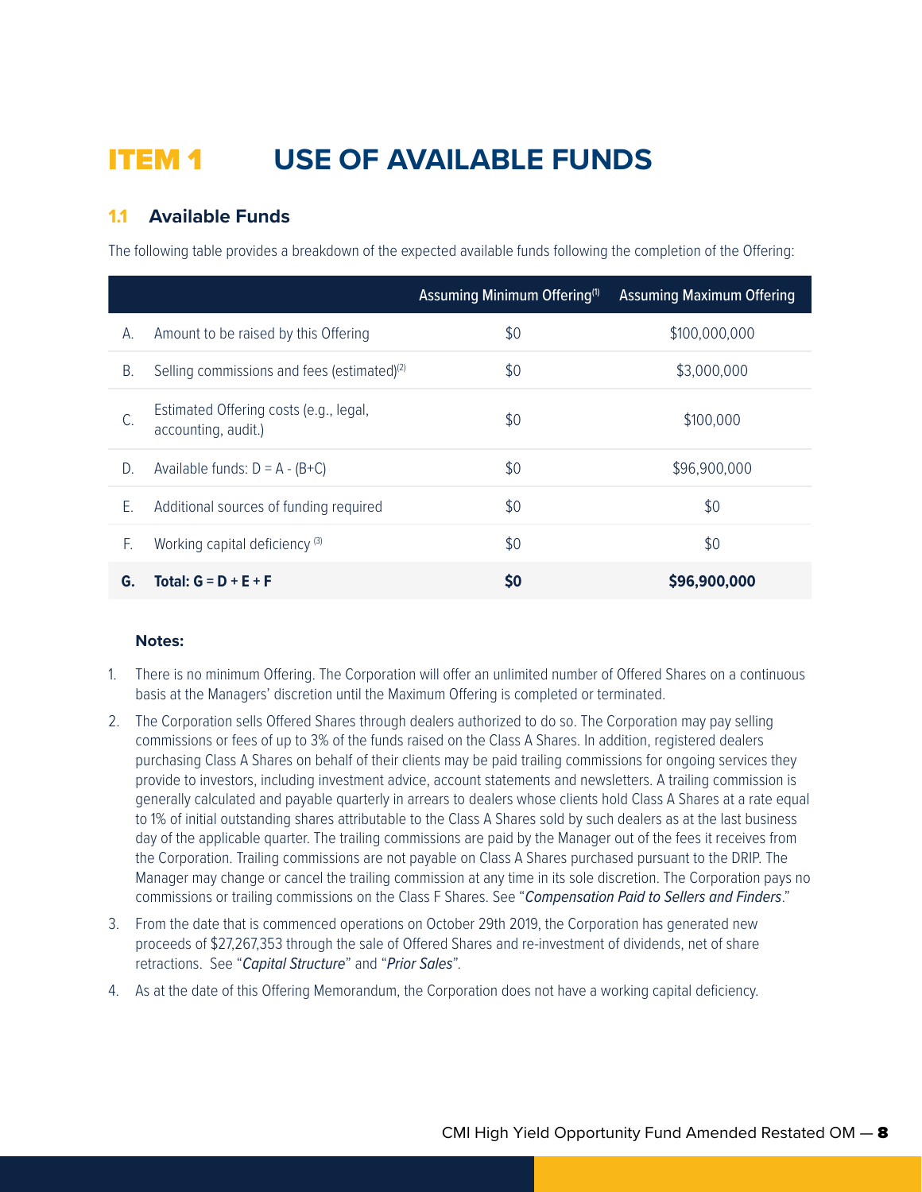# ITEM 1 USE OF AVAILABLE FUNDS

## 1.1 Available Funds

The following table provides a breakdown of the expected available funds following the completion of the Offering:

| | | Assuming Minimum Offering[(1)] | Assuming Maximum Offering |
|---|---|---|---|
| A. | Amount to be raised by this Offering | $0 | $100,000,000 |
| B. | Selling commissions and fees (estimated)[(2)] | $0 | $3,000,000 |
| C. | Estimated Offering costs (e.g., legal, accounting, audit.) | $0 | $100,000 |
| D. | Available funds: D = A - (B+C) | $0 | $96,900,000 |
| E. | Additional sources of funding required | $0 | $0 |
| F. | Working capital deficiency [(3)] | $0 | $0 |
| **G.** | **Total: G = D + E + F** | **$0** | **$96,900,000** |

**Notes:**

1. There is no minimum Offering. The Corporation will offer an unlimited number of Offered Shares on a continuous basis at the Managers' discretion until the Maximum Offering is completed or terminated.
2. The Corporation sells Offered Shares through dealers authorized to do so. The Corporation may pay selling commissions or fees of up to 3% of the funds raised on the Class A Shares. In addition, registered dealers purchasing Class A Shares on behalf of their clients may be paid trailing commissions for ongoing services they provide to investors, including investment advice, account statements and newsletters. A trailing commission is generally calculated and payable quarterly in arrears to dealers whose clients hold Class A Shares at a rate equal to 1% of initial outstanding shares attributable to the Class A Shares sold by such dealers as at the last business day of the applicable quarter. The trailing commissions are paid by the Manager out of the fees it receives from the Corporation. Trailing commissions are not payable on Class A Shares purchased pursuant to the DRIP. The Manager may change or cancel the trailing commission at any time in its sole discretion. The Corporation pays no commissions or trailing commissions on the Class F Shares. See "*Compensation Paid to Sellers and Finders*."
3. From the date that is commenced operations on October 29th 2019, the Corporation has generated new proceeds of $27,267,353 through the sale of Offered Shares and re-investment of dividends, net of share retractions. See "*Capital Structure*" and "*Prior Sales*".
4. As at the date of this Offering Memorandum, the Corporation does not have a working capital deficiency.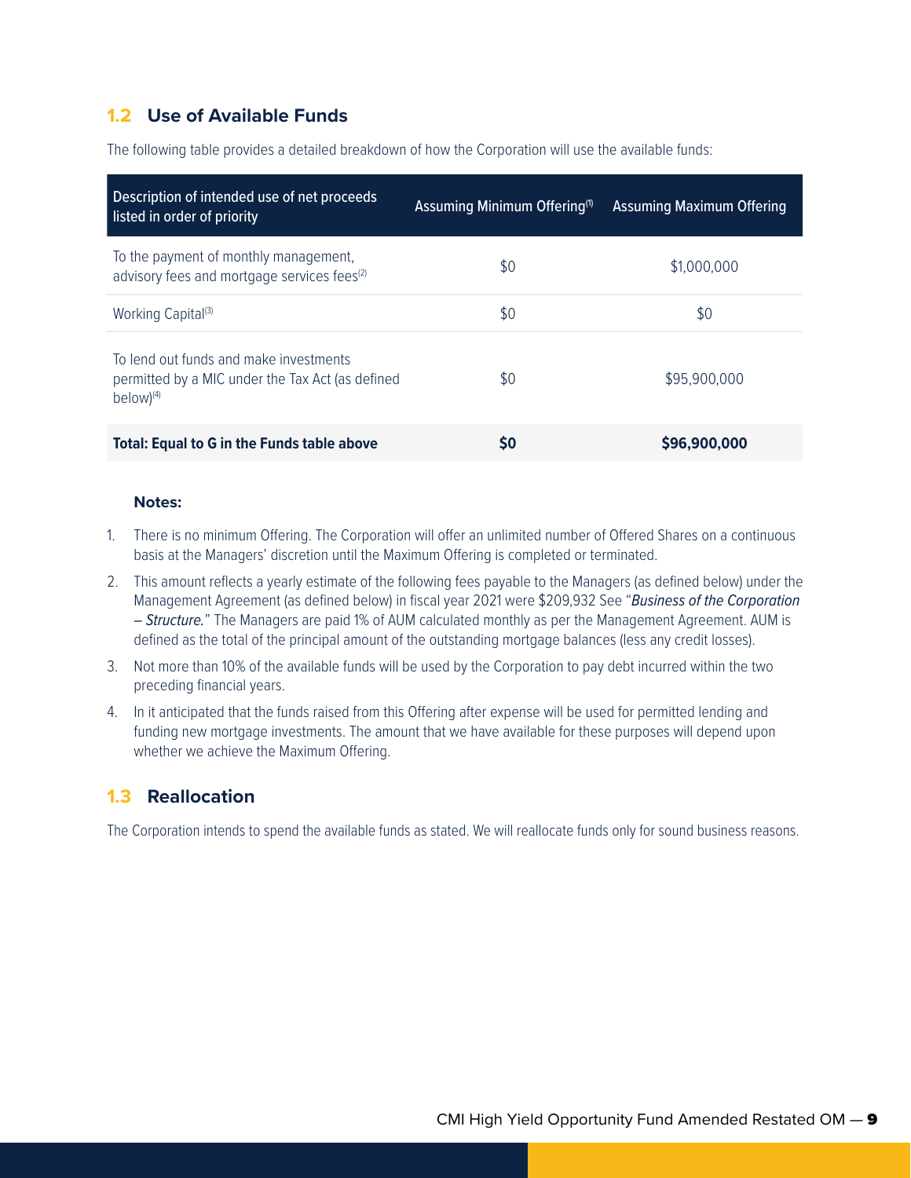## 1.2 Use of Available Funds

The following table provides a detailed breakdown of how the Corporation will use the available funds:

| Description of intended use of net proceeds listed in order of priority | Assuming Minimum Offering[1] | Assuming Maximum Offering |
|---|---|---|
| To the payment of monthly management, advisory fees and mortgage services fees[2] | $0 | $1,000,000 |
| Working Capital[3] | $0 | $0 |
| To lend out funds and make investments permitted by a MIC under the Tax Act (as defined below)[4] | $0 | $95,900,000 |
| **Total: Equal to G in the Funds table above** | **$0** | **$96,900,000** |

**Notes:**

1. There is no minimum Offering. The Corporation will offer an unlimited number of Offered Shares on a continuous basis at the Managers' discretion until the Maximum Offering is completed or terminated.
2. This amount reflects a yearly estimate of the following fees payable to the Managers (as defined below) under the Management Agreement (as defined below) in fiscal year 2021 were $209,932 See "*Business of the Corporation – Structure.*" The Managers are paid 1% of AUM calculated monthly as per the Management Agreement. AUM is defined as the total of the principal amount of the outstanding mortgage balances (less any credit losses).
3. Not more than 10% of the available funds will be used by the Corporation to pay debt incurred within the two preceding financial years.
4. In it anticipated that the funds raised from this Offering after expense will be used for permitted lending and funding new mortgage investments. The amount that we have available for these purposes will depend upon whether we achieve the Maximum Offering.

## 1.3 Reallocation

The Corporation intends to spend the available funds as stated. We will reallocate funds only for sound business reasons.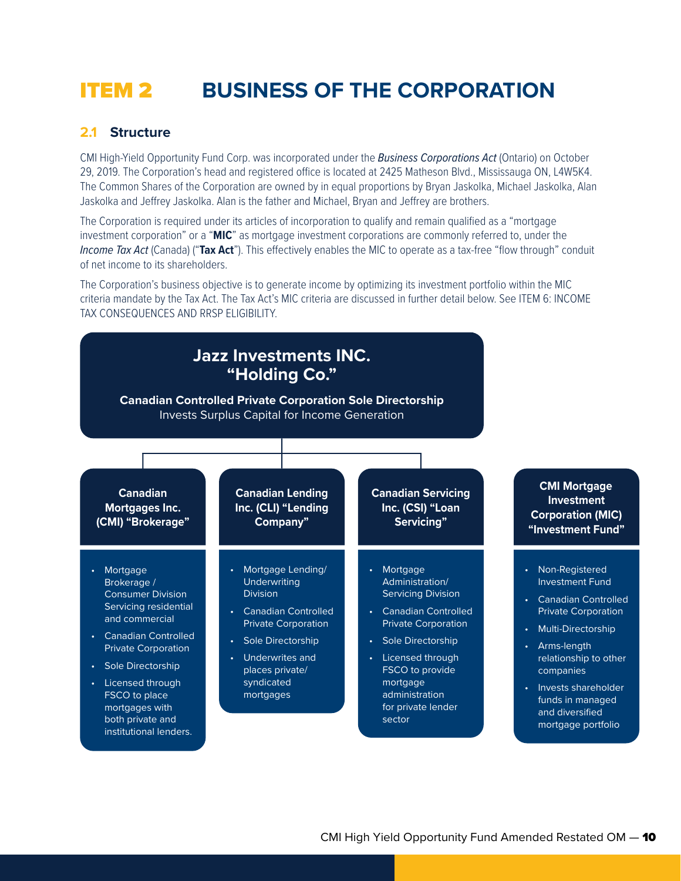# ITEM 2 BUSINESS OF THE CORPORATION

## 2.1 Structure

CMI High-Yield Opportunity Fund Corp. was incorporated under the *Business Corporations Act* (Ontario) on October 29, 2019. The Corporation's head and registered office is located at 2425 Matheson Blvd., Mississauga ON, L4W5K4. The Common Shares of the Corporation are owned by in equal proportions by Bryan Jaskolka, Michael Jaskolka, Alan Jaskolka and Jeffrey Jaskolka. Alan is the father and Michael, Bryan and Jeffrey are brothers.

The Corporation is required under its articles of incorporation to qualify and remain qualified as a "mortgage investment corporation" or a "**MIC**" as mortgage investment corporations are commonly referred to, under the *Income Tax Act* (Canada) ("**Tax Act**"). This effectively enables the MIC to operate as a tax-free "flow through" conduit of net income to its shareholders.

The Corporation's business objective is to generate income by optimizing its investment portfolio within the MIC criteria mandate by the Tax Act. The Tax Act's MIC criteria are discussed in further detail below. See ITEM 6: INCOME TAX CONSEQUENCES AND RRSP ELIGIBILITY.

**Jazz Investments INC. "Holding Co."**

**Canadian Controlled Private Corporation Sole Directorship**
Invests Surplus Capital for Income Generation

**Canadian Mortgages Inc. (CMI) "Brokerage"**

- Mortgage Brokerage / Consumer Division Servicing residential and commercial
- Canadian Controlled Private Corporation
- Sole Directorship
- Licensed through FSCO to place mortgages with both private and institutional lenders.

**Canadian Lending Inc. (CLI) "Lending Company"**

- Mortgage Lending/ Underwriting Division
- Canadian Controlled Private Corporation
- Sole Directorship
- Underwrites and places private/ syndicated mortgages

**Canadian Servicing Inc. (CSI) "Loan Servicing"**

- Mortgage Administration/ Servicing Division
- Canadian Controlled Private Corporation
- Sole Directorship
- Licensed through FSCO to provide mortgage administration for private lender sector

**CMI Mortgage Investment Corporation (MIC) "Investment Fund"**

- Non-Registered Investment Fund
- Canadian Controlled Private Corporation
- Multi-Directorship
- Arms-length relationship to other companies
- Invests shareholder funds in managed and diversified mortgage portfolio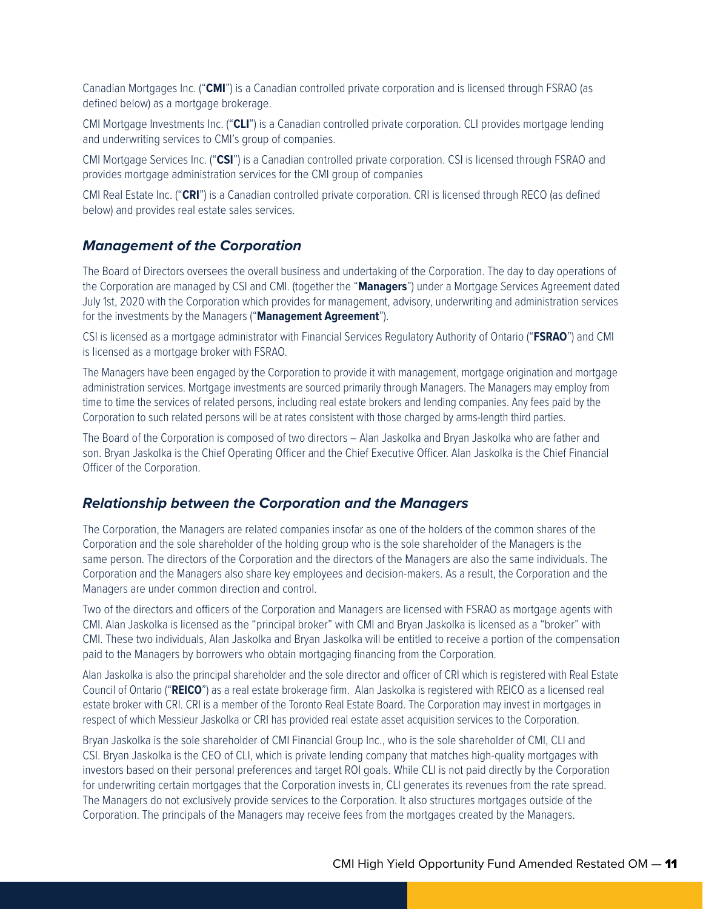Canadian Mortgages Inc. ("**CMI**") is a Canadian controlled private corporation and is licensed through FSRAO (as defined below) as a mortgage brokerage.

CMI Mortgage Investments Inc. ("**CLI**") is a Canadian controlled private corporation. CLI provides mortgage lending and underwriting services to CMI's group of companies.

CMI Mortgage Services Inc. ("**CSI**") is a Canadian controlled private corporation. CSI is licensed through FSRAO and provides mortgage administration services for the CMI group of companies

CMI Real Estate Inc. ("**CRI**") is a Canadian controlled private corporation. CRI is licensed through RECO (as defined below) and provides real estate sales services.

### *Management of the Corporation*

The Board of Directors oversees the overall business and undertaking of the Corporation. The day to day operations of the Corporation are managed by CSI and CMI. (together the "**Managers**") under a Mortgage Services Agreement dated July 1st, 2020 with the Corporation which provides for management, advisory, underwriting and administration services for the investments by the Managers ("**Management Agreement**").

CSI is licensed as a mortgage administrator with Financial Services Regulatory Authority of Ontario ("**FSRAO**") and CMI is licensed as a mortgage broker with FSRAO.

The Managers have been engaged by the Corporation to provide it with management, mortgage origination and mortgage administration services. Mortgage investments are sourced primarily through Managers. The Managers may employ from time to time the services of related persons, including real estate brokers and lending companies. Any fees paid by the Corporation to such related persons will be at rates consistent with those charged by arms-length third parties.

The Board of the Corporation is composed of two directors – Alan Jaskolka and Bryan Jaskolka who are father and son. Bryan Jaskolka is the Chief Operating Officer and the Chief Executive Officer. Alan Jaskolka is the Chief Financial Officer of the Corporation.

### *Relationship between the Corporation and the Managers*

The Corporation, the Managers are related companies insofar as one of the holders of the common shares of the Corporation and the sole shareholder of the holding group who is the sole shareholder of the Managers is the same person. The directors of the Corporation and the directors of the Managers are also the same individuals. The Corporation and the Managers also share key employees and decision-makers. As a result, the Corporation and the Managers are under common direction and control.

Two of the directors and officers of the Corporation and Managers are licensed with FSRAO as mortgage agents with CMI. Alan Jaskolka is licensed as the "principal broker" with CMI and Bryan Jaskolka is licensed as a "broker" with CMI. These two individuals, Alan Jaskolka and Bryan Jaskolka will be entitled to receive a portion of the compensation paid to the Managers by borrowers who obtain mortgaging financing from the Corporation.

Alan Jaskolka is also the principal shareholder and the sole director and officer of CRI which is registered with Real Estate Council of Ontario ("**REICO**") as a real estate brokerage firm. Alan Jaskolka is registered with REICO as a licensed real estate broker with CRI. CRI is a member of the Toronto Real Estate Board. The Corporation may invest in mortgages in respect of which Messieur Jaskolka or CRI has provided real estate asset acquisition services to the Corporation.

Bryan Jaskolka is the sole shareholder of CMI Financial Group Inc., who is the sole shareholder of CMI, CLI and CSI. Bryan Jaskolka is the CEO of CLI, which is private lending company that matches high-quality mortgages with investors based on their personal preferences and target ROI goals. While CLI is not paid directly by the Corporation for underwriting certain mortgages that the Corporation invests in, CLI generates its revenues from the rate spread. The Managers do not exclusively provide services to the Corporation. It also structures mortgages outside of the Corporation. The principals of the Managers may receive fees from the mortgages created by the Managers.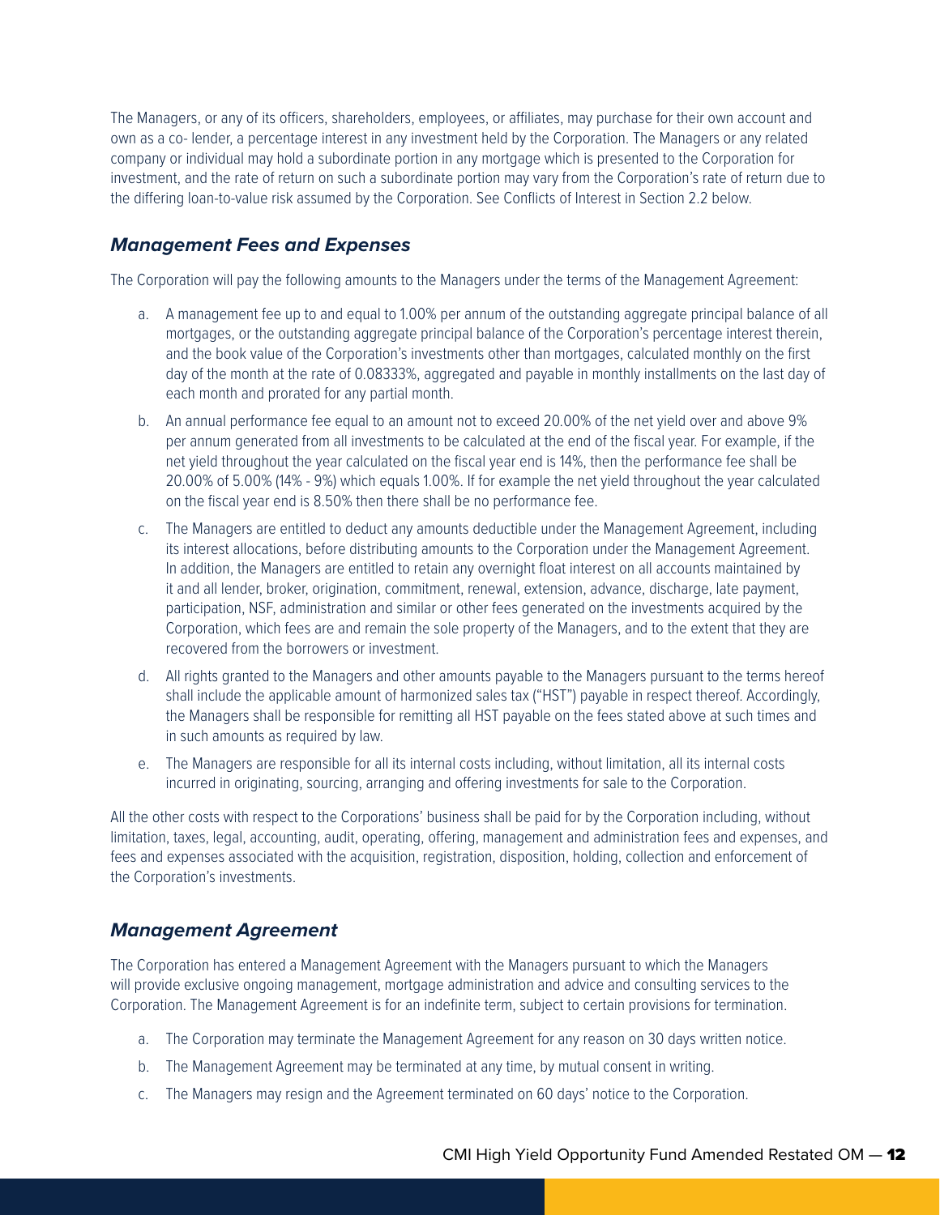The Managers, or any of its officers, shareholders, employees, or affiliates, may purchase for their own account and own as a co- lender, a percentage interest in any investment held by the Corporation. The Managers or any related company or individual may hold a subordinate portion in any mortgage which is presented to the Corporation for investment, and the rate of return on such a subordinate portion may vary from the Corporation's rate of return due to the differing loan-to-value risk assumed by the Corporation. See Conflicts of Interest in Section 2.2 below.

### *Management Fees and Expenses*

The Corporation will pay the following amounts to the Managers under the terms of the Management Agreement:

a. A management fee up to and equal to 1.00% per annum of the outstanding aggregate principal balance of all mortgages, or the outstanding aggregate principal balance of the Corporation's percentage interest therein, and the book value of the Corporation's investments other than mortgages, calculated monthly on the first day of the month at the rate of 0.08333%, aggregated and payable in monthly installments on the last day of each month and prorated for any partial month.

b. An annual performance fee equal to an amount not to exceed 20.00% of the net yield over and above 9% per annum generated from all investments to be calculated at the end of the fiscal year. For example, if the net yield throughout the year calculated on the fiscal year end is 14%, then the performance fee shall be 20.00% of 5.00% (14% - 9%) which equals 1.00%. If for example the net yield throughout the year calculated on the fiscal year end is 8.50% then there shall be no performance fee.

c. The Managers are entitled to deduct any amounts deductible under the Management Agreement, including its interest allocations, before distributing amounts to the Corporation under the Management Agreement. In addition, the Managers are entitled to retain any overnight float interest on all accounts maintained by it and all lender, broker, origination, commitment, renewal, extension, advance, discharge, late payment, participation, NSF, administration and similar or other fees generated on the investments acquired by the Corporation, which fees are and remain the sole property of the Managers, and to the extent that they are recovered from the borrowers or investment.

d. All rights granted to the Managers and other amounts payable to the Managers pursuant to the terms hereof shall include the applicable amount of harmonized sales tax ("HST") payable in respect thereof. Accordingly, the Managers shall be responsible for remitting all HST payable on the fees stated above at such times and in such amounts as required by law.

e. The Managers are responsible for all its internal costs including, without limitation, all its internal costs incurred in originating, sourcing, arranging and offering investments for sale to the Corporation.

All the other costs with respect to the Corporations' business shall be paid for by the Corporation including, without limitation, taxes, legal, accounting, audit, operating, offering, management and administration fees and expenses, and fees and expenses associated with the acquisition, registration, disposition, holding, collection and enforcement of the Corporation's investments.

### *Management Agreement*

The Corporation has entered a Management Agreement with the Managers pursuant to which the Managers will provide exclusive ongoing management, mortgage administration and advice and consulting services to the Corporation. The Management Agreement is for an indefinite term, subject to certain provisions for termination.

a. The Corporation may terminate the Management Agreement for any reason on 30 days written notice.

b. The Management Agreement may be terminated at any time, by mutual consent in writing.

c. The Managers may resign and the Agreement terminated on 60 days' notice to the Corporation.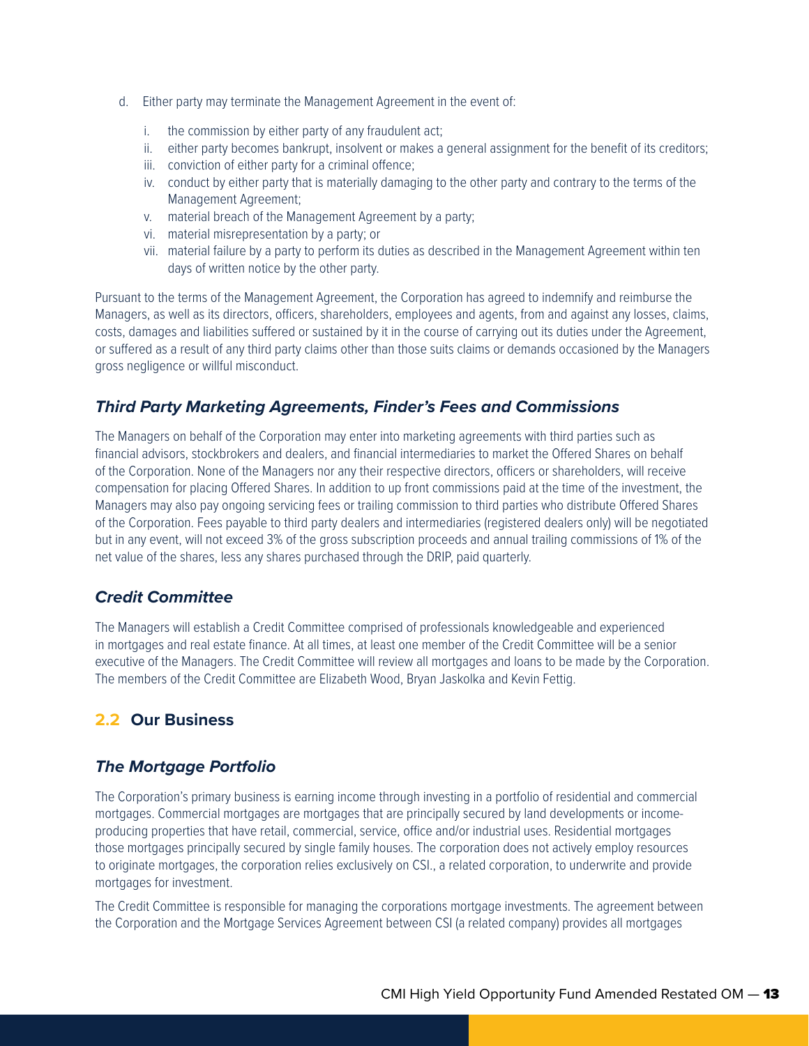d. Either party may terminate the Management Agreement in the event of:

   i. the commission by either party of any fraudulent act;
   ii. either party becomes bankrupt, insolvent or makes a general assignment for the benefit of its creditors;
   iii. conviction of either party for a criminal offence;
   iv. conduct by either party that is materially damaging to the other party and contrary to the terms of the Management Agreement;
   v. material breach of the Management Agreement by a party;
   vi. material misrepresentation by a party; or
   vii. material failure by a party to perform its duties as described in the Management Agreement within ten days of written notice by the other party.

Pursuant to the terms of the Management Agreement, the Corporation has agreed to indemnify and reimburse the Managers, as well as its directors, officers, shareholders, employees and agents, from and against any losses, claims, costs, damages and liabilities suffered or sustained by it in the course of carrying out its duties under the Agreement, or suffered as a result of any third party claims other than those suits claims or demands occasioned by the Managers gross negligence or willful misconduct.

### *Third Party Marketing Agreements, Finder's Fees and Commissions*

The Managers on behalf of the Corporation may enter into marketing agreements with third parties such as financial advisors, stockbrokers and dealers, and financial intermediaries to market the Offered Shares on behalf of the Corporation. None of the Managers nor any their respective directors, officers or shareholders, will receive compensation for placing Offered Shares. In addition to up front commissions paid at the time of the investment, the Managers may also pay ongoing servicing fees or trailing commission to third parties who distribute Offered Shares of the Corporation. Fees payable to third party dealers and intermediaries (registered dealers only) will be negotiated but in any event, will not exceed 3% of the gross subscription proceeds and annual trailing commissions of 1% of the net value of the shares, less any shares purchased through the DRIP, paid quarterly.

### *Credit Committee*

The Managers will establish a Credit Committee comprised of professionals knowledgeable and experienced in mortgages and real estate finance. At all times, at least one member of the Credit Committee will be a senior executive of the Managers. The Credit Committee will review all mortgages and loans to be made by the Corporation. The members of the Credit Committee are Elizabeth Wood, Bryan Jaskolka and Kevin Fettig.

## 2.2 Our Business

### *The Mortgage Portfolio*

The Corporation's primary business is earning income through investing in a portfolio of residential and commercial mortgages. Commercial mortgages are mortgages that are principally secured by land developments or income-producing properties that have retail, commercial, service, office and/or industrial uses. Residential mortgages those mortgages principally secured by single family houses. The corporation does not actively employ resources to originate mortgages, the corporation relies exclusively on CSI., a related corporation, to underwrite and provide mortgages for investment.

The Credit Committee is responsible for managing the corporations mortgage investments. The agreement between the Corporation and the Mortgage Services Agreement between CSI (a related company) provides all mortgages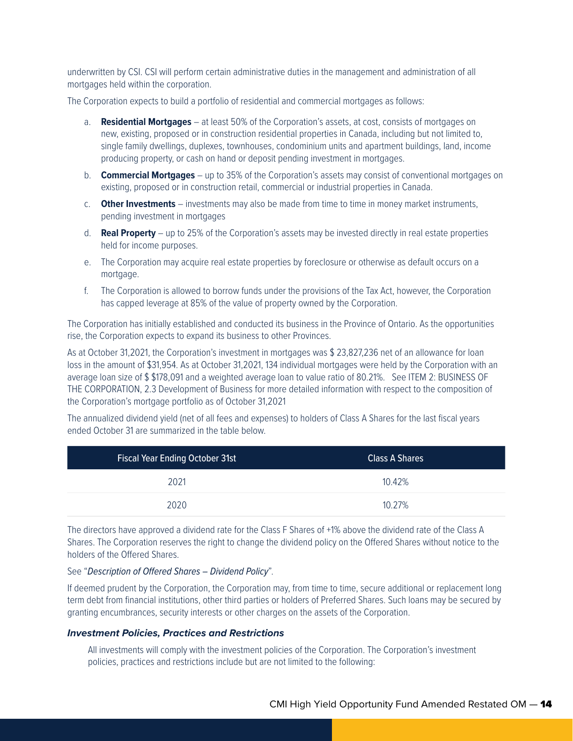underwritten by CSI. CSI will perform certain administrative duties in the management and administration of all mortgages held within the corporation.

The Corporation expects to build a portfolio of residential and commercial mortgages as follows:

a. **Residential Mortgages** – at least 50% of the Corporation's assets, at cost, consists of mortgages on new, existing, proposed or in construction residential properties in Canada, including but not limited to, single family dwellings, duplexes, townhouses, condominium units and apartment buildings, land, income producing property, or cash on hand or deposit pending investment in mortgages.
b. **Commercial Mortgages** – up to 35% of the Corporation's assets may consist of conventional mortgages on existing, proposed or in construction retail, commercial or industrial properties in Canada.
c. **Other Investments** – investments may also be made from time to time in money market instruments, pending investment in mortgages
d. **Real Property** – up to 25% of the Corporation's assets may be invested directly in real estate properties held for income purposes.
e. The Corporation may acquire real estate properties by foreclosure or otherwise as default occurs on a mortgage.
f. The Corporation is allowed to borrow funds under the provisions of the Tax Act, however, the Corporation has capped leverage at 85% of the value of property owned by the Corporation.

The Corporation has initially established and conducted its business in the Province of Ontario. As the opportunities rise, the Corporation expects to expand its business to other Provinces.

As at October 31,2021, the Corporation's investment in mortgages was $ 23,827,236 net of an allowance for loan loss in the amount of $31,954. As at October 31,2021, 134 individual mortgages were held by the Corporation with an average loan size of $ $178,091 and a weighted average loan to value ratio of 80.21%. See ITEM 2: BUSINESS OF THE CORPORATION, 2.3 Development of Business for more detailed information with respect to the composition of the Corporation's mortgage portfolio as of October 31,2021

The annualized dividend yield (net of all fees and expenses) to holders of Class A Shares for the last fiscal years ended October 31 are summarized in the table below.

| Fiscal Year Ending October 31st | Class A Shares |
|---|---|
| 2021 | 10.42% |
| 2020 | 10.27% |

The directors have approved a dividend rate for the Class F Shares of +1% above the dividend rate of the Class A Shares. The Corporation reserves the right to change the dividend policy on the Offered Shares without notice to the holders of the Offered Shares.

See "*Description of Offered Shares – Dividend Policy*".

If deemed prudent by the Corporation, the Corporation may, from time to time, secure additional or replacement long term debt from financial institutions, other third parties or holders of Preferred Shares. Such loans may be secured by granting encumbrances, security interests or other charges on the assets of the Corporation.

### ***Investment Policies, Practices and Restrictions***

All investments will comply with the investment policies of the Corporation. The Corporation's investment policies, practices and restrictions include but are not limited to the following: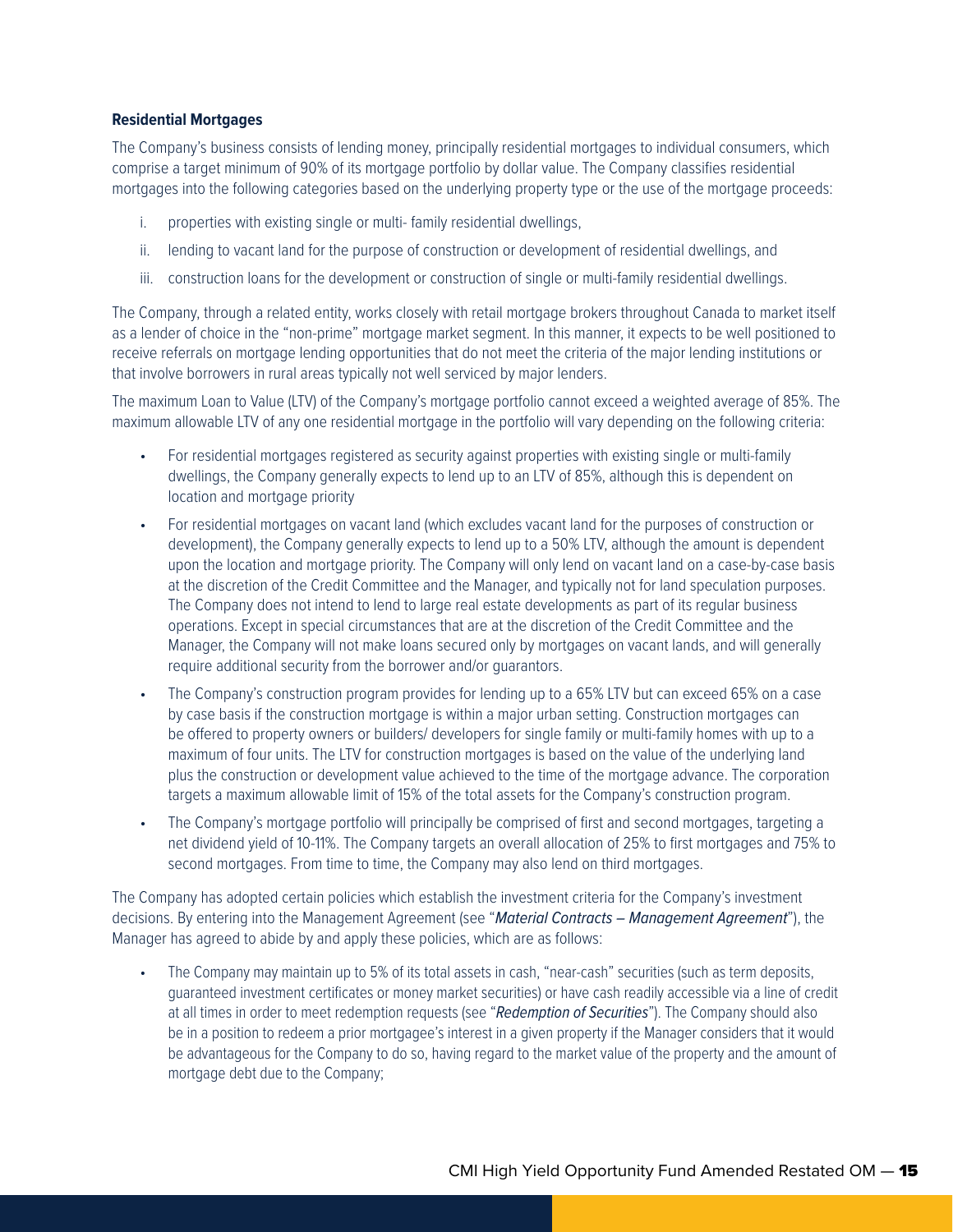**Residential Mortgages**

The Company's business consists of lending money, principally residential mortgages to individual consumers, which comprise a target minimum of 90% of its mortgage portfolio by dollar value. The Company classifies residential mortgages into the following categories based on the underlying property type or the use of the mortgage proceeds:

i. properties with existing single or multi- family residential dwellings,

ii. lending to vacant land for the purpose of construction or development of residential dwellings, and

iii. construction loans for the development or construction of single or multi-family residential dwellings.

The Company, through a related entity, works closely with retail mortgage brokers throughout Canada to market itself as a lender of choice in the "non-prime" mortgage market segment. In this manner, it expects to be well positioned to receive referrals on mortgage lending opportunities that do not meet the criteria of the major lending institutions or that involve borrowers in rural areas typically not well serviced by major lenders.

The maximum Loan to Value (LTV) of the Company's mortgage portfolio cannot exceed a weighted average of 85%. The maximum allowable LTV of any one residential mortgage in the portfolio will vary depending on the following criteria:

- For residential mortgages registered as security against properties with existing single or multi-family dwellings, the Company generally expects to lend up to an LTV of 85%, although this is dependent on location and mortgage priority
- For residential mortgages on vacant land (which excludes vacant land for the purposes of construction or development), the Company generally expects to lend up to a 50% LTV, although the amount is dependent upon the location and mortgage priority. The Company will only lend on vacant land on a case-by-case basis at the discretion of the Credit Committee and the Manager, and typically not for land speculation purposes. The Company does not intend to lend to large real estate developments as part of its regular business operations. Except in special circumstances that are at the discretion of the Credit Committee and the Manager, the Company will not make loans secured only by mortgages on vacant lands, and will generally require additional security from the borrower and/or guarantors.
- The Company's construction program provides for lending up to a 65% LTV but can exceed 65% on a case by case basis if the construction mortgage is within a major urban setting. Construction mortgages can be offered to property owners or builders/ developers for single family or multi-family homes with up to a maximum of four units. The LTV for construction mortgages is based on the value of the underlying land plus the construction or development value achieved to the time of the mortgage advance. The corporation targets a maximum allowable limit of 15% of the total assets for the Company's construction program.
- The Company's mortgage portfolio will principally be comprised of first and second mortgages, targeting a net dividend yield of 10-11%. The Company targets an overall allocation of 25% to first mortgages and 75% to second mortgages. From time to time, the Company may also lend on third mortgages.

The Company has adopted certain policies which establish the investment criteria for the Company's investment decisions. By entering into the Management Agreement (see "*Material Contracts – Management Agreement*"), the Manager has agreed to abide by and apply these policies, which are as follows:

- The Company may maintain up to 5% of its total assets in cash, "near-cash" securities (such as term deposits, guaranteed investment certificates or money market securities) or have cash readily accessible via a line of credit at all times in order to meet redemption requests (see "*Redemption of Securities*"). The Company should also be in a position to redeem a prior mortgagee's interest in a given property if the Manager considers that it would be advantageous for the Company to do so, having regard to the market value of the property and the amount of mortgage debt due to the Company;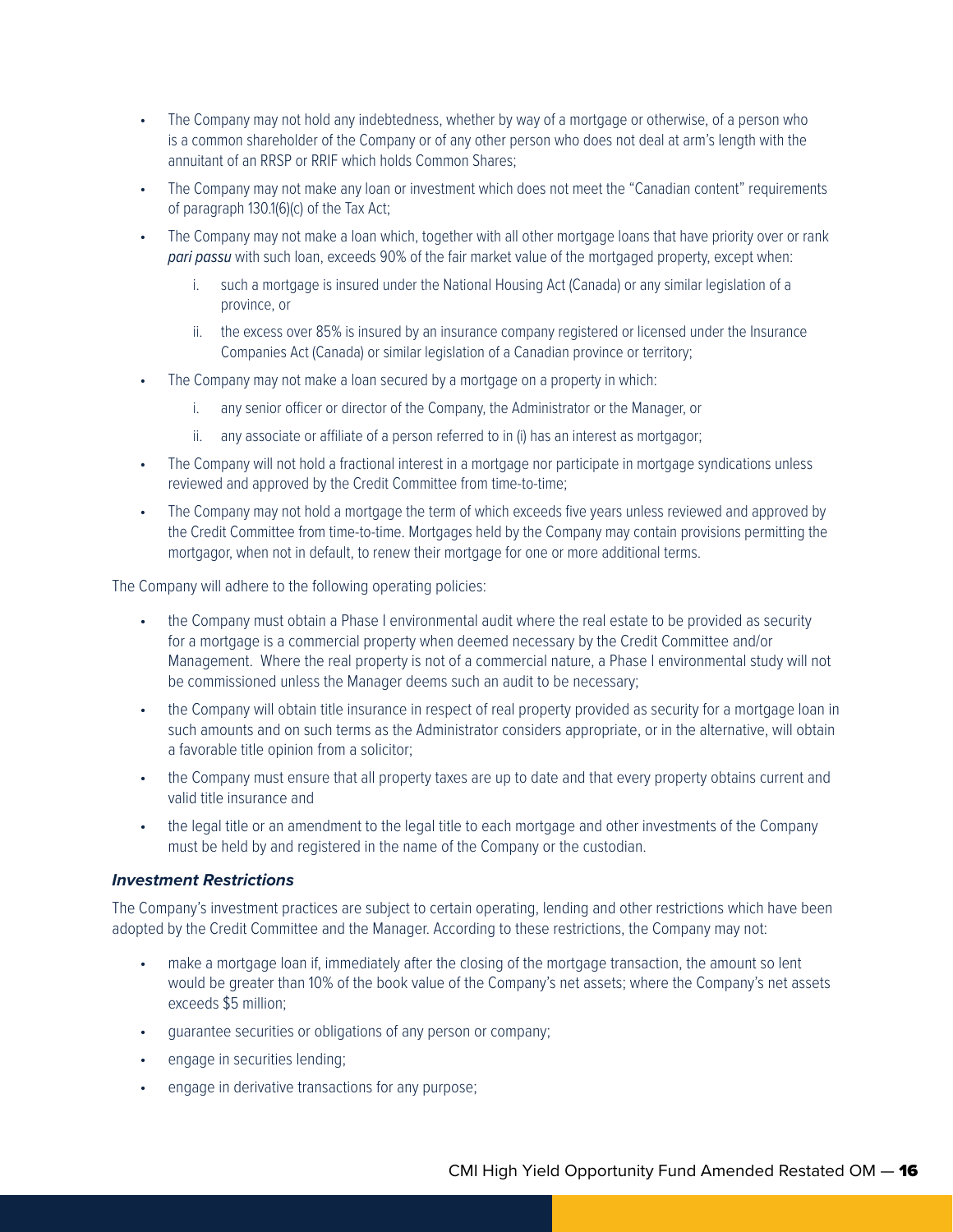- The Company may not hold any indebtedness, whether by way of a mortgage or otherwise, of a person who is a common shareholder of the Company or of any other person who does not deal at arm's length with the annuitant of an RRSP or RRIF which holds Common Shares;
- The Company may not make any loan or investment which does not meet the "Canadian content" requirements of paragraph 130.1(6)(c) of the Tax Act;
- The Company may not make a loan which, together with all other mortgage loans that have priority over or rank *pari passu* with such loan, exceeds 90% of the fair market value of the mortgaged property, except when:
    i. such a mortgage is insured under the National Housing Act (Canada) or any similar legislation of a province, or
    ii. the excess over 85% is insured by an insurance company registered or licensed under the Insurance Companies Act (Canada) or similar legislation of a Canadian province or territory;
- The Company may not make a loan secured by a mortgage on a property in which:
    i. any senior officer or director of the Company, the Administrator or the Manager, or
    ii. any associate or affiliate of a person referred to in (i) has an interest as mortgagor;
- The Company will not hold a fractional interest in a mortgage nor participate in mortgage syndications unless reviewed and approved by the Credit Committee from time-to-time;
- The Company may not hold a mortgage the term of which exceeds five years unless reviewed and approved by the Credit Committee from time-to-time. Mortgages held by the Company may contain provisions permitting the mortgagor, when not in default, to renew their mortgage for one or more additional terms.

The Company will adhere to the following operating policies:

- the Company must obtain a Phase I environmental audit where the real estate to be provided as security for a mortgage is a commercial property when deemed necessary by the Credit Committee and/or Management. Where the real property is not of a commercial nature, a Phase I environmental study will not be commissioned unless the Manager deems such an audit to be necessary;
- the Company will obtain title insurance in respect of real property provided as security for a mortgage loan in such amounts and on such terms as the Administrator considers appropriate, or in the alternative, will obtain a favorable title opinion from a solicitor;
- the Company must ensure that all property taxes are up to date and that every property obtains current and valid title insurance and
- the legal title or an amendment to the legal title to each mortgage and other investments of the Company must be held by and registered in the name of the Company or the custodian.

***Investment Restrictions***

The Company's investment practices are subject to certain operating, lending and other restrictions which have been adopted by the Credit Committee and the Manager. According to these restrictions, the Company may not:

- make a mortgage loan if, immediately after the closing of the mortgage transaction, the amount so lent would be greater than 10% of the book value of the Company's net assets; where the Company's net assets exceeds $5 million;
- guarantee securities or obligations of any person or company;
- engage in securities lending;
- engage in derivative transactions for any purpose;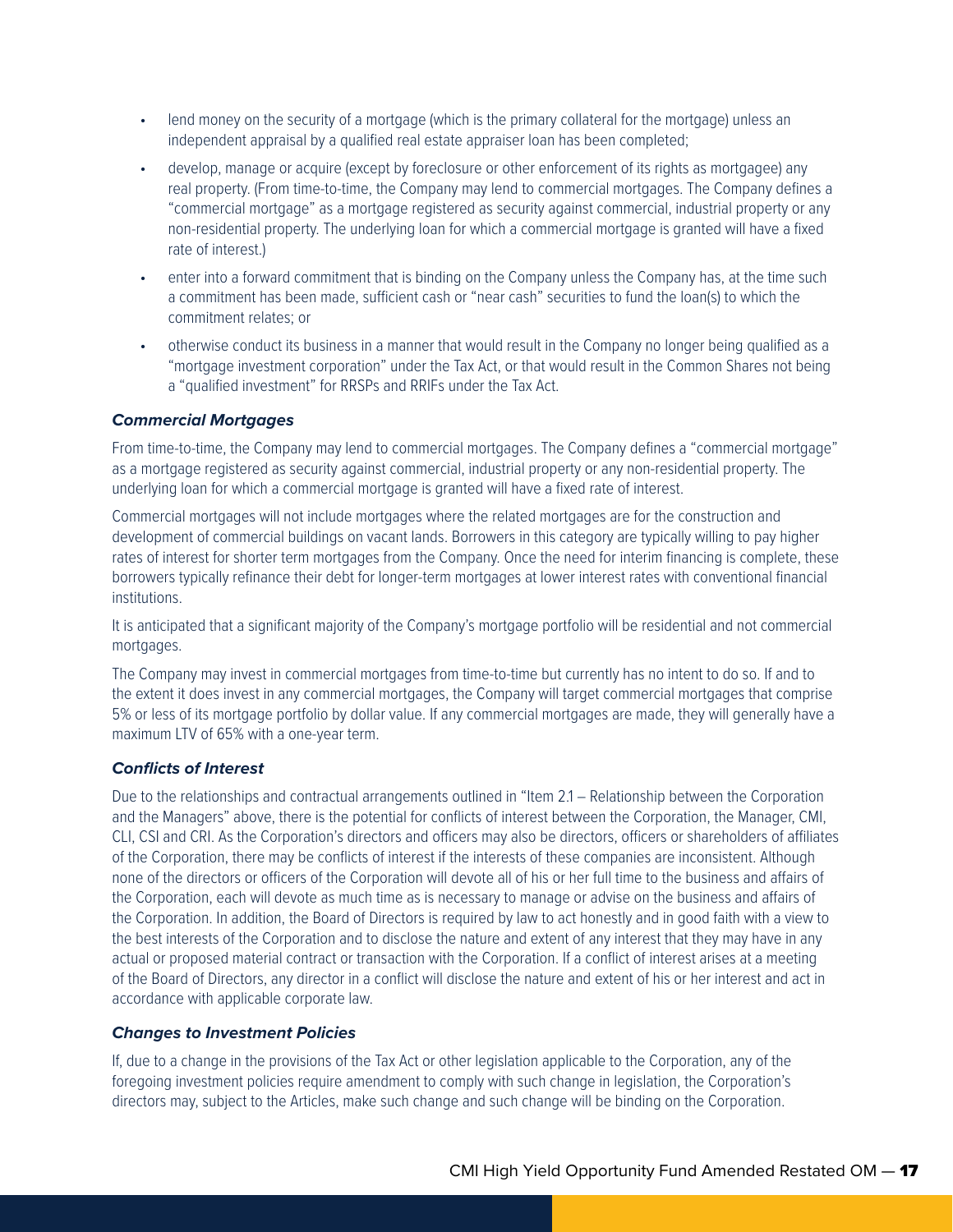- lend money on the security of a mortgage (which is the primary collateral for the mortgage) unless an independent appraisal by a qualified real estate appraiser loan has been completed;
- develop, manage or acquire (except by foreclosure or other enforcement of its rights as mortgagee) any real property. (From time-to-time, the Company may lend to commercial mortgages. The Company defines a "commercial mortgage" as a mortgage registered as security against commercial, industrial property or any non-residential property. The underlying loan for which a commercial mortgage is granted will have a fixed rate of interest.)
- enter into a forward commitment that is binding on the Company unless the Company has, at the time such a commitment has been made, sufficient cash or "near cash" securities to fund the loan(s) to which the commitment relates; or
- otherwise conduct its business in a manner that would result in the Company no longer being qualified as a "mortgage investment corporation" under the Tax Act, or that would result in the Common Shares not being a "qualified investment" for RRSPs and RRIFs under the Tax Act.

***Commercial Mortgages***

From time-to-time, the Company may lend to commercial mortgages. The Company defines a "commercial mortgage" as a mortgage registered as security against commercial, industrial property or any non-residential property. The underlying loan for which a commercial mortgage is granted will have a fixed rate of interest.

Commercial mortgages will not include mortgages where the related mortgages are for the construction and development of commercial buildings on vacant lands. Borrowers in this category are typically willing to pay higher rates of interest for shorter term mortgages from the Company. Once the need for interim financing is complete, these borrowers typically refinance their debt for longer-term mortgages at lower interest rates with conventional financial institutions.

It is anticipated that a significant majority of the Company's mortgage portfolio will be residential and not commercial mortgages.

The Company may invest in commercial mortgages from time-to-time but currently has no intent to do so. If and to the extent it does invest in any commercial mortgages, the Company will target commercial mortgages that comprise 5% or less of its mortgage portfolio by dollar value. If any commercial mortgages are made, they will generally have a maximum LTV of 65% with a one-year term.

***Conflicts of Interest***

Due to the relationships and contractual arrangements outlined in "Item 2.1 – Relationship between the Corporation and the Managers" above, there is the potential for conflicts of interest between the Corporation, the Manager, CMI, CLI, CSI and CRI. As the Corporation's directors and officers may also be directors, officers or shareholders of affiliates of the Corporation, there may be conflicts of interest if the interests of these companies are inconsistent. Although none of the directors or officers of the Corporation will devote all of his or her full time to the business and affairs of the Corporation, each will devote as much time as is necessary to manage or advise on the business and affairs of the Corporation. In addition, the Board of Directors is required by law to act honestly and in good faith with a view to the best interests of the Corporation and to disclose the nature and extent of any interest that they may have in any actual or proposed material contract or transaction with the Corporation. If a conflict of interest arises at a meeting of the Board of Directors, any director in a conflict will disclose the nature and extent of his or her interest and act in accordance with applicable corporate law.

***Changes to Investment Policies***

If, due to a change in the provisions of the Tax Act or other legislation applicable to the Corporation, any of the foregoing investment policies require amendment to comply with such change in legislation, the Corporation's directors may, subject to the Articles, make such change and such change will be binding on the Corporation.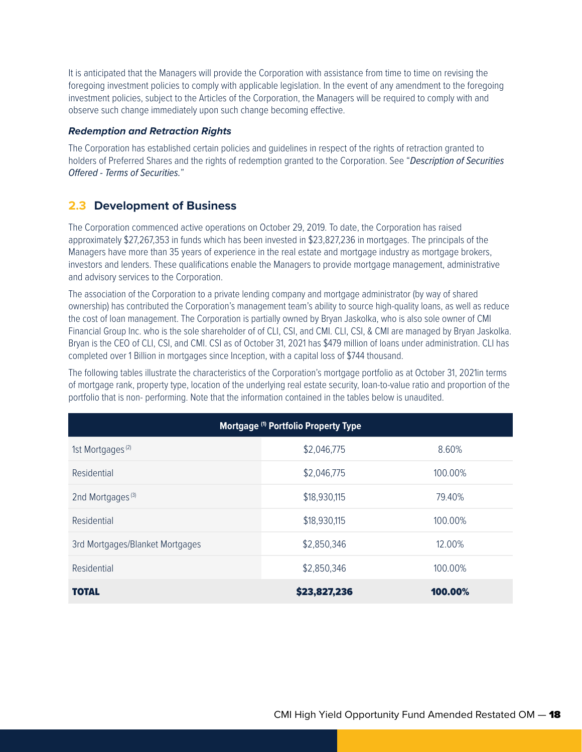It is anticipated that the Managers will provide the Corporation with assistance from time to time on revising the foregoing investment policies to comply with applicable legislation. In the event of any amendment to the foregoing investment policies, subject to the Articles of the Corporation, the Managers will be required to comply with and observe such change immediately upon such change becoming effective.

***Redemption and Retraction Rights***

The Corporation has established certain policies and guidelines in respect of the rights of retraction granted to holders of Preferred Shares and the rights of redemption granted to the Corporation. See "*Description of Securities Offered - Terms of Securities.*"

## 2.3 Development of Business

The Corporation commenced active operations on October 29, 2019. To date, the Corporation has raised approximately $27,267,353 in funds which has been invested in $23,827,236 in mortgages. The principals of the Managers have more than 35 years of experience in the real estate and mortgage industry as mortgage brokers, investors and lenders. These qualifications enable the Managers to provide mortgage management, administrative and advisory services to the Corporation.

The association of the Corporation to a private lending company and mortgage administrator (by way of shared ownership) has contributed the Corporation's management team's ability to source high-quality loans, as well as reduce the cost of loan management. The Corporation is partially owned by Bryan Jaskolka, who is also sole owner of CMI Financial Group Inc. who is the sole shareholder of of CLI, CSI, and CMI. CLI, CSI, & CMI are managed by Bryan Jaskolka. Bryan is the CEO of CLI, CSI, and CMI. CSI as of October 31, 2021 has $479 million of loans under administration. CLI has completed over 1 Billion in mortgages since Inception, with a capital loss of $744 thousand.

The following tables illustrate the characteristics of the Corporation's mortgage portfolio as at October 31, 2021in terms of mortgage rank, property type, location of the underlying real estate security, loan-to-value ratio and proportion of the portfolio that is non- performing. Note that the information contained in the tables below is unaudited.

| Mortgage [1] Portfolio Property Type | | |
|---|---|---|
| 1st Mortgages [2] | $2,046,775 | 8.60% |
| Residential | $2,046,775 | 100.00% |
| 2nd Mortgages [3] | $18,930,115 | 79.40% |
| Residential | $18,930,115 | 100.00% |
| 3rd Mortgages/Blanket Mortgages | $2,850,346 | 12.00% |
| Residential | $2,850,346 | 100.00% |
| **TOTAL** | **$23,827,236** | **100.00%** |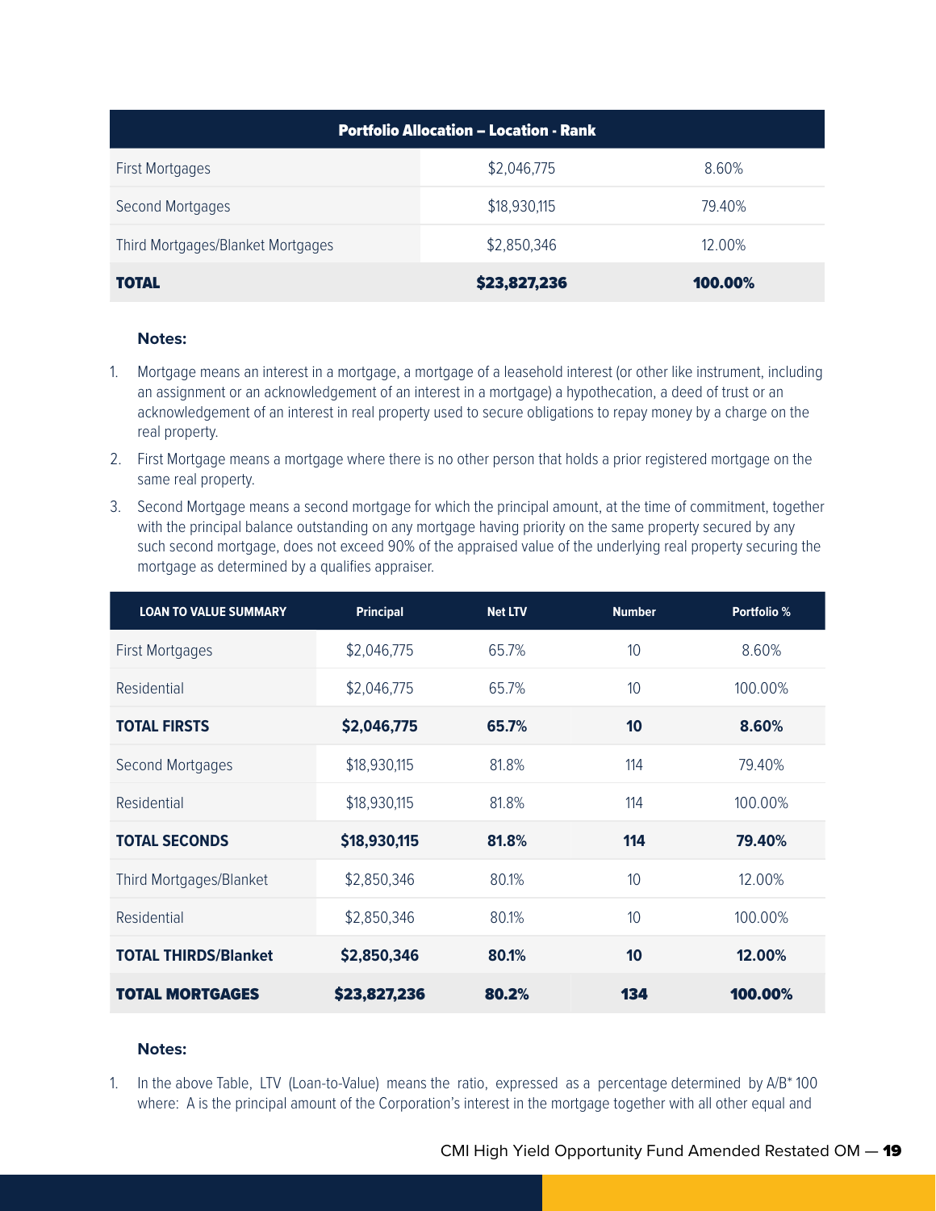| Portfolio Allocation – Location - Rank | | |
|---|---|---|
| First Mortgages | $2,046,775 | 8.60% |
| Second Mortgages | $18,930,115 | 79.40% |
| Third Mortgages/Blanket Mortgages | $2,850,346 | 12.00% |
| **TOTAL** | **$23,827,236** | **100.00%** |

**Notes:**

1. Mortgage means an interest in a mortgage, a mortgage of a leasehold interest (or other like instrument, including an assignment or an acknowledgement of an interest in a mortgage) a hypothecation, a deed of trust or an acknowledgement of an interest in real property used to secure obligations to repay money by a charge on the real property.
2. First Mortgage means a mortgage where there is no other person that holds a prior registered mortgage on the same real property.
3. Second Mortgage means a second mortgage for which the principal amount, at the time of commitment, together with the principal balance outstanding on any mortgage having priority on the same property secured by any such second mortgage, does not exceed 90% of the appraised value of the underlying real property securing the mortgage as determined by a qualifies appraiser.

| LOAN TO VALUE SUMMARY | Principal | Net LTV | Number | Portfolio % |
|---|---|---|---|---|
| First Mortgages | $2,046,775 | 65.7% | 10 | 8.60% |
| Residential | $2,046,775 | 65.7% | 10 | 100.00% |
| **TOTAL FIRSTS** | **$2,046,775** | **65.7%** | **10** | **8.60%** |
| Second Mortgages | $18,930,115 | 81.8% | 114 | 79.40% |
| Residential | $18,930,115 | 81.8% | 114 | 100.00% |
| **TOTAL SECONDS** | **$18,930,115** | **81.8%** | **114** | **79.40%** |
| Third Mortgages/Blanket | $2,850,346 | 80.1% | 10 | 12.00% |
| Residential | $2,850,346 | 80.1% | 10 | 100.00% |
| **TOTAL THIRDS/Blanket** | **$2,850,346** | **80.1%** | **10** | **12.00%** |
| **TOTAL MORTGAGES** | **$23,827,236** | **80.2%** | **134** | **100.00%** |

**Notes:**

1. In the above Table, LTV (Loan-to-Value) means the ratio, expressed as a percentage determined by A/B* 100 where: A is the principal amount of the Corporation's interest in the mortgage together with all other equal and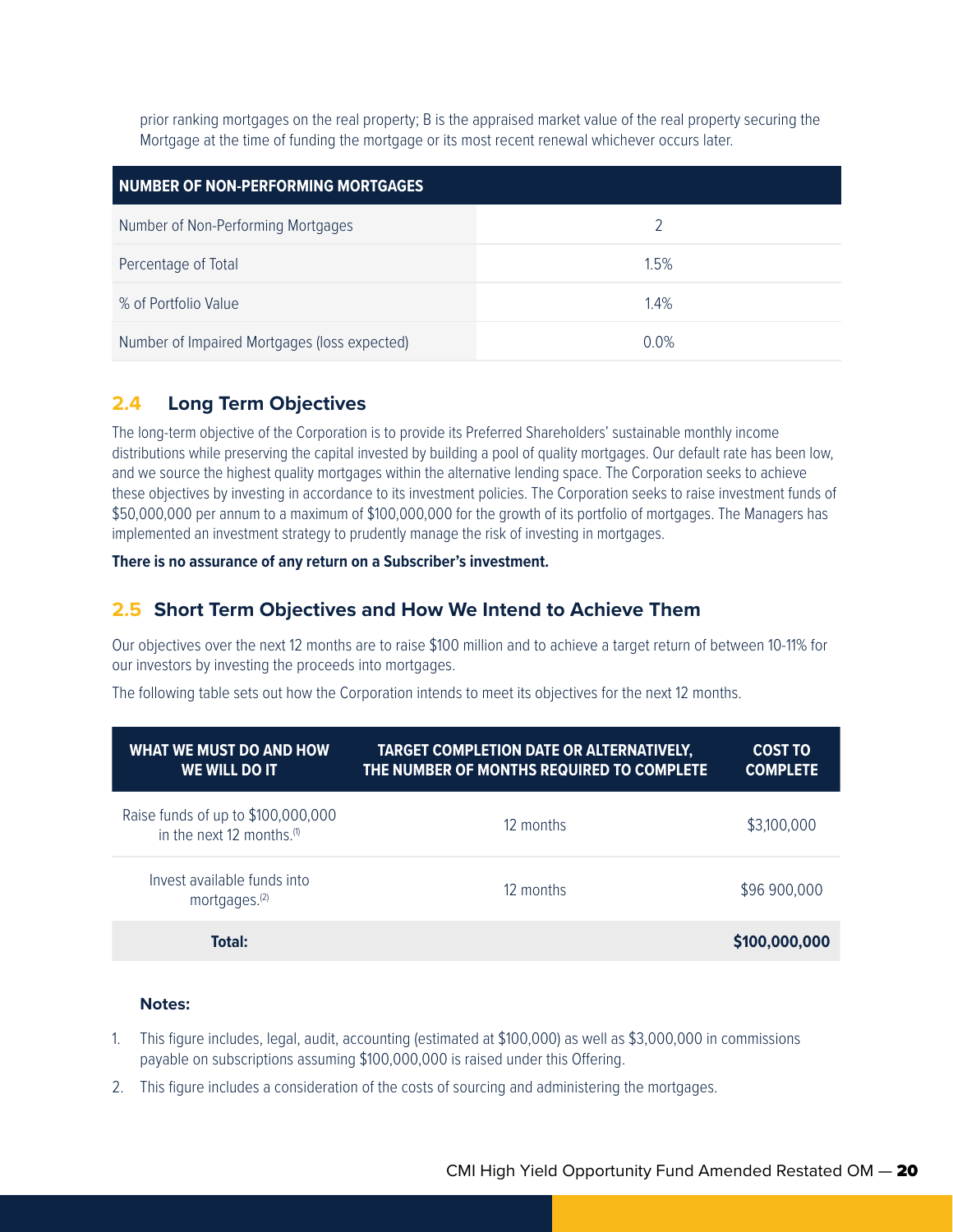prior ranking mortgages on the real property; B is the appraised market value of the real property securing the Mortgage at the time of funding the mortgage or its most recent renewal whichever occurs later.

| NUMBER OF NON-PERFORMING MORTGAGES | |
|---|---|
| Number of Non-Performing Mortgages | 2 |
| Percentage of Total | 1.5% |
| % of Portfolio Value | 1.4% |
| Number of Impaired Mortgages (loss expected) | 0.0% |

## 2.4 Long Term Objectives

The long-term objective of the Corporation is to provide its Preferred Shareholders' sustainable monthly income distributions while preserving the capital invested by building a pool of quality mortgages. Our default rate has been low, and we source the highest quality mortgages within the alternative lending space. The Corporation seeks to achieve these objectives by investing in accordance to its investment policies. The Corporation seeks to raise investment funds of $50,000,000 per annum to a maximum of $100,000,000 for the growth of its portfolio of mortgages. The Managers has implemented an investment strategy to prudently manage the risk of investing in mortgages.

**There is no assurance of any return on a Subscriber's investment.**

## 2.5 Short Term Objectives and How We Intend to Achieve Them

Our objectives over the next 12 months are to raise $100 million and to achieve a target return of between 10-11% for our investors by investing the proceeds into mortgages.

The following table sets out how the Corporation intends to meet its objectives for the next 12 months.

| WHAT WE MUST DO AND HOW WE WILL DO IT | TARGET COMPLETION DATE OR ALTERNATIVELY, THE NUMBER OF MONTHS REQUIRED TO COMPLETE | COST TO COMPLETE |
|---|---|---|
| Raise funds of up to $100,000,000 in the next 12 months.[1] | 12 months | $3,100,000 |
| Invest available funds into mortgages.[2] | 12 months | $96 900,000 |
| **Total:** | | **$100,000,000** |

**Notes:**

1. This figure includes, legal, audit, accounting (estimated at $100,000) as well as $3,000,000 in commissions payable on subscriptions assuming $100,000,000 is raised under this Offering.
2. This figure includes a consideration of the costs of sourcing and administering the mortgages.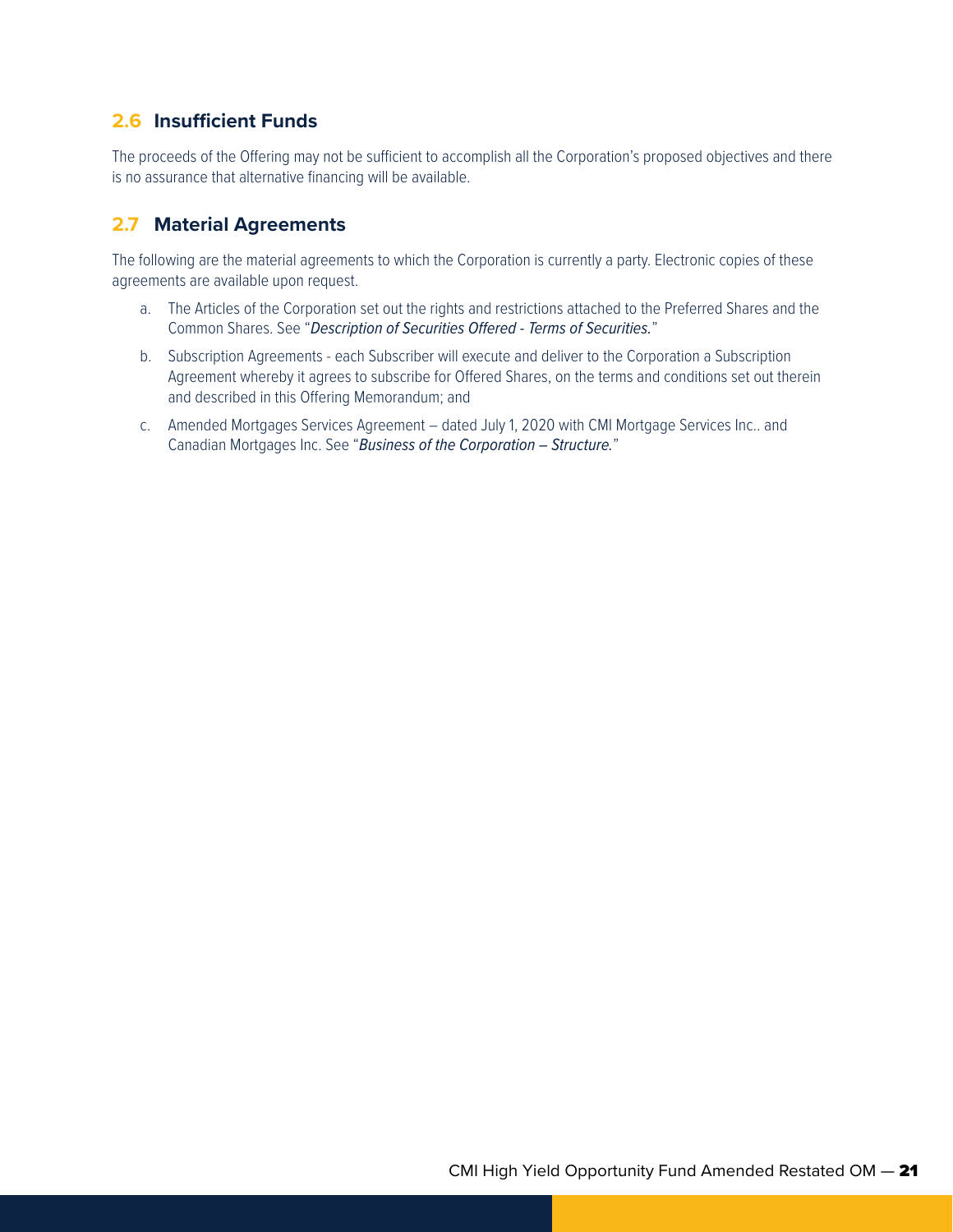## 2.6 Insufficient Funds

The proceeds of the Offering may not be sufficient to accomplish all the Corporation's proposed objectives and there is no assurance that alternative financing will be available.

## 2.7 Material Agreements

The following are the material agreements to which the Corporation is currently a party. Electronic copies of these agreements are available upon request.

a. The Articles of the Corporation set out the rights and restrictions attached to the Preferred Shares and the Common Shares. See "*Description of Securities Offered - Terms of Securities.*"

b. Subscription Agreements - each Subscriber will execute and deliver to the Corporation a Subscription Agreement whereby it agrees to subscribe for Offered Shares, on the terms and conditions set out therein and described in this Offering Memorandum; and

c. Amended Mortgages Services Agreement – dated July 1, 2020 with CMI Mortgage Services Inc.. and Canadian Mortgages Inc. See "*Business of the Corporation – Structure.*"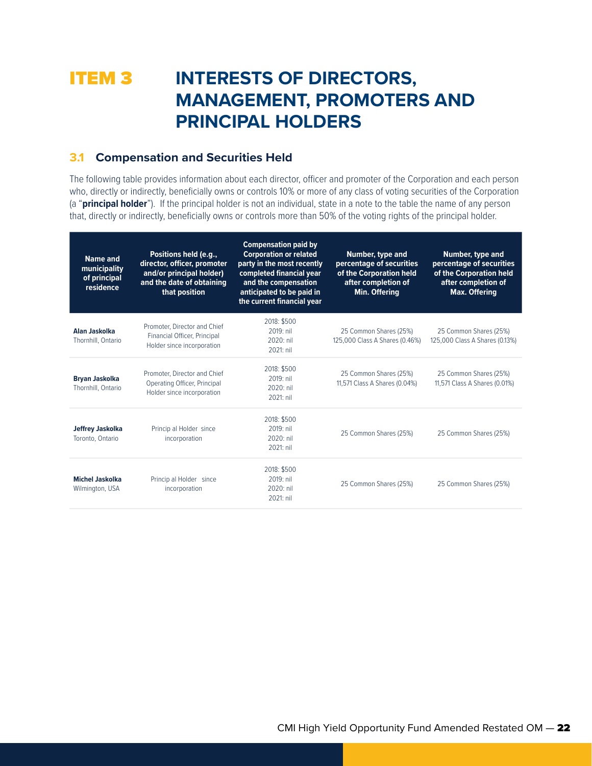# ITEM 3 INTERESTS OF DIRECTORS, MANAGEMENT, PROMOTERS AND PRINCIPAL HOLDERS

## 3.1 Compensation and Securities Held

The following table provides information about each director, officer and promoter of the Corporation and each person who, directly or indirectly, beneficially owns or controls 10% or more of any class of voting securities of the Corporation (a "**principal holder**"). If the principal holder is not an individual, state in a note to the table the name of any person that, directly or indirectly, beneficially owns or controls more than 50% of the voting rights of the principal holder.

| Name and municipality of principal residence | Positions held (e.g., director, officer, promoter and/or principal holder) and the date of obtaining that position | Compensation paid by Corporation or related party in the most recently completed financial year and the compensation anticipated to be paid in the current financial year | Number, type and percentage of securities of the Corporation held after completion of Min. Offering | Number, type and percentage of securities of the Corporation held after completion of Max. Offering |
|---|---|---|---|---|
| **Alan Jaskolka** Thornhill, Ontario | Promoter, Director and Chief Financial Officer, Principal Holder since incorporation | 2018: $500 2019: nil 2020: nil 2021: nil | 25 Common Shares (25%) 125,000 Class A Shares (0.46%) | 25 Common Shares (25%) 125,000 Class A Shares (0.13%) |
| **Bryan Jaskolka** Thornhill, Ontario | Promoter, Director and Chief Operating Officer, Principal Holder since incorporation | 2018: $500 2019: nil 2020: nil 2021: nil | 25 Common Shares (25%) 11,571 Class A Shares (0.04%) | 25 Common Shares (25%) 11,571 Class A Shares (0.01%) |
| **Jeffrey Jaskolka** Toronto, Ontario | Princip al Holder since incorporation | 2018: $500 2019: nil 2020: nil 2021: nil | 25 Common Shares (25%) | 25 Common Shares (25%) |
| **Michel Jaskolka** Wilmington, USA | Princip al Holder since incorporation | 2018: $500 2019: nil 2020: nil 2021: nil | 25 Common Shares (25%) | 25 Common Shares (25%) |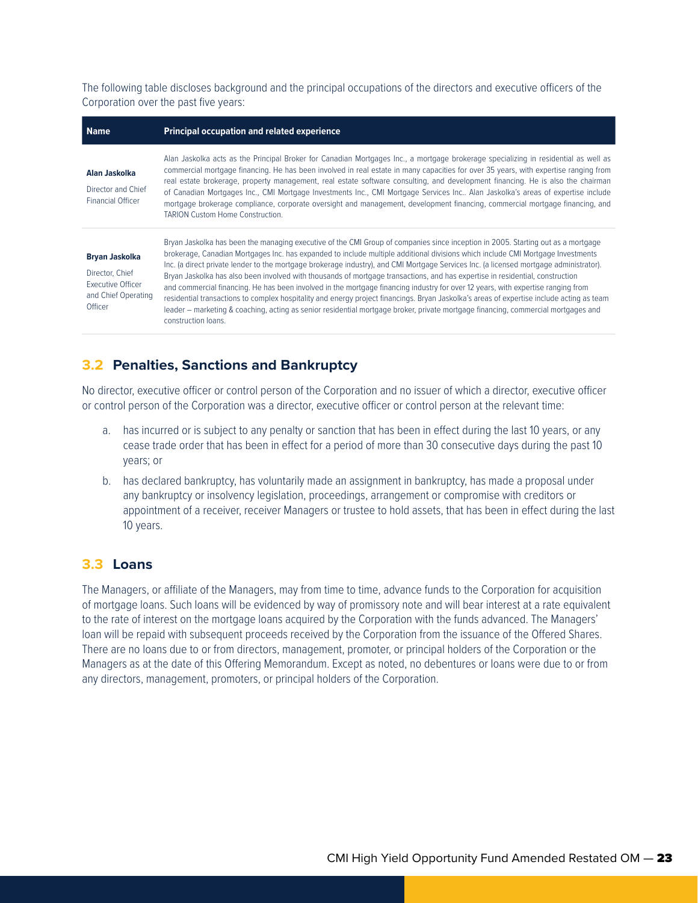The following table discloses background and the principal occupations of the directors and executive officers of the Corporation over the past five years:

| Name | Principal occupation and related experience |
|---|---|
| **Alan Jaskolka**<br>Director and Chief Financial Officer | Alan Jaskolka acts as the Principal Broker for Canadian Mortgages Inc., a mortgage brokerage specializing in residential as well as commercial mortgage financing. He has been involved in real estate in many capacities for over 35 years, with expertise ranging from real estate brokerage, property management, real estate software consulting, and development financing. He is also the chairman of Canadian Mortgages Inc., CMI Mortgage Investments Inc., CMI Mortgage Services Inc.. Alan Jaskolka's areas of expertise include mortgage brokerage compliance, corporate oversight and management, development financing, commercial mortgage financing, and TARION Custom Home Construction. |
| **Bryan Jaskolka**<br>Director, Chief Executive Officer and Chief Operating Officer | Bryan Jaskolka has been the managing executive of the CMI Group of companies since inception in 2005. Starting out as a mortgage brokerage, Canadian Mortgages Inc. has expanded to include multiple additional divisions which include CMI Mortgage Investments Inc. (a direct private lender to the mortgage brokerage industry), and CMI Mortgage Services Inc. (a licensed mortgage administrator). Bryan Jaskolka has also been involved with thousands of mortgage transactions, and has expertise in residential, construction and commercial financing. He has been involved in the mortgage financing industry for over 12 years, with expertise ranging from residential transactions to complex hospitality and energy project financings. Bryan Jaskolka's areas of expertise include acting as team leader – marketing & coaching, acting as senior residential mortgage broker, private mortgage financing, commercial mortgages and construction loans. |

## 3.2 Penalties, Sanctions and Bankruptcy

No director, executive officer or control person of the Corporation and no issuer of which a director, executive officer or control person of the Corporation was a director, executive officer or control person at the relevant time:

a. has incurred or is subject to any penalty or sanction that has been in effect during the last 10 years, or any cease trade order that has been in effect for a period of more than 30 consecutive days during the past 10 years; or

b. has declared bankruptcy, has voluntarily made an assignment in bankruptcy, has made a proposal under any bankruptcy or insolvency legislation, proceedings, arrangement or compromise with creditors or appointment of a receiver, receiver Managers or trustee to hold assets, that has been in effect during the last 10 years.

## 3.3 Loans

The Managers, or affiliate of the Managers, may from time to time, advance funds to the Corporation for acquisition of mortgage loans. Such loans will be evidenced by way of promissory note and will bear interest at a rate equivalent to the rate of interest on the mortgage loans acquired by the Corporation with the funds advanced. The Managers' loan will be repaid with subsequent proceeds received by the Corporation from the issuance of the Offered Shares. There are no loans due to or from directors, management, promoter, or principal holders of the Corporation or the Managers as at the date of this Offering Memorandum. Except as noted, no debentures or loans were due to or from any directors, management, promoters, or principal holders of the Corporation.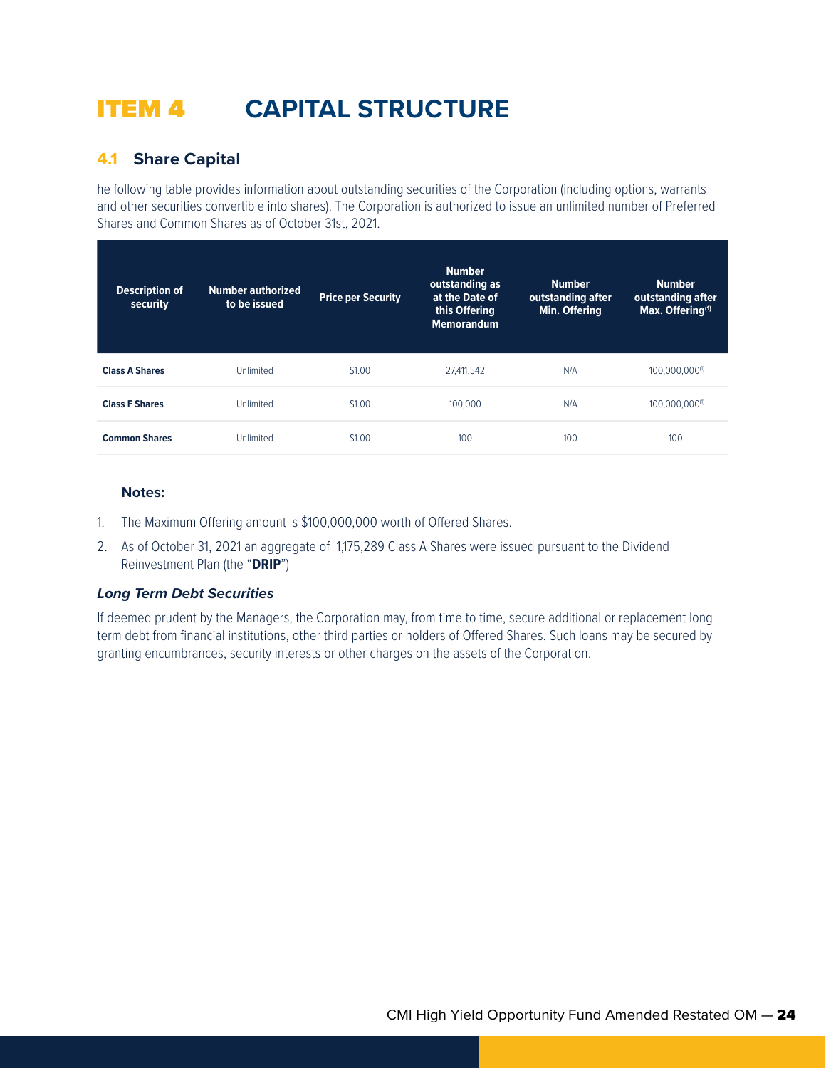# ITEM 4 CAPITAL STRUCTURE

## 4.1 Share Capital

he following table provides information about outstanding securities of the Corporation (including options, warrants and other securities convertible into shares). The Corporation is authorized to issue an unlimited number of Preferred Shares and Common Shares as of October 31st, 2021.

| Description of security | Number authorized to be issued | Price per Security | Number outstanding as at the Date of this Offering Memorandum | Number outstanding after Min. Offering | Number outstanding after Max. Offering[1] |
|---|---|---|---|---|---|
| **Class A Shares** | Unlimited | $1.00 | 27,411,542 | N/A | 100,000,000[1] |
| **Class F Shares** | Unlimited | $1.00 | 100,000 | N/A | 100,000,000[1] |
| **Common Shares** | Unlimited | $1.00 | 100 | 100 | 100 |

**Notes:**

1. The Maximum Offering amount is $100,000,000 worth of Offered Shares.
2. As of October 31, 2021 an aggregate of 1,175,289 Class A Shares were issued pursuant to the Dividend Reinvestment Plan (the "**DRIP**")

***Long Term Debt Securities***

If deemed prudent by the Managers, the Corporation may, from time to time, secure additional or replacement long term debt from financial institutions, other third parties or holders of Offered Shares. Such loans may be secured by granting encumbrances, security interests or other charges on the assets of the Corporation.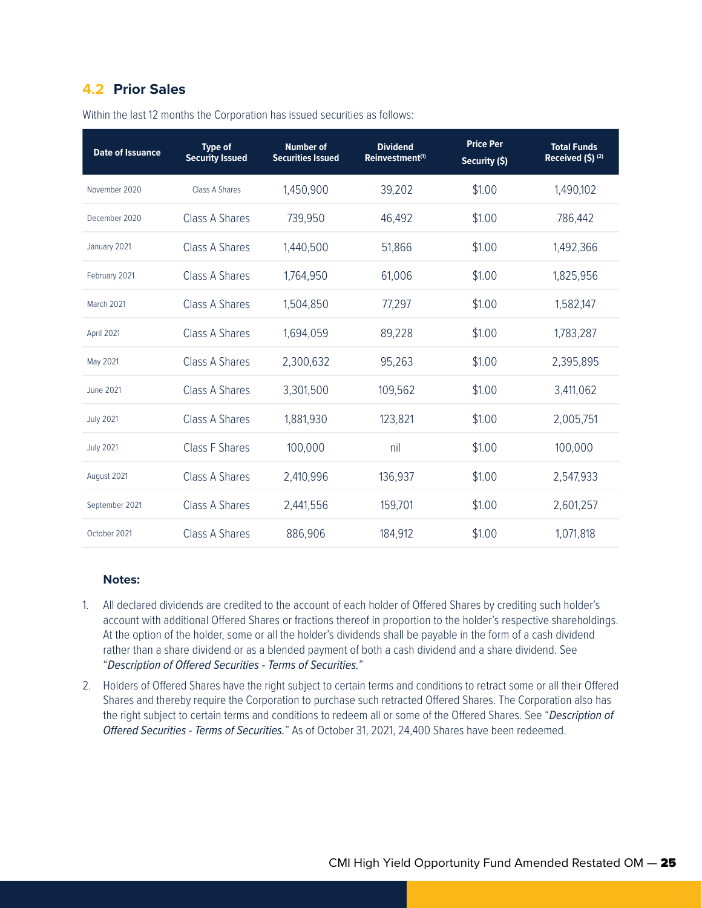## 4.2 Prior Sales

Within the last 12 months the Corporation has issued securities as follows:

| Date of Issuance | Type of Security Issued | Number of Securities Issued | Dividend Reinvestment[1] | Price Per Security ($) | Total Funds Received ($) [2] |
|---|---|---|---|---|---|
| November 2020 | Class A Shares | 1,450,900 | 39,202 | $1.00 | 1,490,102 |
| December 2020 | Class A Shares | 739,950 | 46,492 | $1.00 | 786,442 |
| January 2021 | Class A Shares | 1,440,500 | 51,866 | $1.00 | 1,492,366 |
| February 2021 | Class A Shares | 1,764,950 | 61,006 | $1.00 | 1,825,956 |
| March 2021 | Class A Shares | 1,504,850 | 77,297 | $1.00 | 1,582,147 |
| April 2021 | Class A Shares | 1,694,059 | 89,228 | $1.00 | 1,783,287 |
| May 2021 | Class A Shares | 2,300,632 | 95,263 | $1.00 | 2,395,895 |
| June 2021 | Class A Shares | 3,301,500 | 109,562 | $1.00 | 3,411,062 |
| July 2021 | Class A Shares | 1,881,930 | 123,821 | $1.00 | 2,005,751 |
| July 2021 | Class F Shares | 100,000 | nil | $1.00 | 100,000 |
| August 2021 | Class A Shares | 2,410,996 | 136,937 | $1.00 | 2,547,933 |
| September 2021 | Class A Shares | 2,441,556 | 159,701 | $1.00 | 2,601,257 |
| October 2021 | Class A Shares | 886,906 | 184,912 | $1.00 | 1,071,818 |

**Notes:**

1. All declared dividends are credited to the account of each holder of Offered Shares by crediting such holder's account with additional Offered Shares or fractions thereof in proportion to the holder's respective shareholdings. At the option of the holder, some or all the holder's dividends shall be payable in the form of a cash dividend rather than a share dividend or as a blended payment of both a cash dividend and a share dividend. See "*Description of Offered Securities - Terms of Securities.*"
2. Holders of Offered Shares have the right subject to certain terms and conditions to retract some or all their Offered Shares and thereby require the Corporation to purchase such retracted Offered Shares. The Corporation also has the right subject to certain terms and conditions to redeem all or some of the Offered Shares. See "*Description of Offered Securities - Terms of Securities.*" As of October 31, 2021, 24,400 Shares have been redeemed.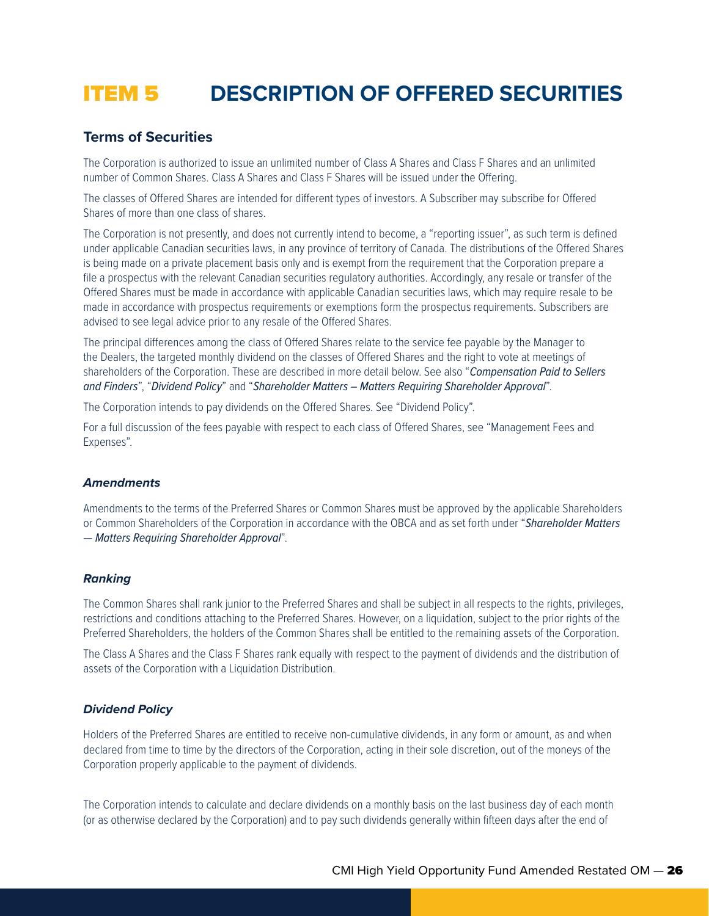# ITEM 5 DESCRIPTION OF OFFERED SECURITIES

## Terms of Securities

The Corporation is authorized to issue an unlimited number of Class A Shares and Class F Shares and an unlimited number of Common Shares. Class A Shares and Class F Shares will be issued under the Offering.

The classes of Offered Shares are intended for different types of investors. A Subscriber may subscribe for Offered Shares of more than one class of shares.

The Corporation is not presently, and does not currently intend to become, a "reporting issuer", as such term is defined under applicable Canadian securities laws, in any province of territory of Canada. The distributions of the Offered Shares is being made on a private placement basis only and is exempt from the requirement that the Corporation prepare a file a prospectus with the relevant Canadian securities regulatory authorities. Accordingly, any resale or transfer of the Offered Shares must be made in accordance with applicable Canadian securities laws, which may require resale to be made in accordance with prospectus requirements or exemptions form the prospectus requirements. Subscribers are advised to see legal advice prior to any resale of the Offered Shares.

The principal differences among the class of Offered Shares relate to the service fee payable by the Manager to the Dealers, the targeted monthly dividend on the classes of Offered Shares and the right to vote at meetings of shareholders of the Corporation. These are described in more detail below. See also "*Compensation Paid to Sellers and Finders*", "*Dividend Policy*" and "*Shareholder Matters – Matters Requiring Shareholder Approval*".

The Corporation intends to pay dividends on the Offered Shares. See "Dividend Policy".

For a full discussion of the fees payable with respect to each class of Offered Shares, see "Management Fees and Expenses".

### *Amendments*

Amendments to the terms of the Preferred Shares or Common Shares must be approved by the applicable Shareholders or Common Shareholders of the Corporation in accordance with the OBCA and as set forth under "*Shareholder Matters — Matters Requiring Shareholder Approval*".

### *Ranking*

The Common Shares shall rank junior to the Preferred Shares and shall be subject in all respects to the rights, privileges, restrictions and conditions attaching to the Preferred Shares. However, on a liquidation, subject to the prior rights of the Preferred Shareholders, the holders of the Common Shares shall be entitled to the remaining assets of the Corporation.

The Class A Shares and the Class F Shares rank equally with respect to the payment of dividends and the distribution of assets of the Corporation with a Liquidation Distribution.

### *Dividend Policy*

Holders of the Preferred Shares are entitled to receive non-cumulative dividends, in any form or amount, as and when declared from time to time by the directors of the Corporation, acting in their sole discretion, out of the moneys of the Corporation properly applicable to the payment of dividends.

The Corporation intends to calculate and declare dividends on a monthly basis on the last business day of each month (or as otherwise declared by the Corporation) and to pay such dividends generally within fifteen days after the end of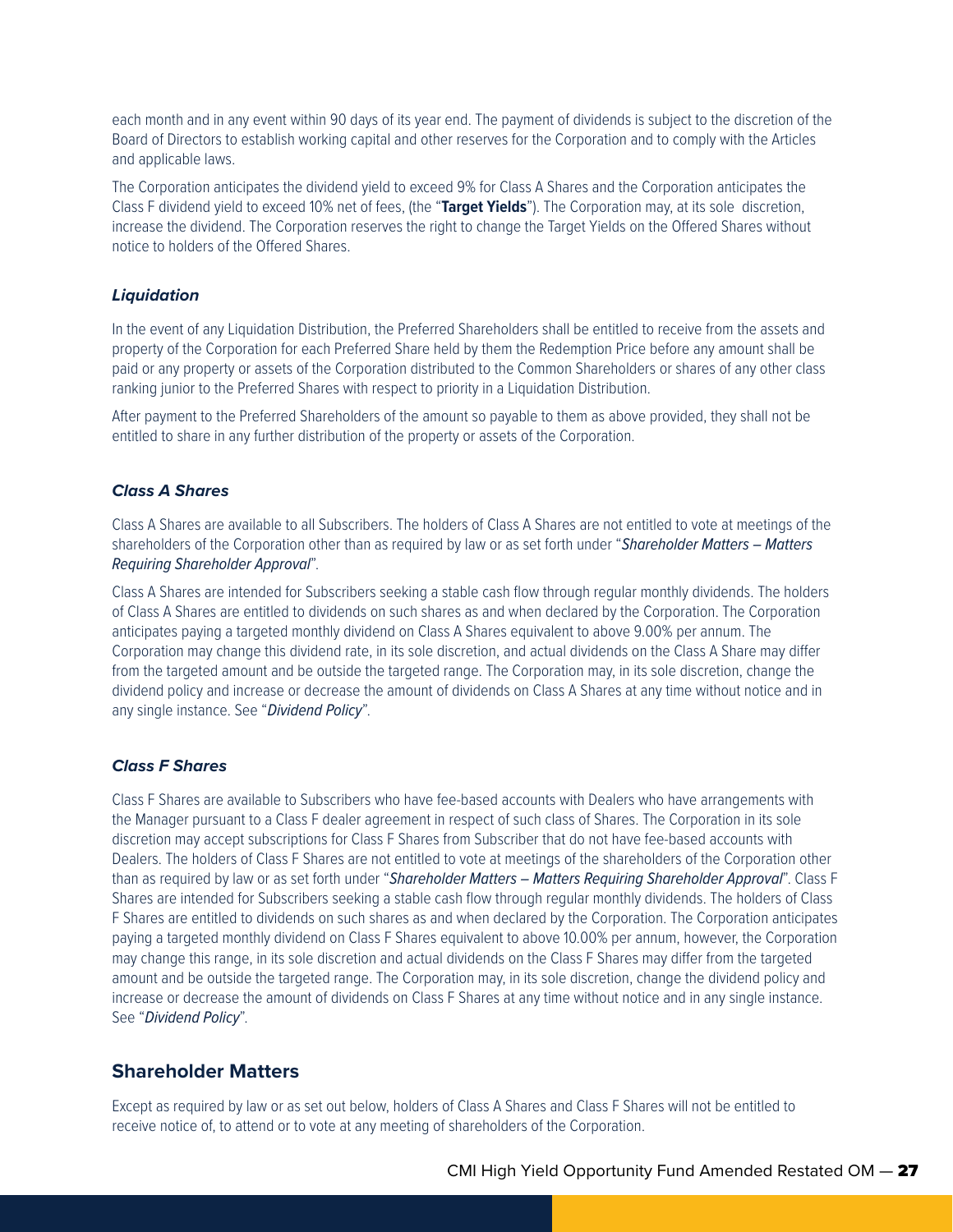each month and in any event within 90 days of its year end. The payment of dividends is subject to the discretion of the Board of Directors to establish working capital and other reserves for the Corporation and to comply with the Articles and applicable laws.

The Corporation anticipates the dividend yield to exceed 9% for Class A Shares and the Corporation anticipates the Class F dividend yield to exceed 10% net of fees, (the "**Target Yields**"). The Corporation may, at its sole discretion, increase the dividend. The Corporation reserves the right to change the Target Yields on the Offered Shares without notice to holders of the Offered Shares.

### *Liquidation*

In the event of any Liquidation Distribution, the Preferred Shareholders shall be entitled to receive from the assets and property of the Corporation for each Preferred Share held by them the Redemption Price before any amount shall be paid or any property or assets of the Corporation distributed to the Common Shareholders or shares of any other class ranking junior to the Preferred Shares with respect to priority in a Liquidation Distribution.

After payment to the Preferred Shareholders of the amount so payable to them as above provided, they shall not be entitled to share in any further distribution of the property or assets of the Corporation.

### *Class A Shares*

Class A Shares are available to all Subscribers. The holders of Class A Shares are not entitled to vote at meetings of the shareholders of the Corporation other than as required by law or as set forth under "*Shareholder Matters – Matters Requiring Shareholder Approval*".

Class A Shares are intended for Subscribers seeking a stable cash flow through regular monthly dividends. The holders of Class A Shares are entitled to dividends on such shares as and when declared by the Corporation. The Corporation anticipates paying a targeted monthly dividend on Class A Shares equivalent to above 9.00% per annum. The Corporation may change this dividend rate, in its sole discretion, and actual dividends on the Class A Share may differ from the targeted amount and be outside the targeted range. The Corporation may, in its sole discretion, change the dividend policy and increase or decrease the amount of dividends on Class A Shares at any time without notice and in any single instance. See "*Dividend Policy*".

### *Class F Shares*

Class F Shares are available to Subscribers who have fee-based accounts with Dealers who have arrangements with the Manager pursuant to a Class F dealer agreement in respect of such class of Shares. The Corporation in its sole discretion may accept subscriptions for Class F Shares from Subscriber that do not have fee-based accounts with Dealers. The holders of Class F Shares are not entitled to vote at meetings of the shareholders of the Corporation other than as required by law or as set forth under "*Shareholder Matters – Matters Requiring Shareholder Approval*". Class F Shares are intended for Subscribers seeking a stable cash flow through regular monthly dividends. The holders of Class F Shares are entitled to dividends on such shares as and when declared by the Corporation. The Corporation anticipates paying a targeted monthly dividend on Class F Shares equivalent to above 10.00% per annum, however, the Corporation may change this range, in its sole discretion and actual dividends on the Class F Shares may differ from the targeted amount and be outside the targeted range. The Corporation may, in its sole discretion, change the dividend policy and increase or decrease the amount of dividends on Class F Shares at any time without notice and in any single instance. See "*Dividend Policy*".

## Shareholder Matters

Except as required by law or as set out below, holders of Class A Shares and Class F Shares will not be entitled to receive notice of, to attend or to vote at any meeting of shareholders of the Corporation.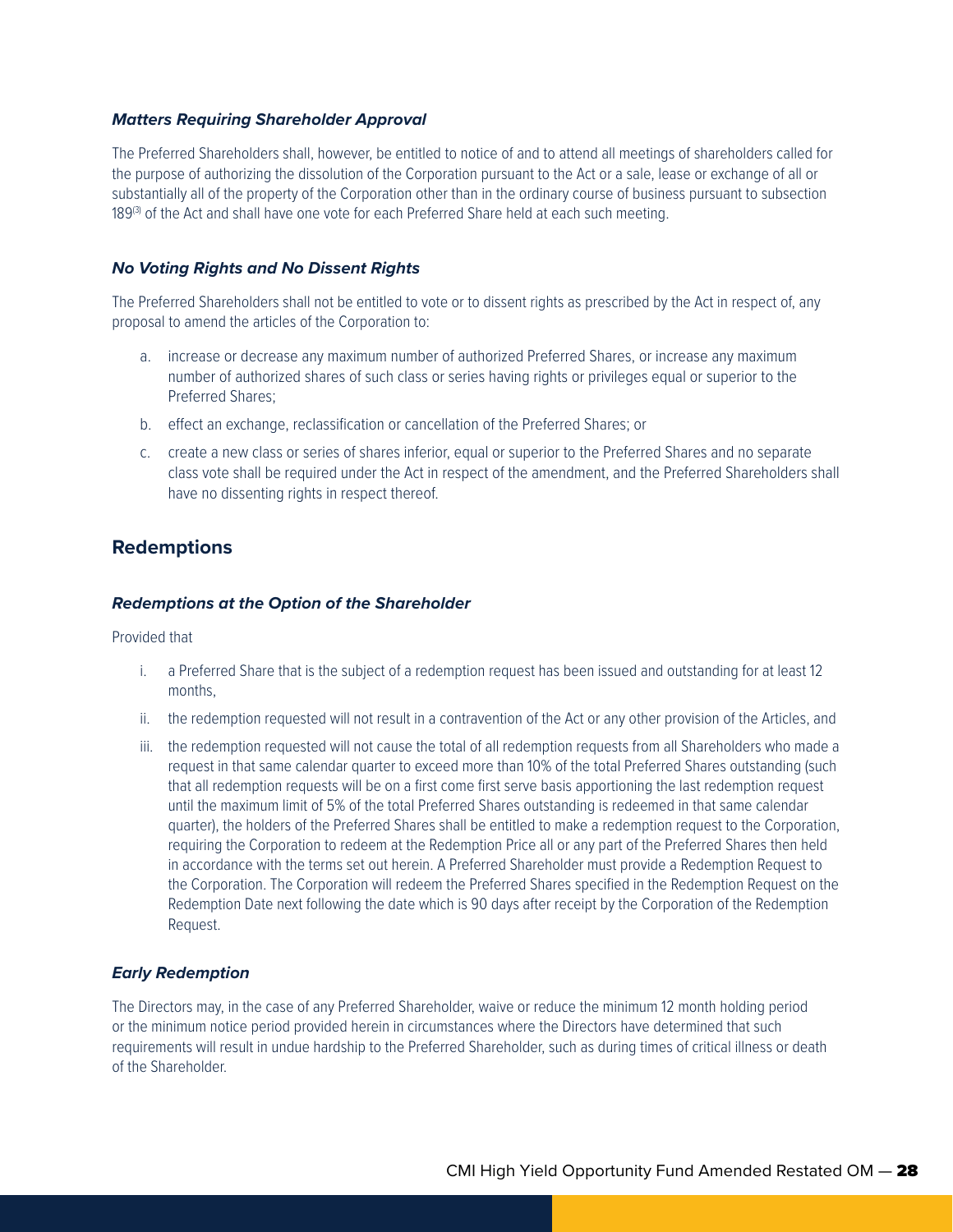### ***Matters Requiring Shareholder Approval***

The Preferred Shareholders shall, however, be entitled to notice of and to attend all meetings of shareholders called for the purpose of authorizing the dissolution of the Corporation pursuant to the Act or a sale, lease or exchange of all or substantially all of the property of the Corporation other than in the ordinary course of business pursuant to subsection 189(3) of the Act and shall have one vote for each Preferred Share held at each such meeting.

### ***No Voting Rights and No Dissent Rights***

The Preferred Shareholders shall not be entitled to vote or to dissent rights as prescribed by the Act in respect of, any proposal to amend the articles of the Corporation to:

a. increase or decrease any maximum number of authorized Preferred Shares, or increase any maximum number of authorized shares of such class or series having rights or privileges equal or superior to the Preferred Shares;

b. effect an exchange, reclassification or cancellation of the Preferred Shares; or

c. create a new class or series of shares inferior, equal or superior to the Preferred Shares and no separate class vote shall be required under the Act in respect of the amendment, and the Preferred Shareholders shall have no dissenting rights in respect thereof.

## Redemptions

### ***Redemptions at the Option of the Shareholder***

Provided that

i. a Preferred Share that is the subject of a redemption request has been issued and outstanding for at least 12 months,

ii. the redemption requested will not result in a contravention of the Act or any other provision of the Articles, and

iii. the redemption requested will not cause the total of all redemption requests from all Shareholders who made a request in that same calendar quarter to exceed more than 10% of the total Preferred Shares outstanding (such that all redemption requests will be on a first come first serve basis apportioning the last redemption request until the maximum limit of 5% of the total Preferred Shares outstanding is redeemed in that same calendar quarter), the holders of the Preferred Shares shall be entitled to make a redemption request to the Corporation, requiring the Corporation to redeem at the Redemption Price all or any part of the Preferred Shares then held in accordance with the terms set out herein. A Preferred Shareholder must provide a Redemption Request to the Corporation. The Corporation will redeem the Preferred Shares specified in the Redemption Request on the Redemption Date next following the date which is 90 days after receipt by the Corporation of the Redemption Request.

### ***Early Redemption***

The Directors may, in the case of any Preferred Shareholder, waive or reduce the minimum 12 month holding period or the minimum notice period provided herein in circumstances where the Directors have determined that such requirements will result in undue hardship to the Preferred Shareholder, such as during times of critical illness or death of the Shareholder.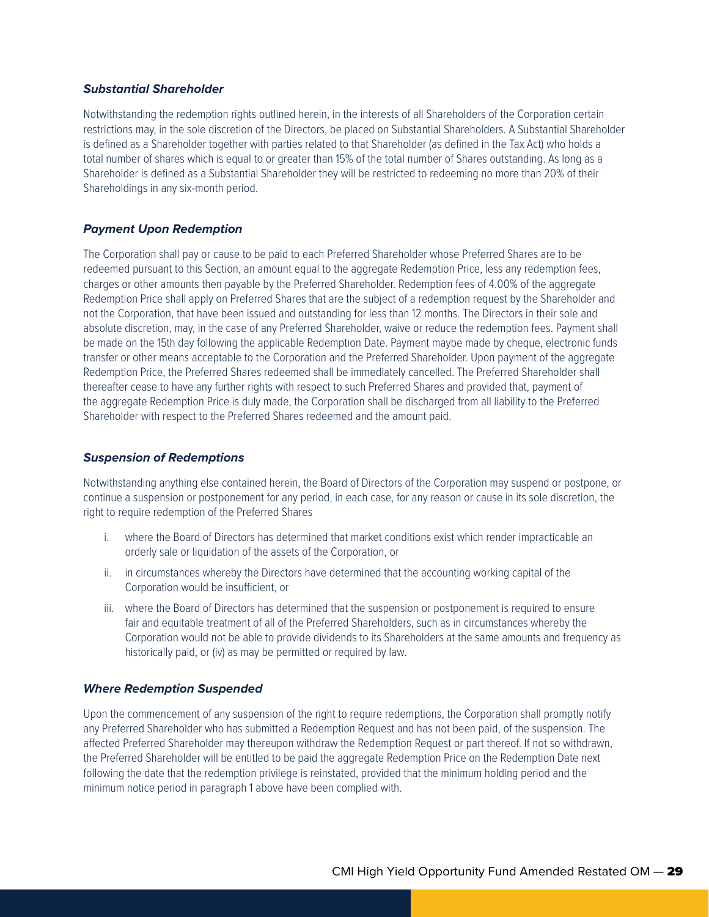### ***Substantial Shareholder***

Notwithstanding the redemption rights outlined herein, in the interests of all Shareholders of the Corporation certain restrictions may, in the sole discretion of the Directors, be placed on Substantial Shareholders. A Substantial Shareholder is defined as a Shareholder together with parties related to that Shareholder (as defined in the Tax Act) who holds a total number of shares which is equal to or greater than 15% of the total number of Shares outstanding. As long as a Shareholder is defined as a Substantial Shareholder they will be restricted to redeeming no more than 20% of their Shareholdings in any six-month period.

### ***Payment Upon Redemption***

The Corporation shall pay or cause to be paid to each Preferred Shareholder whose Preferred Shares are to be redeemed pursuant to this Section, an amount equal to the aggregate Redemption Price, less any redemption fees, charges or other amounts then payable by the Preferred Shareholder. Redemption fees of 4.00% of the aggregate Redemption Price shall apply on Preferred Shares that are the subject of a redemption request by the Shareholder and not the Corporation, that have been issued and outstanding for less than 12 months. The Directors in their sole and absolute discretion, may, in the case of any Preferred Shareholder, waive or reduce the redemption fees. Payment shall be made on the 15th day following the applicable Redemption Date. Payment maybe made by cheque, electronic funds transfer or other means acceptable to the Corporation and the Preferred Shareholder. Upon payment of the aggregate Redemption Price, the Preferred Shares redeemed shall be immediately cancelled. The Preferred Shareholder shall thereafter cease to have any further rights with respect to such Preferred Shares and provided that, payment of the aggregate Redemption Price is duly made, the Corporation shall be discharged from all liability to the Preferred Shareholder with respect to the Preferred Shares redeemed and the amount paid.

### ***Suspension of Redemptions***

Notwithstanding anything else contained herein, the Board of Directors of the Corporation may suspend or postpone, or continue a suspension or postponement for any period, in each case, for any reason or cause in its sole discretion, the right to require redemption of the Preferred Shares

i. where the Board of Directors has determined that market conditions exist which render impracticable an orderly sale or liquidation of the assets of the Corporation, or

ii. in circumstances whereby the Directors have determined that the accounting working capital of the Corporation would be insufficient, or

iii. where the Board of Directors has determined that the suspension or postponement is required to ensure fair and equitable treatment of all of the Preferred Shareholders, such as in circumstances whereby the Corporation would not be able to provide dividends to its Shareholders at the same amounts and frequency as historically paid, or (iv) as may be permitted or required by law.

### ***Where Redemption Suspended***

Upon the commencement of any suspension of the right to require redemptions, the Corporation shall promptly notify any Preferred Shareholder who has submitted a Redemption Request and has not been paid, of the suspension. The affected Preferred Shareholder may thereupon withdraw the Redemption Request or part thereof. If not so withdrawn, the Preferred Shareholder will be entitled to be paid the aggregate Redemption Price on the Redemption Date next following the date that the redemption privilege is reinstated, provided that the minimum holding period and the minimum notice period in paragraph 1 above have been complied with.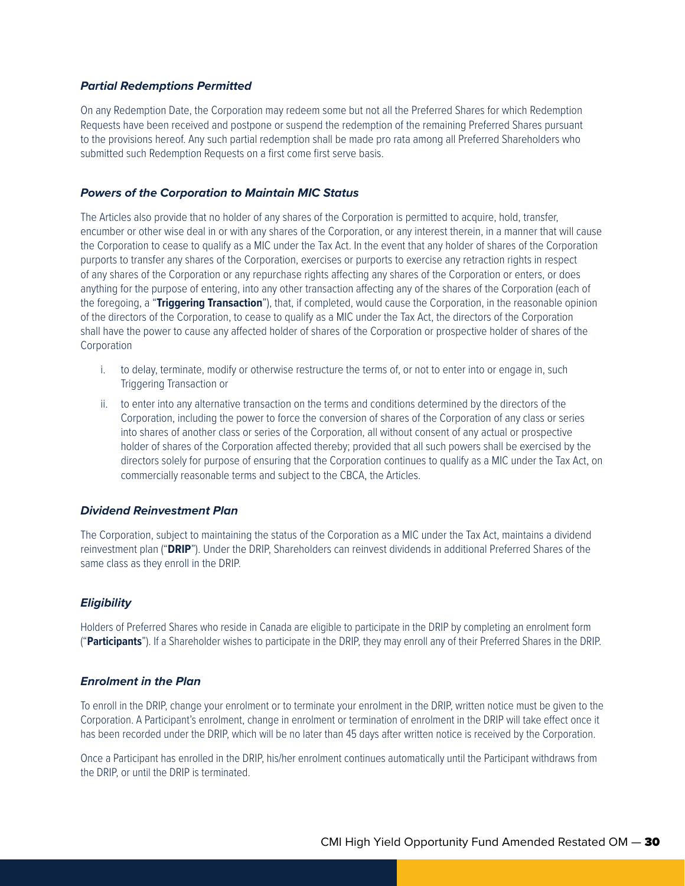### *Partial Redemptions Permitted*

On any Redemption Date, the Corporation may redeem some but not all the Preferred Shares for which Redemption Requests have been received and postpone or suspend the redemption of the remaining Preferred Shares pursuant to the provisions hereof. Any such partial redemption shall be made pro rata among all Preferred Shareholders who submitted such Redemption Requests on a first come first serve basis.

### *Powers of the Corporation to Maintain MIC Status*

The Articles also provide that no holder of any shares of the Corporation is permitted to acquire, hold, transfer, encumber or other wise deal in or with any shares of the Corporation, or any interest therein, in a manner that will cause the Corporation to cease to qualify as a MIC under the Tax Act. In the event that any holder of shares of the Corporation purports to transfer any shares of the Corporation, exercises or purports to exercise any retraction rights in respect of any shares of the Corporation or any repurchase rights affecting any shares of the Corporation or enters, or does anything for the purpose of entering, into any other transaction affecting any of the shares of the Corporation (each of the foregoing, a "**Triggering Transaction**"), that, if completed, would cause the Corporation, in the reasonable opinion of the directors of the Corporation, to cease to qualify as a MIC under the Tax Act, the directors of the Corporation shall have the power to cause any affected holder of shares of the Corporation or prospective holder of shares of the Corporation

i. to delay, terminate, modify or otherwise restructure the terms of, or not to enter into or engage in, such Triggering Transaction or

ii. to enter into any alternative transaction on the terms and conditions determined by the directors of the Corporation, including the power to force the conversion of shares of the Corporation of any class or series into shares of another class or series of the Corporation, all without consent of any actual or prospective holder of shares of the Corporation affected thereby; provided that all such powers shall be exercised by the directors solely for purpose of ensuring that the Corporation continues to qualify as a MIC under the Tax Act, on commercially reasonable terms and subject to the CBCA, the Articles.

### *Dividend Reinvestment Plan*

The Corporation, subject to maintaining the status of the Corporation as a MIC under the Tax Act, maintains a dividend reinvestment plan ("**DRIP**"). Under the DRIP, Shareholders can reinvest dividends in additional Preferred Shares of the same class as they enroll in the DRIP.

### *Eligibility*

Holders of Preferred Shares who reside in Canada are eligible to participate in the DRIP by completing an enrolment form ("**Participants**"). If a Shareholder wishes to participate in the DRIP, they may enroll any of their Preferred Shares in the DRIP.

### *Enrolment in the Plan*

To enroll in the DRIP, change your enrolment or to terminate your enrolment in the DRIP, written notice must be given to the Corporation. A Participant's enrolment, change in enrolment or termination of enrolment in the DRIP will take effect once it has been recorded under the DRIP, which will be no later than 45 days after written notice is received by the Corporation.

Once a Participant has enrolled in the DRIP, his/her enrolment continues automatically until the Participant withdraws from the DRIP, or until the DRIP is terminated.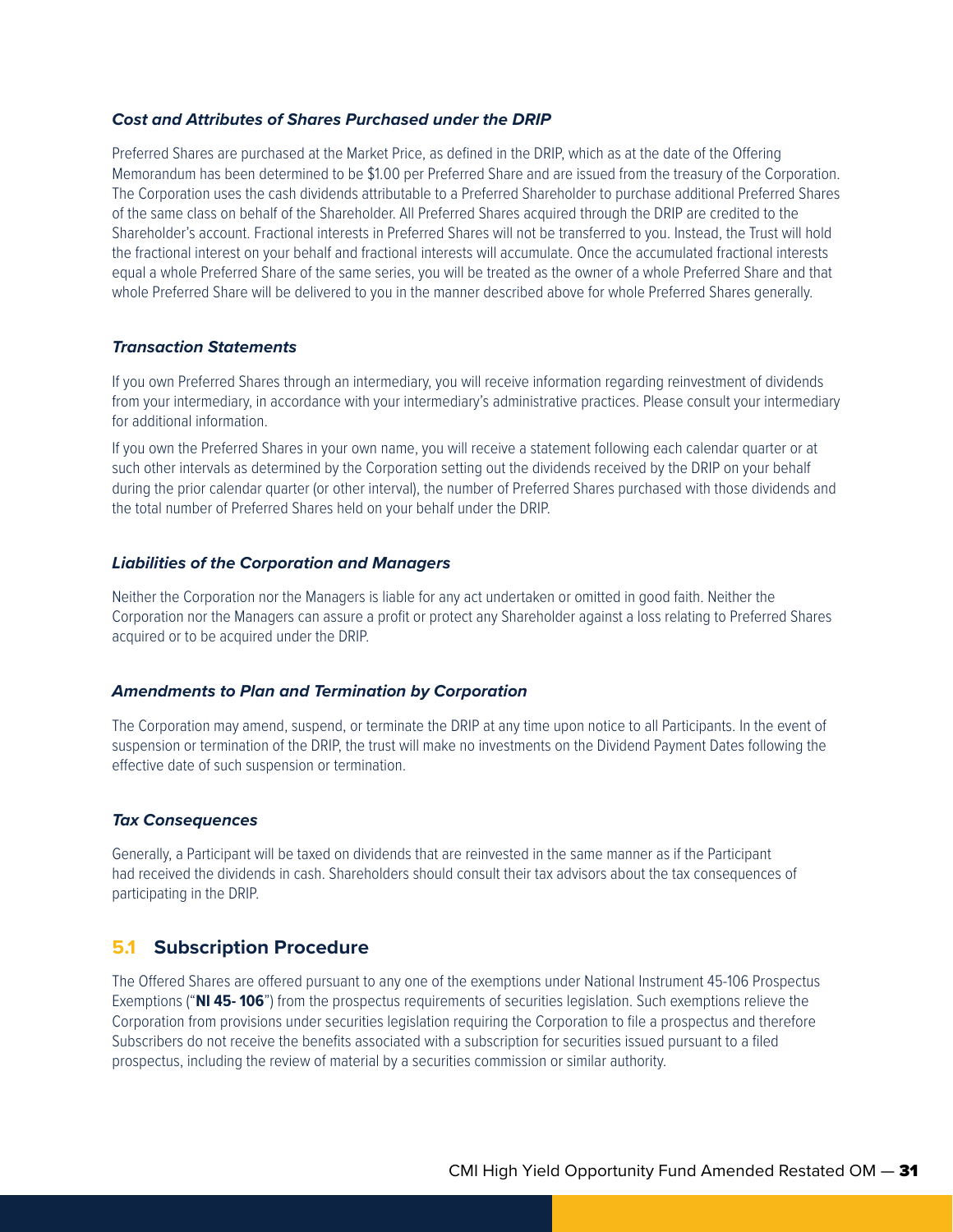#### *Cost and Attributes of Shares Purchased under the DRIP*

Preferred Shares are purchased at the Market Price, as defined in the DRIP, which as at the date of the Offering Memorandum has been determined to be $1.00 per Preferred Share and are issued from the treasury of the Corporation. The Corporation uses the cash dividends attributable to a Preferred Shareholder to purchase additional Preferred Shares of the same class on behalf of the Shareholder. All Preferred Shares acquired through the DRIP are credited to the Shareholder's account. Fractional interests in Preferred Shares will not be transferred to you. Instead, the Trust will hold the fractional interest on your behalf and fractional interests will accumulate. Once the accumulated fractional interests equal a whole Preferred Share of the same series, you will be treated as the owner of a whole Preferred Share and that whole Preferred Share will be delivered to you in the manner described above for whole Preferred Shares generally.

#### *Transaction Statements*

If you own Preferred Shares through an intermediary, you will receive information regarding reinvestment of dividends from your intermediary, in accordance with your intermediary's administrative practices. Please consult your intermediary for additional information.

If you own the Preferred Shares in your own name, you will receive a statement following each calendar quarter or at such other intervals as determined by the Corporation setting out the dividends received by the DRIP on your behalf during the prior calendar quarter (or other interval), the number of Preferred Shares purchased with those dividends and the total number of Preferred Shares held on your behalf under the DRIP.

#### *Liabilities of the Corporation and Managers*

Neither the Corporation nor the Managers is liable for any act undertaken or omitted in good faith. Neither the Corporation nor the Managers can assure a profit or protect any Shareholder against a loss relating to Preferred Shares acquired or to be acquired under the DRIP.

#### *Amendments to Plan and Termination by Corporation*

The Corporation may amend, suspend, or terminate the DRIP at any time upon notice to all Participants. In the event of suspension or termination of the DRIP, the trust will make no investments on the Dividend Payment Dates following the effective date of such suspension or termination.

#### *Tax Consequences*

Generally, a Participant will be taxed on dividends that are reinvested in the same manner as if the Participant had received the dividends in cash. Shareholders should consult their tax advisors about the tax consequences of participating in the DRIP.

## 5.1 Subscription Procedure

The Offered Shares are offered pursuant to any one of the exemptions under National Instrument 45-106 Prospectus Exemptions ("**NI 45- 106**") from the prospectus requirements of securities legislation. Such exemptions relieve the Corporation from provisions under securities legislation requiring the Corporation to file a prospectus and therefore Subscribers do not receive the benefits associated with a subscription for securities issued pursuant to a filed prospectus, including the review of material by a securities commission or similar authority.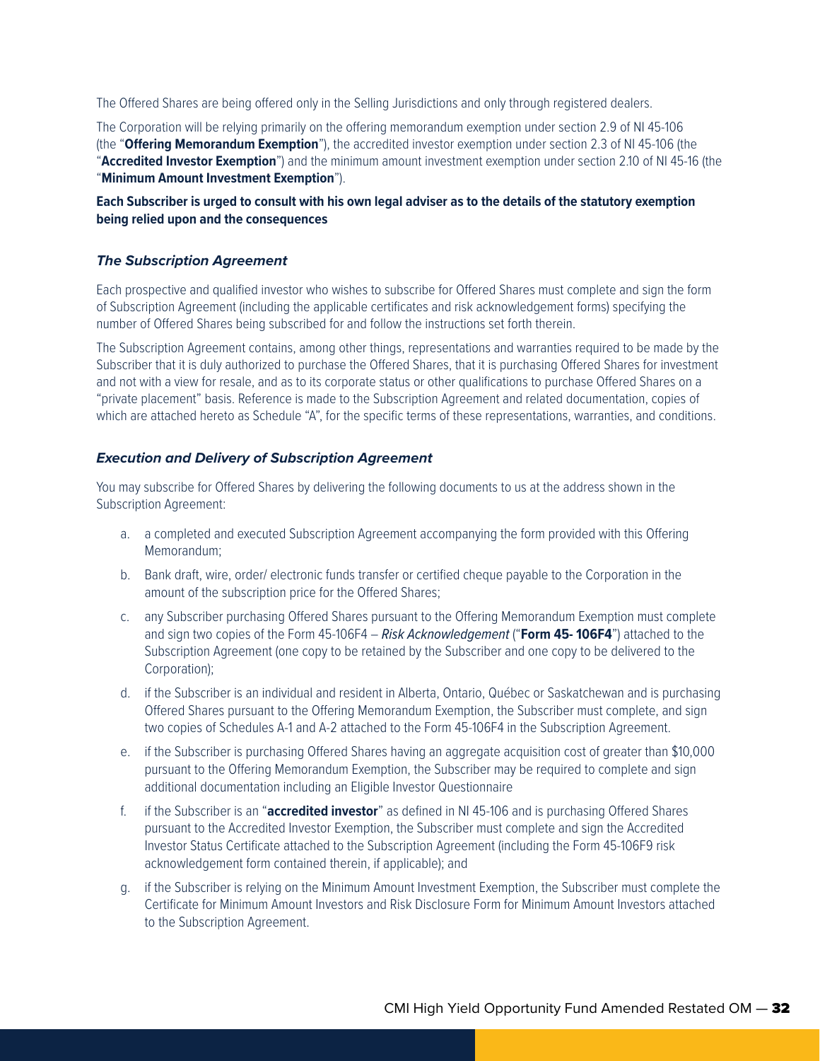The Offered Shares are being offered only in the Selling Jurisdictions and only through registered dealers.

The Corporation will be relying primarily on the offering memorandum exemption under section 2.9 of NI 45-106 (the "**Offering Memorandum Exemption**"), the accredited investor exemption under section 2.3 of NI 45-106 (the "**Accredited Investor Exemption**") and the minimum amount investment exemption under section 2.10 of NI 45-16 (the "**Minimum Amount Investment Exemption**").

**Each Subscriber is urged to consult with his own legal adviser as to the details of the statutory exemption being relied upon and the consequences**

### *The Subscription Agreement*

Each prospective and qualified investor who wishes to subscribe for Offered Shares must complete and sign the form of Subscription Agreement (including the applicable certificates and risk acknowledgement forms) specifying the number of Offered Shares being subscribed for and follow the instructions set forth therein.

The Subscription Agreement contains, among other things, representations and warranties required to be made by the Subscriber that it is duly authorized to purchase the Offered Shares, that it is purchasing Offered Shares for investment and not with a view for resale, and as to its corporate status or other qualifications to purchase Offered Shares on a "private placement" basis. Reference is made to the Subscription Agreement and related documentation, copies of which are attached hereto as Schedule "A", for the specific terms of these representations, warranties, and conditions.

### *Execution and Delivery of Subscription Agreement*

You may subscribe for Offered Shares by delivering the following documents to us at the address shown in the Subscription Agreement:

a. a completed and executed Subscription Agreement accompanying the form provided with this Offering Memorandum;

b. Bank draft, wire, order/ electronic funds transfer or certified cheque payable to the Corporation in the amount of the subscription price for the Offered Shares;

c. any Subscriber purchasing Offered Shares pursuant to the Offering Memorandum Exemption must complete and sign two copies of the Form 45-106F4 – *Risk Acknowledgement* ("**Form 45- 106F4**") attached to the Subscription Agreement (one copy to be retained by the Subscriber and one copy to be delivered to the Corporation);

d. if the Subscriber is an individual and resident in Alberta, Ontario, Québec or Saskatchewan and is purchasing Offered Shares pursuant to the Offering Memorandum Exemption, the Subscriber must complete, and sign two copies of Schedules A-1 and A-2 attached to the Form 45-106F4 in the Subscription Agreement.

e. if the Subscriber is purchasing Offered Shares having an aggregate acquisition cost of greater than $10,000 pursuant to the Offering Memorandum Exemption, the Subscriber may be required to complete and sign additional documentation including an Eligible Investor Questionnaire

f. if the Subscriber is an "**accredited investor**" as defined in NI 45-106 and is purchasing Offered Shares pursuant to the Accredited Investor Exemption, the Subscriber must complete and sign the Accredited Investor Status Certificate attached to the Subscription Agreement (including the Form 45-106F9 risk acknowledgement form contained therein, if applicable); and

g. if the Subscriber is relying on the Minimum Amount Investment Exemption, the Subscriber must complete the Certificate for Minimum Amount Investors and Risk Disclosure Form for Minimum Amount Investors attached to the Subscription Agreement.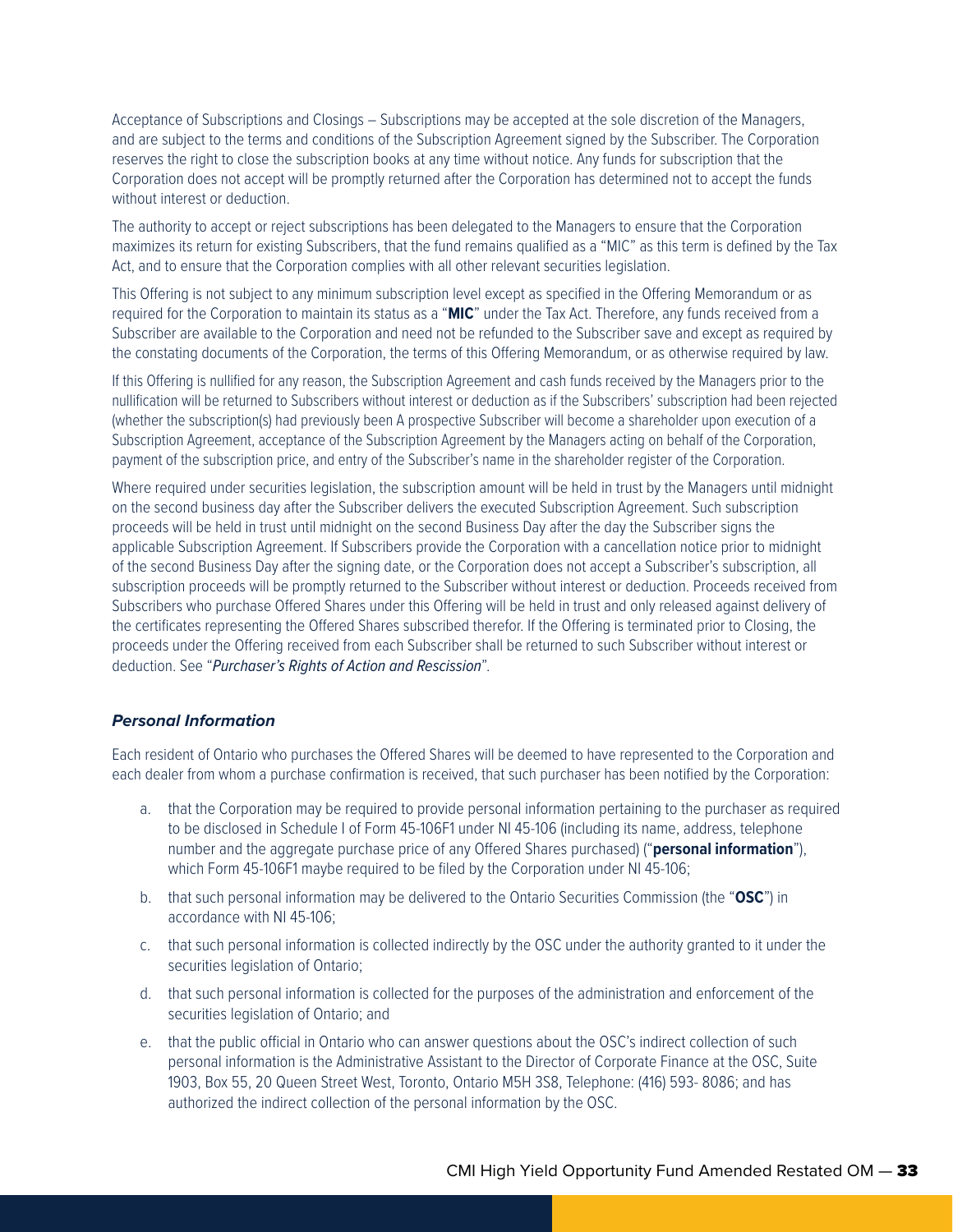Acceptance of Subscriptions and Closings – Subscriptions may be accepted at the sole discretion of the Managers, and are subject to the terms and conditions of the Subscription Agreement signed by the Subscriber. The Corporation reserves the right to close the subscription books at any time without notice. Any funds for subscription that the Corporation does not accept will be promptly returned after the Corporation has determined not to accept the funds without interest or deduction.

The authority to accept or reject subscriptions has been delegated to the Managers to ensure that the Corporation maximizes its return for existing Subscribers, that the fund remains qualified as a "MIC" as this term is defined by the Tax Act, and to ensure that the Corporation complies with all other relevant securities legislation.

This Offering is not subject to any minimum subscription level except as specified in the Offering Memorandum or as required for the Corporation to maintain its status as a "**MIC**" under the Tax Act. Therefore, any funds received from a Subscriber are available to the Corporation and need not be refunded to the Subscriber save and except as required by the constating documents of the Corporation, the terms of this Offering Memorandum, or as otherwise required by law.

If this Offering is nullified for any reason, the Subscription Agreement and cash funds received by the Managers prior to the nullification will be returned to Subscribers without interest or deduction as if the Subscribers' subscription had been rejected (whether the subscription(s) had previously been A prospective Subscriber will become a shareholder upon execution of a Subscription Agreement, acceptance of the Subscription Agreement by the Managers acting on behalf of the Corporation, payment of the subscription price, and entry of the Subscriber's name in the shareholder register of the Corporation.

Where required under securities legislation, the subscription amount will be held in trust by the Managers until midnight on the second business day after the Subscriber delivers the executed Subscription Agreement. Such subscription proceeds will be held in trust until midnight on the second Business Day after the day the Subscriber signs the applicable Subscription Agreement. If Subscribers provide the Corporation with a cancellation notice prior to midnight of the second Business Day after the signing date, or the Corporation does not accept a Subscriber's subscription, all subscription proceeds will be promptly returned to the Subscriber without interest or deduction. Proceeds received from Subscribers who purchase Offered Shares under this Offering will be held in trust and only released against delivery of the certificates representing the Offered Shares subscribed therefor. If the Offering is terminated prior to Closing, the proceeds under the Offering received from each Subscriber shall be returned to such Subscriber without interest or deduction. See "*Purchaser's Rights of Action and Rescission*".

### ***Personal Information***

Each resident of Ontario who purchases the Offered Shares will be deemed to have represented to the Corporation and each dealer from whom a purchase confirmation is received, that such purchaser has been notified by the Corporation:

a. that the Corporation may be required to provide personal information pertaining to the purchaser as required to be disclosed in Schedule I of Form 45-106F1 under NI 45-106 (including its name, address, telephone number and the aggregate purchase price of any Offered Shares purchased) ("**personal information**"), which Form 45-106F1 maybe required to be filed by the Corporation under NI 45-106;

b. that such personal information may be delivered to the Ontario Securities Commission (the "**OSC**") in accordance with NI 45-106;

c. that such personal information is collected indirectly by the OSC under the authority granted to it under the securities legislation of Ontario;

d. that such personal information is collected for the purposes of the administration and enforcement of the securities legislation of Ontario; and

e. that the public official in Ontario who can answer questions about the OSC's indirect collection of such personal information is the Administrative Assistant to the Director of Corporate Finance at the OSC, Suite 1903, Box 55, 20 Queen Street West, Toronto, Ontario M5H 3S8, Telephone: (416) 593- 8086; and has authorized the indirect collection of the personal information by the OSC.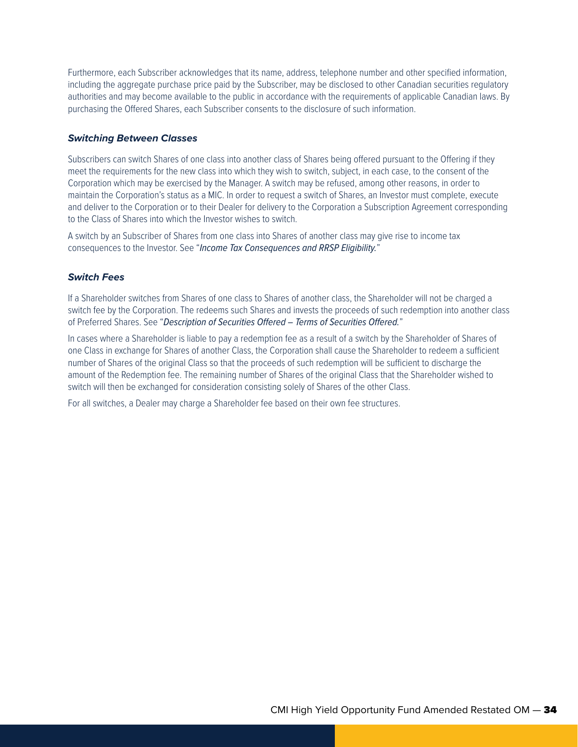Furthermore, each Subscriber acknowledges that its name, address, telephone number and other specified information, including the aggregate purchase price paid by the Subscriber, may be disclosed to other Canadian securities regulatory authorities and may become available to the public in accordance with the requirements of applicable Canadian laws. By purchasing the Offered Shares, each Subscriber consents to the disclosure of such information.

### ***Switching Between Classes***

Subscribers can switch Shares of one class into another class of Shares being offered pursuant to the Offering if they meet the requirements for the new class into which they wish to switch, subject, in each case, to the consent of the Corporation which may be exercised by the Manager. A switch may be refused, among other reasons, in order to maintain the Corporation's status as a MIC. In order to request a switch of Shares, an Investor must complete, execute and deliver to the Corporation or to their Dealer for delivery to the Corporation a Subscription Agreement corresponding to the Class of Shares into which the Investor wishes to switch.

A switch by an Subscriber of Shares from one class into Shares of another class may give rise to income tax consequences to the Investor. See "*Income Tax Consequences and RRSP Eligibility.*"

### ***Switch Fees***

If a Shareholder switches from Shares of one class to Shares of another class, the Shareholder will not be charged a switch fee by the Corporation. The redeems such Shares and invests the proceeds of such redemption into another class of Preferred Shares. See "*Description of Securities Offered – Terms of Securities Offered.*"

In cases where a Shareholder is liable to pay a redemption fee as a result of a switch by the Shareholder of Shares of one Class in exchange for Shares of another Class, the Corporation shall cause the Shareholder to redeem a sufficient number of Shares of the original Class so that the proceeds of such redemption will be sufficient to discharge the amount of the Redemption fee. The remaining number of Shares of the original Class that the Shareholder wished to switch will then be exchanged for consideration consisting solely of Shares of the other Class.

For all switches, a Dealer may charge a Shareholder fee based on their own fee structures.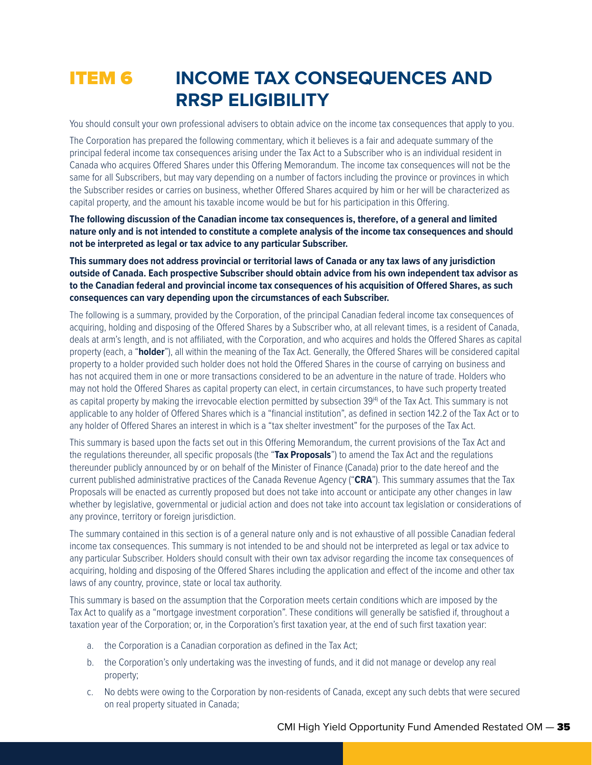# ITEM 6 INCOME TAX CONSEQUENCES AND RRSP ELIGIBILITY

You should consult your own professional advisers to obtain advice on the income tax consequences that apply to you.

The Corporation has prepared the following commentary, which it believes is a fair and adequate summary of the principal federal income tax consequences arising under the Tax Act to a Subscriber who is an individual resident in Canada who acquires Offered Shares under this Offering Memorandum. The income tax consequences will not be the same for all Subscribers, but may vary depending on a number of factors including the province or provinces in which the Subscriber resides or carries on business, whether Offered Shares acquired by him or her will be characterized as capital property, and the amount his taxable income would be but for his participation in this Offering.

**The following discussion of the Canadian income tax consequences is, therefore, of a general and limited nature only and is not intended to constitute a complete analysis of the income tax consequences and should not be interpreted as legal or tax advice to any particular Subscriber.**

**This summary does not address provincial or territorial laws of Canada or any tax laws of any jurisdiction outside of Canada. Each prospective Subscriber should obtain advice from his own independent tax advisor as to the Canadian federal and provincial income tax consequences of his acquisition of Offered Shares, as such consequences can vary depending upon the circumstances of each Subscriber.**

The following is a summary, provided by the Corporation, of the principal Canadian federal income tax consequences of acquiring, holding and disposing of the Offered Shares by a Subscriber who, at all relevant times, is a resident of Canada, deals at arm's length, and is not affiliated, with the Corporation, and who acquires and holds the Offered Shares as capital property (each, a "**holder**"), all within the meaning of the Tax Act. Generally, the Offered Shares will be considered capital property to a holder provided such holder does not hold the Offered Shares in the course of carrying on business and has not acquired them in one or more transactions considered to be an adventure in the nature of trade. Holders who may not hold the Offered Shares as capital property can elect, in certain circumstances, to have such property treated as capital property by making the irrevocable election permitted by subsection 39(4) of the Tax Act. This summary is not applicable to any holder of Offered Shares which is a "financial institution", as defined in section 142.2 of the Tax Act or to any holder of Offered Shares an interest in which is a "tax shelter investment" for the purposes of the Tax Act.

This summary is based upon the facts set out in this Offering Memorandum, the current provisions of the Tax Act and the regulations thereunder, all specific proposals (the "**Tax Proposals**") to amend the Tax Act and the regulations thereunder publicly announced by or on behalf of the Minister of Finance (Canada) prior to the date hereof and the current published administrative practices of the Canada Revenue Agency ("**CRA**"). This summary assumes that the Tax Proposals will be enacted as currently proposed but does not take into account or anticipate any other changes in law whether by legislative, governmental or judicial action and does not take into account tax legislation or considerations of any province, territory or foreign jurisdiction.

The summary contained in this section is of a general nature only and is not exhaustive of all possible Canadian federal income tax consequences. This summary is not intended to be and should not be interpreted as legal or tax advice to any particular Subscriber. Holders should consult with their own tax advisor regarding the income tax consequences of acquiring, holding and disposing of the Offered Shares including the application and effect of the income and other tax laws of any country, province, state or local tax authority.

This summary is based on the assumption that the Corporation meets certain conditions which are imposed by the Tax Act to qualify as a "mortgage investment corporation". These conditions will generally be satisfied if, throughout a taxation year of the Corporation; or, in the Corporation's first taxation year, at the end of such first taxation year:

a. the Corporation is a Canadian corporation as defined in the Tax Act;
b. the Corporation's only undertaking was the investing of funds, and it did not manage or develop any real property;
c. No debts were owing to the Corporation by non-residents of Canada, except any such debts that were secured on real property situated in Canada;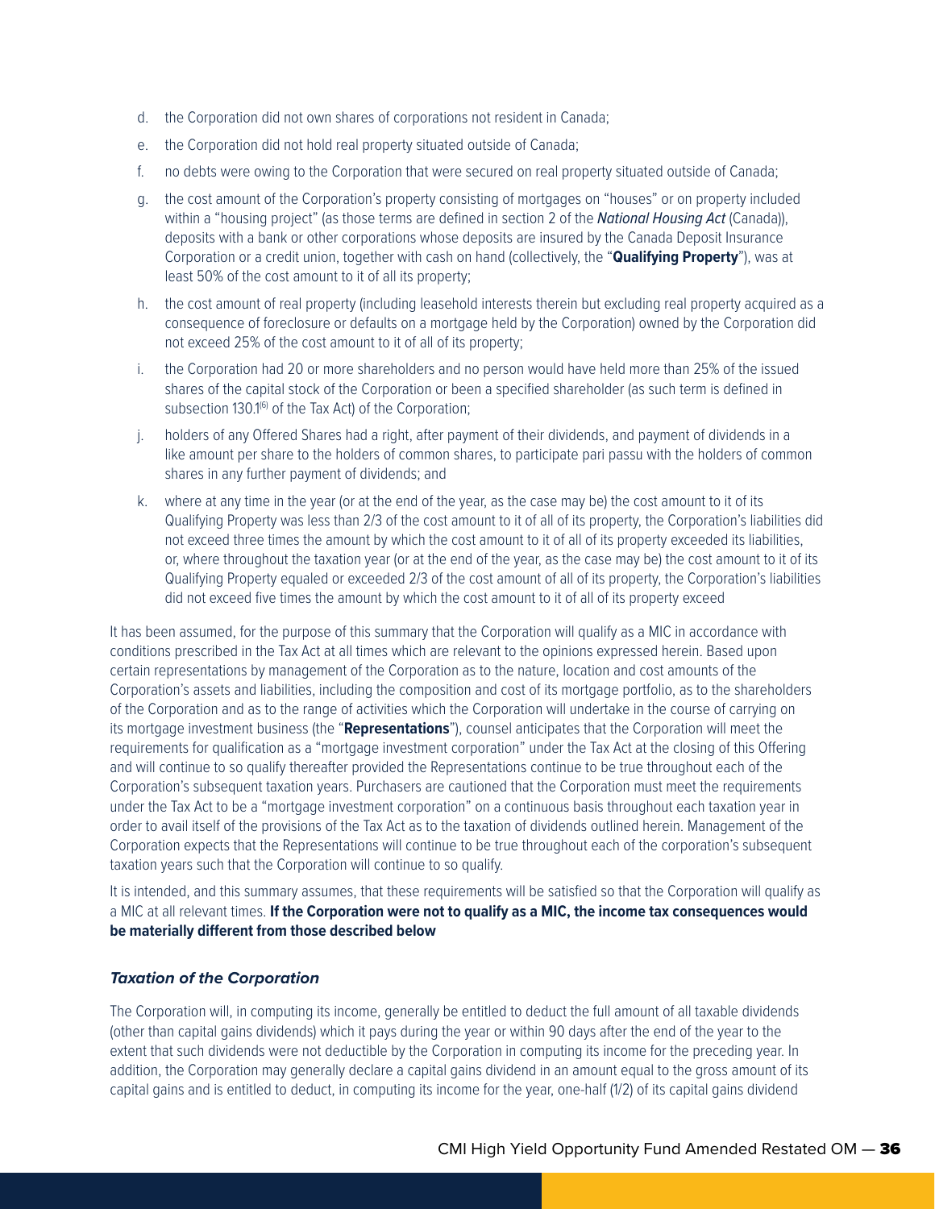d. the Corporation did not own shares of corporations not resident in Canada;

e. the Corporation did not hold real property situated outside of Canada;

f. no debts were owing to the Corporation that were secured on real property situated outside of Canada;

g. the cost amount of the Corporation's property consisting of mortgages on "houses" or on property included within a "housing project" (as those terms are defined in section 2 of the *National Housing Act* (Canada)), deposits with a bank or other corporations whose deposits are insured by the Canada Deposit Insurance Corporation or a credit union, together with cash on hand (collectively, the "**Qualifying Property**"), was at least 50% of the cost amount to it of all its property;

h. the cost amount of real property (including leasehold interests therein but excluding real property acquired as a consequence of foreclosure or defaults on a mortgage held by the Corporation) owned by the Corporation did not exceed 25% of the cost amount to it of all of its property;

i. the Corporation had 20 or more shareholders and no person would have held more than 25% of the issued shares of the capital stock of the Corporation or been a specified shareholder (as such term is defined in subsection 130.1(6) of the Tax Act) of the Corporation;

j. holders of any Offered Shares had a right, after payment of their dividends, and payment of dividends in a like amount per share to the holders of common shares, to participate pari passu with the holders of common shares in any further payment of dividends; and

k. where at any time in the year (or at the end of the year, as the case may be) the cost amount to it of its Qualifying Property was less than 2/3 of the cost amount to it of all of its property, the Corporation's liabilities did not exceed three times the amount by which the cost amount to it of all of its property exceeded its liabilities, or, where throughout the taxation year (or at the end of the year, as the case may be) the cost amount to it of its Qualifying Property equaled or exceeded 2/3 of the cost amount of all of its property, the Corporation's liabilities did not exceed five times the amount by which the cost amount to it of all of its property exceed

It has been assumed, for the purpose of this summary that the Corporation will qualify as a MIC in accordance with conditions prescribed in the Tax Act at all times which are relevant to the opinions expressed herein. Based upon certain representations by management of the Corporation as to the nature, location and cost amounts of the Corporation's assets and liabilities, including the composition and cost of its mortgage portfolio, as to the shareholders of the Corporation and as to the range of activities which the Corporation will undertake in the course of carrying on its mortgage investment business (the "**Representations**"), counsel anticipates that the Corporation will meet the requirements for qualification as a "mortgage investment corporation" under the Tax Act at the closing of this Offering and will continue to so qualify thereafter provided the Representations continue to be true throughout each of the Corporation's subsequent taxation years. Purchasers are cautioned that the Corporation must meet the requirements under the Tax Act to be a "mortgage investment corporation" on a continuous basis throughout each taxation year in order to avail itself of the provisions of the Tax Act as to the taxation of dividends outlined herein. Management of the Corporation expects that the Representations will continue to be true throughout each of the corporation's subsequent taxation years such that the Corporation will continue to so qualify.

It is intended, and this summary assumes, that these requirements will be satisfied so that the Corporation will qualify as a MIC at all relevant times. **If the Corporation were not to qualify as a MIC, the income tax consequences would be materially different from those described below**

### *Taxation of the Corporation*

The Corporation will, in computing its income, generally be entitled to deduct the full amount of all taxable dividends (other than capital gains dividends) which it pays during the year or within 90 days after the end of the year to the extent that such dividends were not deductible by the Corporation in computing its income for the preceding year. In addition, the Corporation may generally declare a capital gains dividend in an amount equal to the gross amount of its capital gains and is entitled to deduct, in computing its income for the year, one-half (1/2) of its capital gains dividend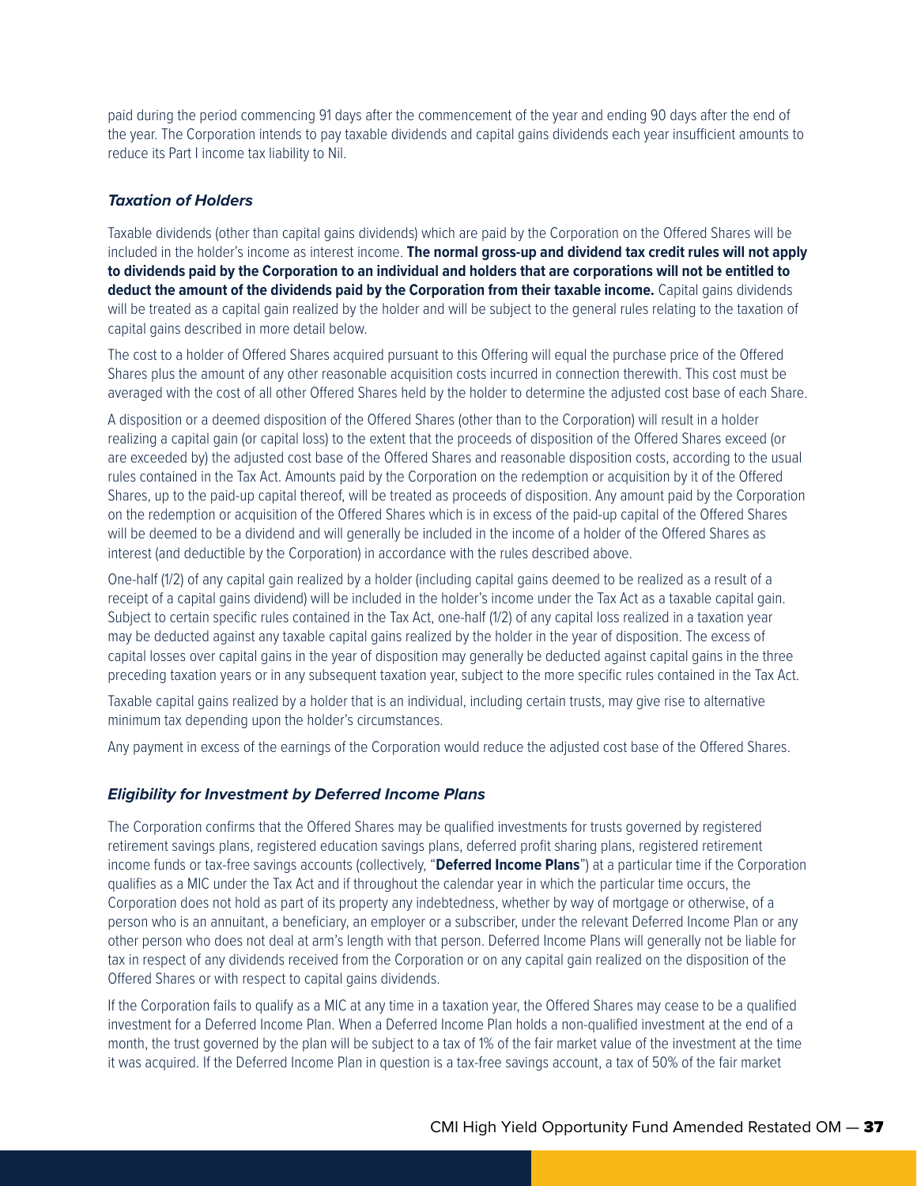paid during the period commencing 91 days after the commencement of the year and ending 90 days after the end of the year. The Corporation intends to pay taxable dividends and capital gains dividends each year insufficient amounts to reduce its Part I income tax liability to Nil.

### *Taxation of Holders*

Taxable dividends (other than capital gains dividends) which are paid by the Corporation on the Offered Shares will be included in the holder's income as interest income. **The normal gross-up and dividend tax credit rules will not apply to dividends paid by the Corporation to an individual and holders that are corporations will not be entitled to deduct the amount of the dividends paid by the Corporation from their taxable income.** Capital gains dividends will be treated as a capital gain realized by the holder and will be subject to the general rules relating to the taxation of capital gains described in more detail below.

The cost to a holder of Offered Shares acquired pursuant to this Offering will equal the purchase price of the Offered Shares plus the amount of any other reasonable acquisition costs incurred in connection therewith. This cost must be averaged with the cost of all other Offered Shares held by the holder to determine the adjusted cost base of each Share.

A disposition or a deemed disposition of the Offered Shares (other than to the Corporation) will result in a holder realizing a capital gain (or capital loss) to the extent that the proceeds of disposition of the Offered Shares exceed (or are exceeded by) the adjusted cost base of the Offered Shares and reasonable disposition costs, according to the usual rules contained in the Tax Act. Amounts paid by the Corporation on the redemption or acquisition by it of the Offered Shares, up to the paid-up capital thereof, will be treated as proceeds of disposition. Any amount paid by the Corporation on the redemption or acquisition of the Offered Shares which is in excess of the paid-up capital of the Offered Shares will be deemed to be a dividend and will generally be included in the income of a holder of the Offered Shares as interest (and deductible by the Corporation) in accordance with the rules described above.

One-half (1/2) of any capital gain realized by a holder (including capital gains deemed to be realized as a result of a receipt of a capital gains dividend) will be included in the holder's income under the Tax Act as a taxable capital gain. Subject to certain specific rules contained in the Tax Act, one-half (1/2) of any capital loss realized in a taxation year may be deducted against any taxable capital gains realized by the holder in the year of disposition. The excess of capital losses over capital gains in the year of disposition may generally be deducted against capital gains in the three preceding taxation years or in any subsequent taxation year, subject to the more specific rules contained in the Tax Act.

Taxable capital gains realized by a holder that is an individual, including certain trusts, may give rise to alternative minimum tax depending upon the holder's circumstances.

Any payment in excess of the earnings of the Corporation would reduce the adjusted cost base of the Offered Shares.

### *Eligibility for Investment by Deferred Income Plans*

The Corporation confirms that the Offered Shares may be qualified investments for trusts governed by registered retirement savings plans, registered education savings plans, deferred profit sharing plans, registered retirement income funds or tax-free savings accounts (collectively, "**Deferred Income Plans**") at a particular time if the Corporation qualifies as a MIC under the Tax Act and if throughout the calendar year in which the particular time occurs, the Corporation does not hold as part of its property any indebtedness, whether by way of mortgage or otherwise, of a person who is an annuitant, a beneficiary, an employer or a subscriber, under the relevant Deferred Income Plan or any other person who does not deal at arm's length with that person. Deferred Income Plans will generally not be liable for tax in respect of any dividends received from the Corporation or on any capital gain realized on the disposition of the Offered Shares or with respect to capital gains dividends.

If the Corporation fails to qualify as a MIC at any time in a taxation year, the Offered Shares may cease to be a qualified investment for a Deferred Income Plan. When a Deferred Income Plan holds a non-qualified investment at the end of a month, the trust governed by the plan will be subject to a tax of 1% of the fair market value of the investment at the time it was acquired. If the Deferred Income Plan in question is a tax-free savings account, a tax of 50% of the fair market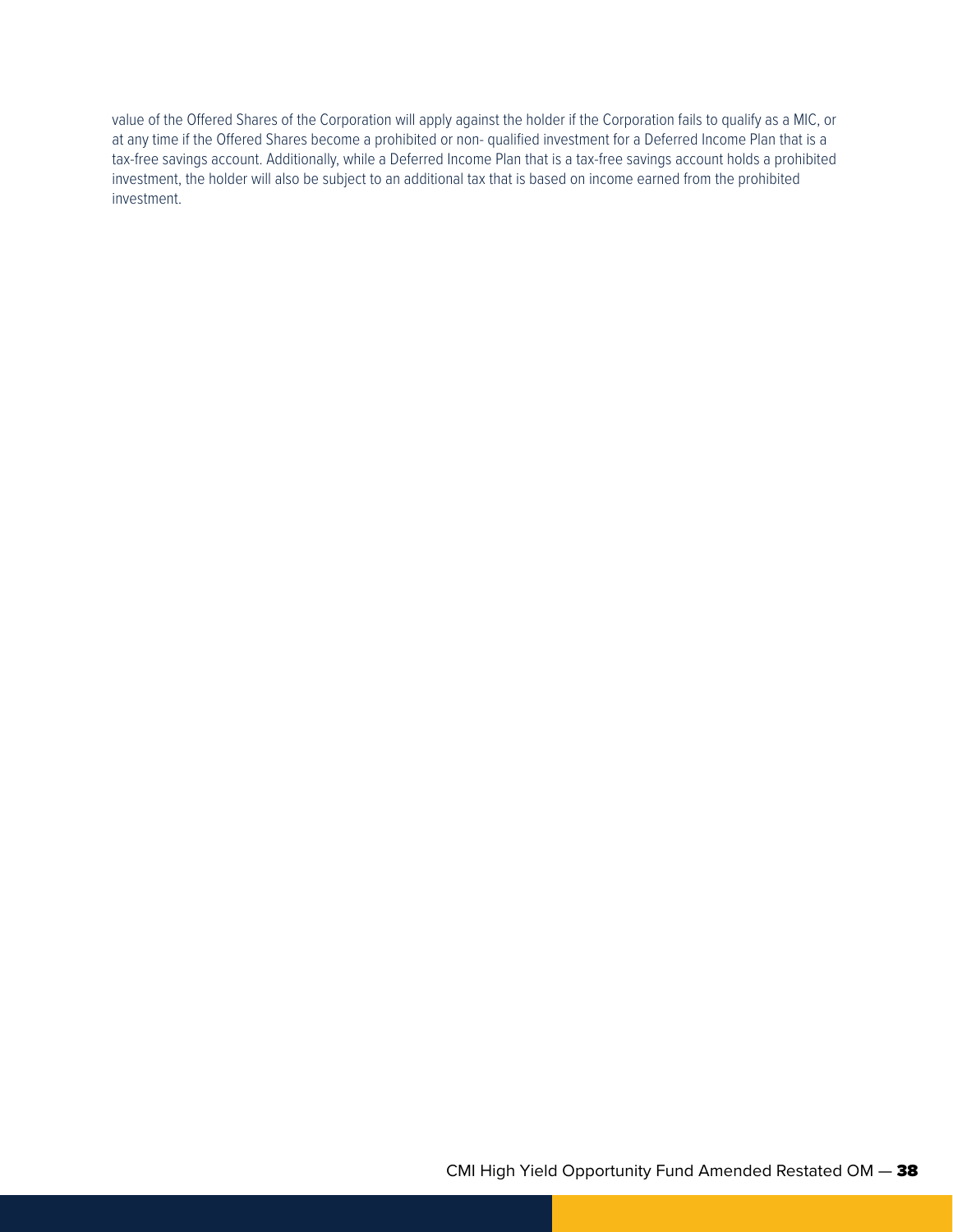value of the Offered Shares of the Corporation will apply against the holder if the Corporation fails to qualify as a MIC, or at any time if the Offered Shares become a prohibited or non- qualified investment for a Deferred Income Plan that is a tax-free savings account. Additionally, while a Deferred Income Plan that is a tax-free savings account holds a prohibited investment, the holder will also be subject to an additional tax that is based on income earned from the prohibited investment.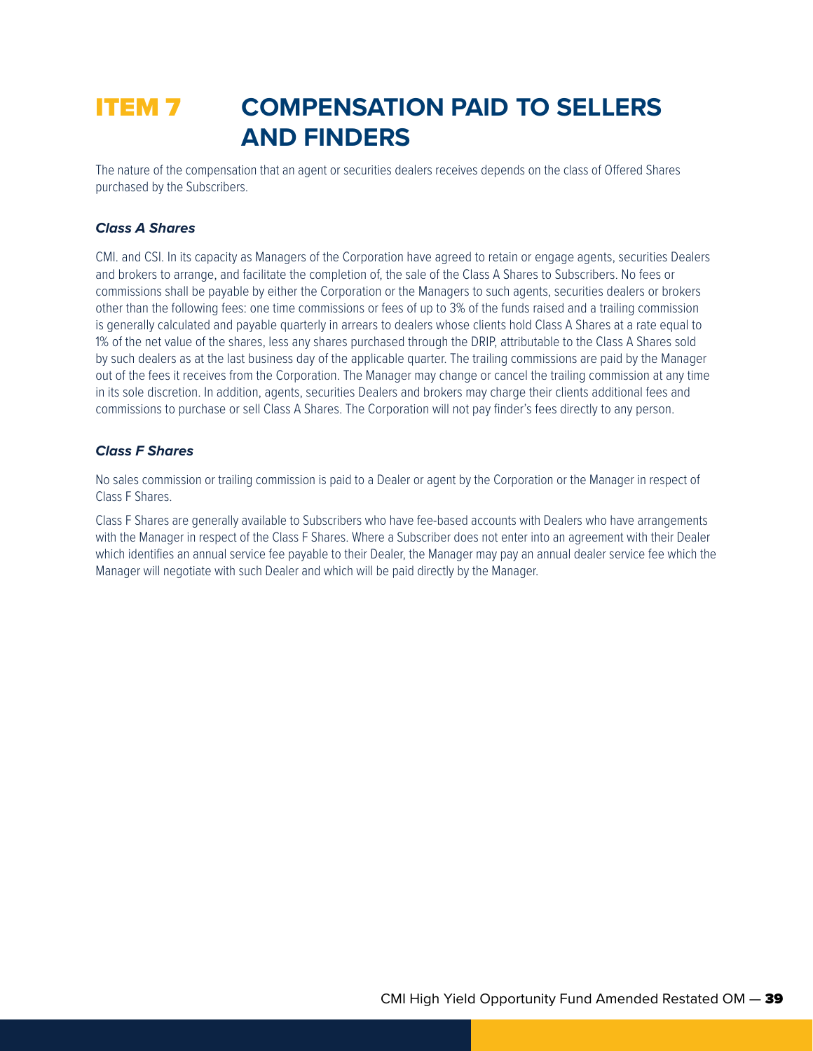# ITEM 7 COMPENSATION PAID TO SELLERS AND FINDERS

The nature of the compensation that an agent or securities dealers receives depends on the class of Offered Shares purchased by the Subscribers.

### *Class A Shares*

CMI. and CSI. In its capacity as Managers of the Corporation have agreed to retain or engage agents, securities Dealers and brokers to arrange, and facilitate the completion of, the sale of the Class A Shares to Subscribers. No fees or commissions shall be payable by either the Corporation or the Managers to such agents, securities dealers or brokers other than the following fees: one time commissions or fees of up to 3% of the funds raised and a trailing commission is generally calculated and payable quarterly in arrears to dealers whose clients hold Class A Shares at a rate equal to 1% of the net value of the shares, less any shares purchased through the DRIP, attributable to the Class A Shares sold by such dealers as at the last business day of the applicable quarter. The trailing commissions are paid by the Manager out of the fees it receives from the Corporation. The Manager may change or cancel the trailing commission at any time in its sole discretion. In addition, agents, securities Dealers and brokers may charge their clients additional fees and commissions to purchase or sell Class A Shares. The Corporation will not pay finder's fees directly to any person.

### *Class F Shares*

No sales commission or trailing commission is paid to a Dealer or agent by the Corporation or the Manager in respect of Class F Shares.

Class F Shares are generally available to Subscribers who have fee-based accounts with Dealers who have arrangements with the Manager in respect of the Class F Shares. Where a Subscriber does not enter into an agreement with their Dealer which identifies an annual service fee payable to their Dealer, the Manager may pay an annual dealer service fee which the Manager will negotiate with such Dealer and which will be paid directly by the Manager.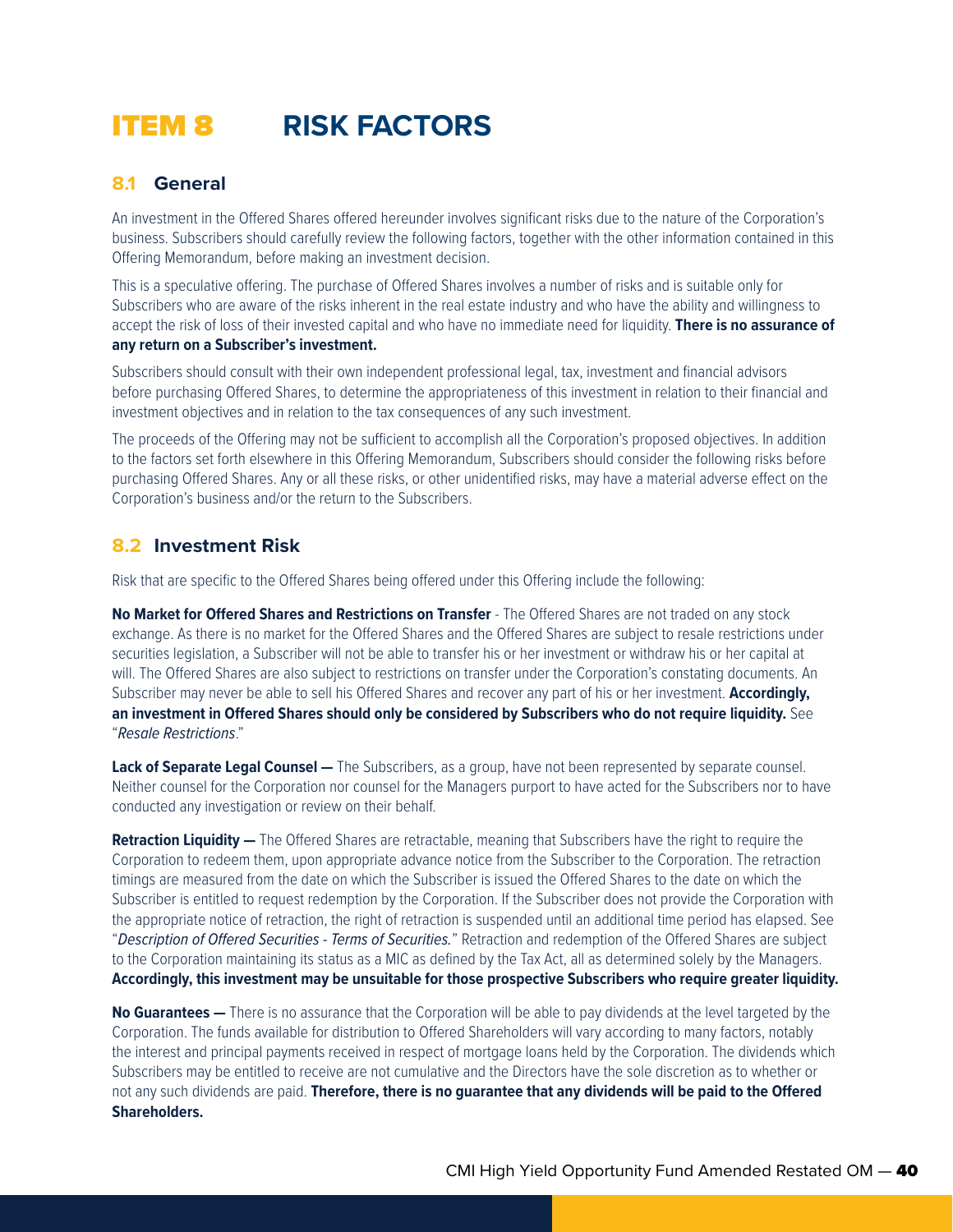# ITEM 8 RISK FACTORS

## 8.1 General

An investment in the Offered Shares offered hereunder involves significant risks due to the nature of the Corporation's business. Subscribers should carefully review the following factors, together with the other information contained in this Offering Memorandum, before making an investment decision.

This is a speculative offering. The purchase of Offered Shares involves a number of risks and is suitable only for Subscribers who are aware of the risks inherent in the real estate industry and who have the ability and willingness to accept the risk of loss of their invested capital and who have no immediate need for liquidity. **There is no assurance of any return on a Subscriber's investment.**

Subscribers should consult with their own independent professional legal, tax, investment and financial advisors before purchasing Offered Shares, to determine the appropriateness of this investment in relation to their financial and investment objectives and in relation to the tax consequences of any such investment.

The proceeds of the Offering may not be sufficient to accomplish all the Corporation's proposed objectives. In addition to the factors set forth elsewhere in this Offering Memorandum, Subscribers should consider the following risks before purchasing Offered Shares. Any or all these risks, or other unidentified risks, may have a material adverse effect on the Corporation's business and/or the return to the Subscribers.

## 8.2 Investment Risk

Risk that are specific to the Offered Shares being offered under this Offering include the following:

**No Market for Offered Shares and Restrictions on Transfer** - The Offered Shares are not traded on any stock exchange. As there is no market for the Offered Shares and the Offered Shares are subject to resale restrictions under securities legislation, a Subscriber will not be able to transfer his or her investment or withdraw his or her capital at will. The Offered Shares are also subject to restrictions on transfer under the Corporation's constating documents. An Subscriber may never be able to sell his Offered Shares and recover any part of his or her investment. **Accordingly, an investment in Offered Shares should only be considered by Subscribers who do not require liquidity.** See "*Resale Restrictions*."

**Lack of Separate Legal Counsel —** The Subscribers, as a group, have not been represented by separate counsel. Neither counsel for the Corporation nor counsel for the Managers purport to have acted for the Subscribers nor to have conducted any investigation or review on their behalf.

**Retraction Liquidity —** The Offered Shares are retractable, meaning that Subscribers have the right to require the Corporation to redeem them, upon appropriate advance notice from the Subscriber to the Corporation. The retraction timings are measured from the date on which the Subscriber is issued the Offered Shares to the date on which the Subscriber is entitled to request redemption by the Corporation. If the Subscriber does not provide the Corporation with the appropriate notice of retraction, the right of retraction is suspended until an additional time period has elapsed. See "*Description of Offered Securities - Terms of Securities.*" Retraction and redemption of the Offered Shares are subject to the Corporation maintaining its status as a MIC as defined by the Tax Act, all as determined solely by the Managers. **Accordingly, this investment may be unsuitable for those prospective Subscribers who require greater liquidity.**

**No Guarantees —** There is no assurance that the Corporation will be able to pay dividends at the level targeted by the Corporation. The funds available for distribution to Offered Shareholders will vary according to many factors, notably the interest and principal payments received in respect of mortgage loans held by the Corporation. The dividends which Subscribers may be entitled to receive are not cumulative and the Directors have the sole discretion as to whether or not any such dividends are paid. **Therefore, there is no guarantee that any dividends will be paid to the Offered Shareholders.**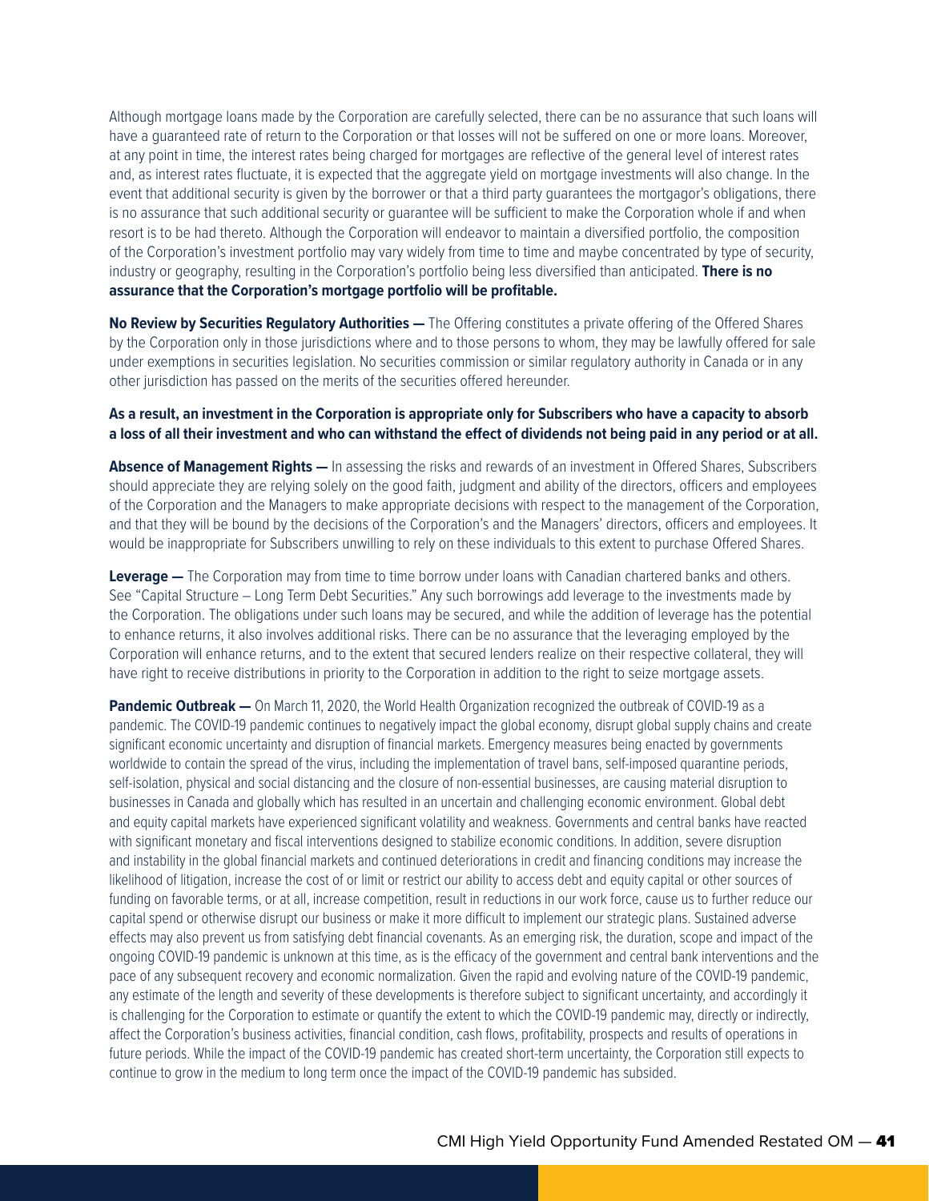Although mortgage loans made by the Corporation are carefully selected, there can be no assurance that such loans will have a guaranteed rate of return to the Corporation or that losses will not be suffered on one or more loans. Moreover, at any point in time, the interest rates being charged for mortgages are reflective of the general level of interest rates and, as interest rates fluctuate, it is expected that the aggregate yield on mortgage investments will also change. In the event that additional security is given by the borrower or that a third party guarantees the mortgagor's obligations, there is no assurance that such additional security or guarantee will be sufficient to make the Corporation whole if and when resort is to be had thereto. Although the Corporation will endeavor to maintain a diversified portfolio, the composition of the Corporation's investment portfolio may vary widely from time to time and maybe concentrated by type of security, industry or geography, resulting in the Corporation's portfolio being less diversified than anticipated. **There is no assurance that the Corporation's mortgage portfolio will be profitable.**

**No Review by Securities Regulatory Authorities —** The Offering constitutes a private offering of the Offered Shares by the Corporation only in those jurisdictions where and to those persons to whom, they may be lawfully offered for sale under exemptions in securities legislation. No securities commission or similar regulatory authority in Canada or in any other jurisdiction has passed on the merits of the securities offered hereunder.

**As a result, an investment in the Corporation is appropriate only for Subscribers who have a capacity to absorb a loss of all their investment and who can withstand the effect of dividends not being paid in any period or at all.**

**Absence of Management Rights —** In assessing the risks and rewards of an investment in Offered Shares, Subscribers should appreciate they are relying solely on the good faith, judgment and ability of the directors, officers and employees of the Corporation and the Managers to make appropriate decisions with respect to the management of the Corporation, and that they will be bound by the decisions of the Corporation's and the Managers' directors, officers and employees. It would be inappropriate for Subscribers unwilling to rely on these individuals to this extent to purchase Offered Shares.

**Leverage —** The Corporation may from time to time borrow under loans with Canadian chartered banks and others. See "Capital Structure – Long Term Debt Securities." Any such borrowings add leverage to the investments made by the Corporation. The obligations under such loans may be secured, and while the addition of leverage has the potential to enhance returns, it also involves additional risks. There can be no assurance that the leveraging employed by the Corporation will enhance returns, and to the extent that secured lenders realize on their respective collateral, they will have right to receive distributions in priority to the Corporation in addition to the right to seize mortgage assets.

**Pandemic Outbreak —** On March 11, 2020, the World Health Organization recognized the outbreak of COVID-19 as a pandemic. The COVID-19 pandemic continues to negatively impact the global economy, disrupt global supply chains and create significant economic uncertainty and disruption of financial markets. Emergency measures being enacted by governments worldwide to contain the spread of the virus, including the implementation of travel bans, self-imposed quarantine periods, self-isolation, physical and social distancing and the closure of non-essential businesses, are causing material disruption to businesses in Canada and globally which has resulted in an uncertain and challenging economic environment. Global debt and equity capital markets have experienced significant volatility and weakness. Governments and central banks have reacted with significant monetary and fiscal interventions designed to stabilize economic conditions. In addition, severe disruption and instability in the global financial markets and continued deteriorations in credit and financing conditions may increase the likelihood of litigation, increase the cost of or limit or restrict our ability to access debt and equity capital or other sources of funding on favorable terms, or at all, increase competition, result in reductions in our work force, cause us to further reduce our capital spend or otherwise disrupt our business or make it more difficult to implement our strategic plans. Sustained adverse effects may also prevent us from satisfying debt financial covenants. As an emerging risk, the duration, scope and impact of the ongoing COVID-19 pandemic is unknown at this time, as is the efficacy of the government and central bank interventions and the pace of any subsequent recovery and economic normalization. Given the rapid and evolving nature of the COVID-19 pandemic, any estimate of the length and severity of these developments is therefore subject to significant uncertainty, and accordingly it is challenging for the Corporation to estimate or quantify the extent to which the COVID-19 pandemic may, directly or indirectly, affect the Corporation's business activities, financial condition, cash flows, profitability, prospects and results of operations in future periods. While the impact of the COVID-19 pandemic has created short-term uncertainty, the Corporation still expects to continue to grow in the medium to long term once the impact of the COVID-19 pandemic has subsided.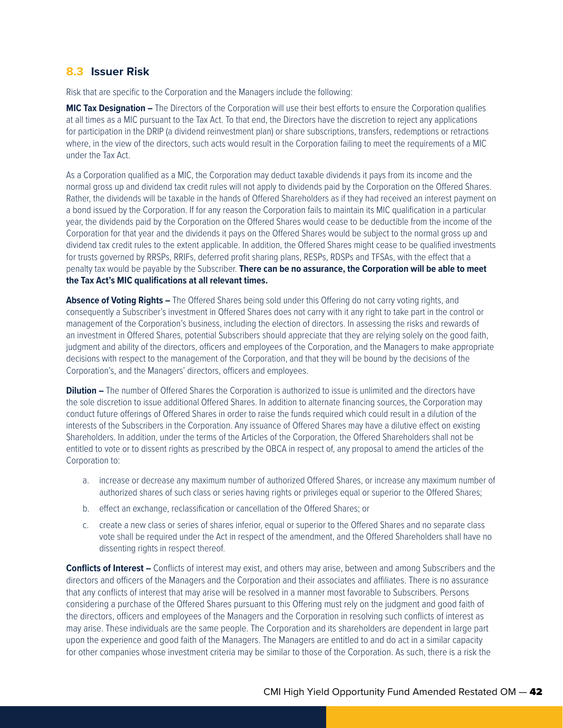## 8.3 Issuer Risk

Risk that are specific to the Corporation and the Managers include the following:

**MIC Tax Designation –** The Directors of the Corporation will use their best efforts to ensure the Corporation qualifies at all times as a MIC pursuant to the Tax Act. To that end, the Directors have the discretion to reject any applications for participation in the DRIP (a dividend reinvestment plan) or share subscriptions, transfers, redemptions or retractions where, in the view of the directors, such acts would result in the Corporation failing to meet the requirements of a MIC under the Tax Act.

As a Corporation qualified as a MIC, the Corporation may deduct taxable dividends it pays from its income and the normal gross up and dividend tax credit rules will not apply to dividends paid by the Corporation on the Offered Shares. Rather, the dividends will be taxable in the hands of Offered Shareholders as if they had received an interest payment on a bond issued by the Corporation. If for any reason the Corporation fails to maintain its MIC qualification in a particular year, the dividends paid by the Corporation on the Offered Shares would cease to be deductible from the income of the Corporation for that year and the dividends it pays on the Offered Shares would be subject to the normal gross up and dividend tax credit rules to the extent applicable. In addition, the Offered Shares might cease to be qualified investments for trusts governed by RRSPs, RRIFs, deferred profit sharing plans, RESPs, RDSPs and TFSAs, with the effect that a penalty tax would be payable by the Subscriber. **There can be no assurance, the Corporation will be able to meet the Tax Act's MIC qualifications at all relevant times.**

**Absence of Voting Rights –** The Offered Shares being sold under this Offering do not carry voting rights, and consequently a Subscriber's investment in Offered Shares does not carry with it any right to take part in the control or management of the Corporation's business, including the election of directors. In assessing the risks and rewards of an investment in Offered Shares, potential Subscribers should appreciate that they are relying solely on the good faith, judgment and ability of the directors, officers and employees of the Corporation, and the Managers to make appropriate decisions with respect to the management of the Corporation, and that they will be bound by the decisions of the Corporation's, and the Managers' directors, officers and employees.

**Dilution –** The number of Offered Shares the Corporation is authorized to issue is unlimited and the directors have the sole discretion to issue additional Offered Shares. In addition to alternate financing sources, the Corporation may conduct future offerings of Offered Shares in order to raise the funds required which could result in a dilution of the interests of the Subscribers in the Corporation. Any issuance of Offered Shares may have a dilutive effect on existing Shareholders. In addition, under the terms of the Articles of the Corporation, the Offered Shareholders shall not be entitled to vote or to dissent rights as prescribed by the OBCA in respect of, any proposal to amend the articles of the Corporation to:

a. increase or decrease any maximum number of authorized Offered Shares, or increase any maximum number of authorized shares of such class or series having rights or privileges equal or superior to the Offered Shares;

b. effect an exchange, reclassification or cancellation of the Offered Shares; or

c. create a new class or series of shares inferior, equal or superior to the Offered Shares and no separate class vote shall be required under the Act in respect of the amendment, and the Offered Shareholders shall have no dissenting rights in respect thereof.

**Conflicts of Interest –** Conflicts of interest may exist, and others may arise, between and among Subscribers and the directors and officers of the Managers and the Corporation and their associates and affiliates. There is no assurance that any conflicts of interest that may arise will be resolved in a manner most favorable to Subscribers. Persons considering a purchase of the Offered Shares pursuant to this Offering must rely on the judgment and good faith of the directors, officers and employees of the Managers and the Corporation in resolving such conflicts of interest as may arise. These individuals are the same people. The Corporation and its shareholders are dependent in large part upon the experience and good faith of the Managers. The Managers are entitled to and do act in a similar capacity for other companies whose investment criteria may be similar to those of the Corporation. As such, there is a risk the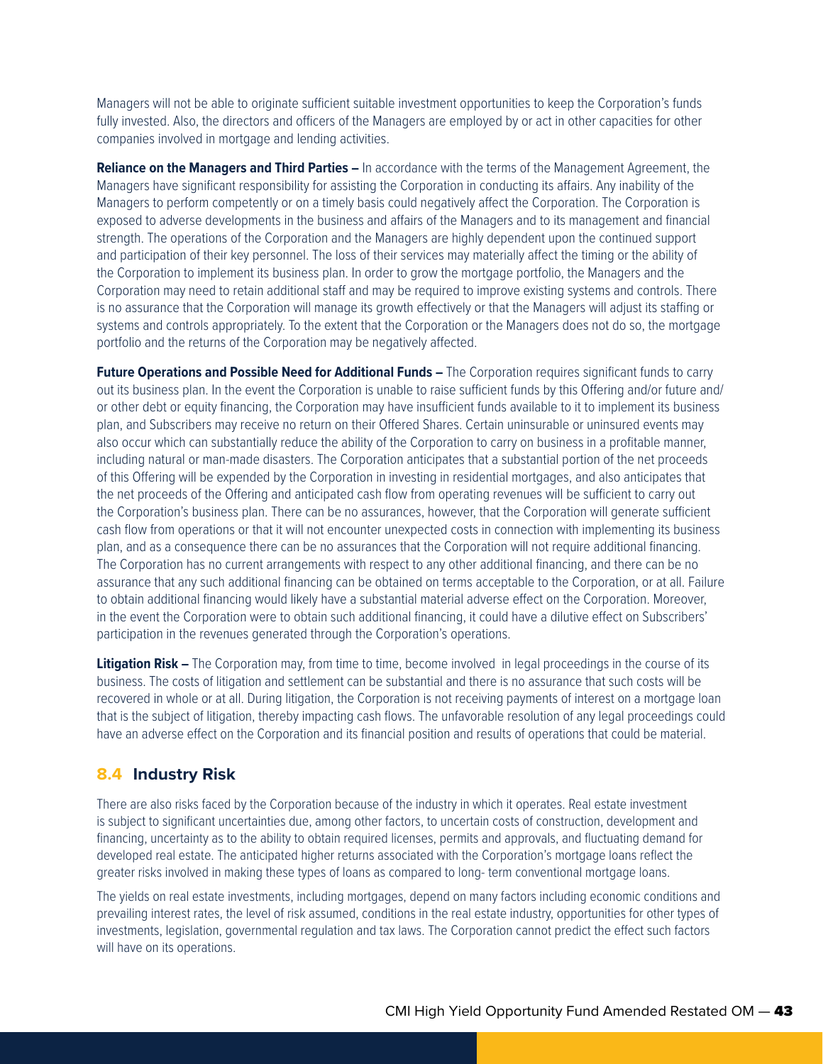Managers will not be able to originate sufficient suitable investment opportunities to keep the Corporation's funds fully invested. Also, the directors and officers of the Managers are employed by or act in other capacities for other companies involved in mortgage and lending activities.

**Reliance on the Managers and Third Parties –** In accordance with the terms of the Management Agreement, the Managers have significant responsibility for assisting the Corporation in conducting its affairs. Any inability of the Managers to perform competently or on a timely basis could negatively affect the Corporation. The Corporation is exposed to adverse developments in the business and affairs of the Managers and to its management and financial strength. The operations of the Corporation and the Managers are highly dependent upon the continued support and participation of their key personnel. The loss of their services may materially affect the timing or the ability of the Corporation to implement its business plan. In order to grow the mortgage portfolio, the Managers and the Corporation may need to retain additional staff and may be required to improve existing systems and controls. There is no assurance that the Corporation will manage its growth effectively or that the Managers will adjust its staffing or systems and controls appropriately. To the extent that the Corporation or the Managers does not do so, the mortgage portfolio and the returns of the Corporation may be negatively affected.

**Future Operations and Possible Need for Additional Funds –** The Corporation requires significant funds to carry out its business plan. In the event the Corporation is unable to raise sufficient funds by this Offering and/or future and/or other debt or equity financing, the Corporation may have insufficient funds available to it to implement its business plan, and Subscribers may receive no return on their Offered Shares. Certain uninsurable or uninsured events may also occur which can substantially reduce the ability of the Corporation to carry on business in a profitable manner, including natural or man-made disasters. The Corporation anticipates that a substantial portion of the net proceeds of this Offering will be expended by the Corporation in investing in residential mortgages, and also anticipates that the net proceeds of the Offering and anticipated cash flow from operating revenues will be sufficient to carry out the Corporation's business plan. There can be no assurances, however, that the Corporation will generate sufficient cash flow from operations or that it will not encounter unexpected costs in connection with implementing its business plan, and as a consequence there can be no assurances that the Corporation will not require additional financing. The Corporation has no current arrangements with respect to any other additional financing, and there can be no assurance that any such additional financing can be obtained on terms acceptable to the Corporation, or at all. Failure to obtain additional financing would likely have a substantial material adverse effect on the Corporation. Moreover, in the event the Corporation were to obtain such additional financing, it could have a dilutive effect on Subscribers' participation in the revenues generated through the Corporation's operations.

**Litigation Risk –** The Corporation may, from time to time, become involved in legal proceedings in the course of its business. The costs of litigation and settlement can be substantial and there is no assurance that such costs will be recovered in whole or at all. During litigation, the Corporation is not receiving payments of interest on a mortgage loan that is the subject of litigation, thereby impacting cash flows. The unfavorable resolution of any legal proceedings could have an adverse effect on the Corporation and its financial position and results of operations that could be material.

## 8.4 Industry Risk

There are also risks faced by the Corporation because of the industry in which it operates. Real estate investment is subject to significant uncertainties due, among other factors, to uncertain costs of construction, development and financing, uncertainty as to the ability to obtain required licenses, permits and approvals, and fluctuating demand for developed real estate. The anticipated higher returns associated with the Corporation's mortgage loans reflect the greater risks involved in making these types of loans as compared to long- term conventional mortgage loans.

The yields on real estate investments, including mortgages, depend on many factors including economic conditions and prevailing interest rates, the level of risk assumed, conditions in the real estate industry, opportunities for other types of investments, legislation, governmental regulation and tax laws. The Corporation cannot predict the effect such factors will have on its operations.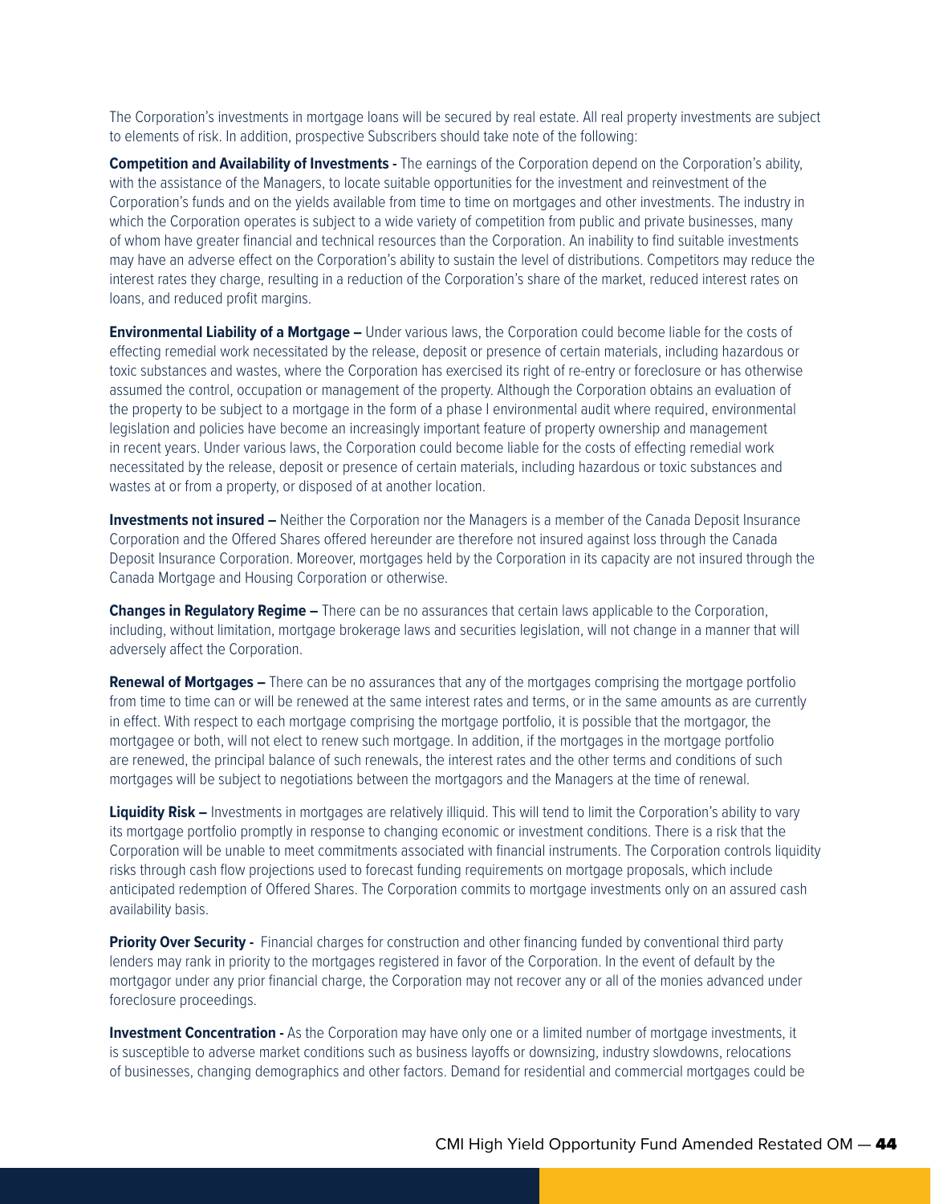The Corporation's investments in mortgage loans will be secured by real estate. All real property investments are subject to elements of risk. In addition, prospective Subscribers should take note of the following:

**Competition and Availability of Investments -** The earnings of the Corporation depend on the Corporation's ability, with the assistance of the Managers, to locate suitable opportunities for the investment and reinvestment of the Corporation's funds and on the yields available from time to time on mortgages and other investments. The industry in which the Corporation operates is subject to a wide variety of competition from public and private businesses, many of whom have greater financial and technical resources than the Corporation. An inability to find suitable investments may have an adverse effect on the Corporation's ability to sustain the level of distributions. Competitors may reduce the interest rates they charge, resulting in a reduction of the Corporation's share of the market, reduced interest rates on loans, and reduced profit margins.

**Environmental Liability of a Mortgage –** Under various laws, the Corporation could become liable for the costs of effecting remedial work necessitated by the release, deposit or presence of certain materials, including hazardous or toxic substances and wastes, where the Corporation has exercised its right of re-entry or foreclosure or has otherwise assumed the control, occupation or management of the property. Although the Corporation obtains an evaluation of the property to be subject to a mortgage in the form of a phase I environmental audit where required, environmental legislation and policies have become an increasingly important feature of property ownership and management in recent years. Under various laws, the Corporation could become liable for the costs of effecting remedial work necessitated by the release, deposit or presence of certain materials, including hazardous or toxic substances and wastes at or from a property, or disposed of at another location.

**Investments not insured –** Neither the Corporation nor the Managers is a member of the Canada Deposit Insurance Corporation and the Offered Shares offered hereunder are therefore not insured against loss through the Canada Deposit Insurance Corporation. Moreover, mortgages held by the Corporation in its capacity are not insured through the Canada Mortgage and Housing Corporation or otherwise.

**Changes in Regulatory Regime –** There can be no assurances that certain laws applicable to the Corporation, including, without limitation, mortgage brokerage laws and securities legislation, will not change in a manner that will adversely affect the Corporation.

**Renewal of Mortgages –** There can be no assurances that any of the mortgages comprising the mortgage portfolio from time to time can or will be renewed at the same interest rates and terms, or in the same amounts as are currently in effect. With respect to each mortgage comprising the mortgage portfolio, it is possible that the mortgagor, the mortgagee or both, will not elect to renew such mortgage. In addition, if the mortgages in the mortgage portfolio are renewed, the principal balance of such renewals, the interest rates and the other terms and conditions of such mortgages will be subject to negotiations between the mortgagors and the Managers at the time of renewal.

**Liquidity Risk –** Investments in mortgages are relatively illiquid. This will tend to limit the Corporation's ability to vary its mortgage portfolio promptly in response to changing economic or investment conditions. There is a risk that the Corporation will be unable to meet commitments associated with financial instruments. The Corporation controls liquidity risks through cash flow projections used to forecast funding requirements on mortgage proposals, which include anticipated redemption of Offered Shares. The Corporation commits to mortgage investments only on an assured cash availability basis.

**Priority Over Security -** Financial charges for construction and other financing funded by conventional third party lenders may rank in priority to the mortgages registered in favor of the Corporation. In the event of default by the mortgagor under any prior financial charge, the Corporation may not recover any or all of the monies advanced under foreclosure proceedings.

**Investment Concentration -** As the Corporation may have only one or a limited number of mortgage investments, it is susceptible to adverse market conditions such as business layoffs or downsizing, industry slowdowns, relocations of businesses, changing demographics and other factors. Demand for residential and commercial mortgages could be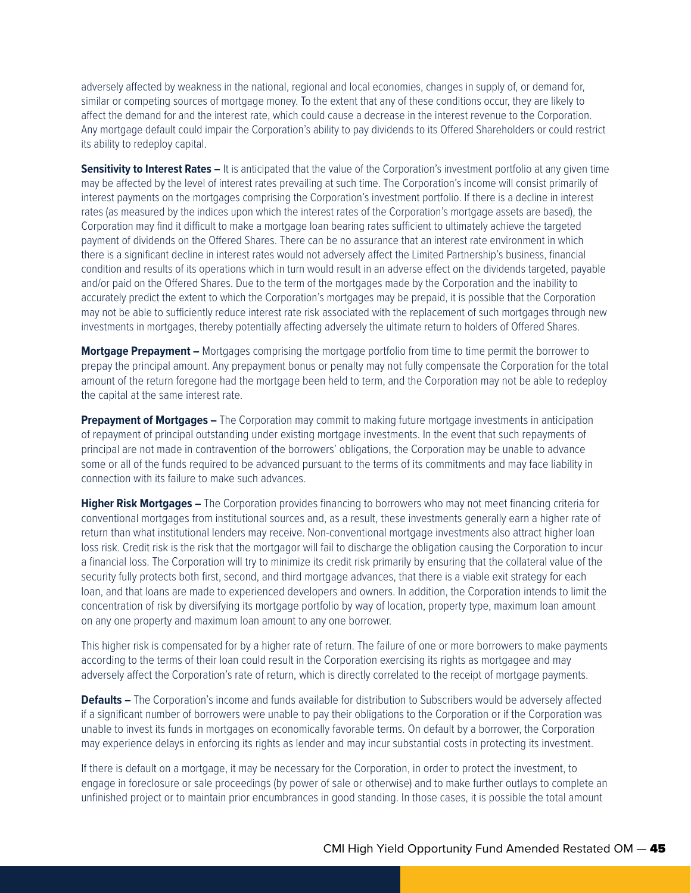adversely affected by weakness in the national, regional and local economies, changes in supply of, or demand for, similar or competing sources of mortgage money. To the extent that any of these conditions occur, they are likely to affect the demand for and the interest rate, which could cause a decrease in the interest revenue to the Corporation. Any mortgage default could impair the Corporation's ability to pay dividends to its Offered Shareholders or could restrict its ability to redeploy capital.

**Sensitivity to Interest Rates –** It is anticipated that the value of the Corporation's investment portfolio at any given time may be affected by the level of interest rates prevailing at such time. The Corporation's income will consist primarily of interest payments on the mortgages comprising the Corporation's investment portfolio. If there is a decline in interest rates (as measured by the indices upon which the interest rates of the Corporation's mortgage assets are based), the Corporation may find it difficult to make a mortgage loan bearing rates sufficient to ultimately achieve the targeted payment of dividends on the Offered Shares. There can be no assurance that an interest rate environment in which there is a significant decline in interest rates would not adversely affect the Limited Partnership's business, financial condition and results of its operations which in turn would result in an adverse effect on the dividends targeted, payable and/or paid on the Offered Shares. Due to the term of the mortgages made by the Corporation and the inability to accurately predict the extent to which the Corporation's mortgages may be prepaid, it is possible that the Corporation may not be able to sufficiently reduce interest rate risk associated with the replacement of such mortgages through new investments in mortgages, thereby potentially affecting adversely the ultimate return to holders of Offered Shares.

**Mortgage Prepayment –** Mortgages comprising the mortgage portfolio from time to time permit the borrower to prepay the principal amount. Any prepayment bonus or penalty may not fully compensate the Corporation for the total amount of the return foregone had the mortgage been held to term, and the Corporation may not be able to redeploy the capital at the same interest rate.

**Prepayment of Mortgages –** The Corporation may commit to making future mortgage investments in anticipation of repayment of principal outstanding under existing mortgage investments. In the event that such repayments of principal are not made in contravention of the borrowers' obligations, the Corporation may be unable to advance some or all of the funds required to be advanced pursuant to the terms of its commitments and may face liability in connection with its failure to make such advances.

**Higher Risk Mortgages –** The Corporation provides financing to borrowers who may not meet financing criteria for conventional mortgages from institutional sources and, as a result, these investments generally earn a higher rate of return than what institutional lenders may receive. Non-conventional mortgage investments also attract higher loan loss risk. Credit risk is the risk that the mortgagor will fail to discharge the obligation causing the Corporation to incur a financial loss. The Corporation will try to minimize its credit risk primarily by ensuring that the collateral value of the security fully protects both first, second, and third mortgage advances, that there is a viable exit strategy for each loan, and that loans are made to experienced developers and owners. In addition, the Corporation intends to limit the concentration of risk by diversifying its mortgage portfolio by way of location, property type, maximum loan amount on any one property and maximum loan amount to any one borrower.

This higher risk is compensated for by a higher rate of return. The failure of one or more borrowers to make payments according to the terms of their loan could result in the Corporation exercising its rights as mortgagee and may adversely affect the Corporation's rate of return, which is directly correlated to the receipt of mortgage payments.

**Defaults –** The Corporation's income and funds available for distribution to Subscribers would be adversely affected if a significant number of borrowers were unable to pay their obligations to the Corporation or if the Corporation was unable to invest its funds in mortgages on economically favorable terms. On default by a borrower, the Corporation may experience delays in enforcing its rights as lender and may incur substantial costs in protecting its investment.

If there is default on a mortgage, it may be necessary for the Corporation, in order to protect the investment, to engage in foreclosure or sale proceedings (by power of sale or otherwise) and to make further outlays to complete an unfinished project or to maintain prior encumbrances in good standing. In those cases, it is possible the total amount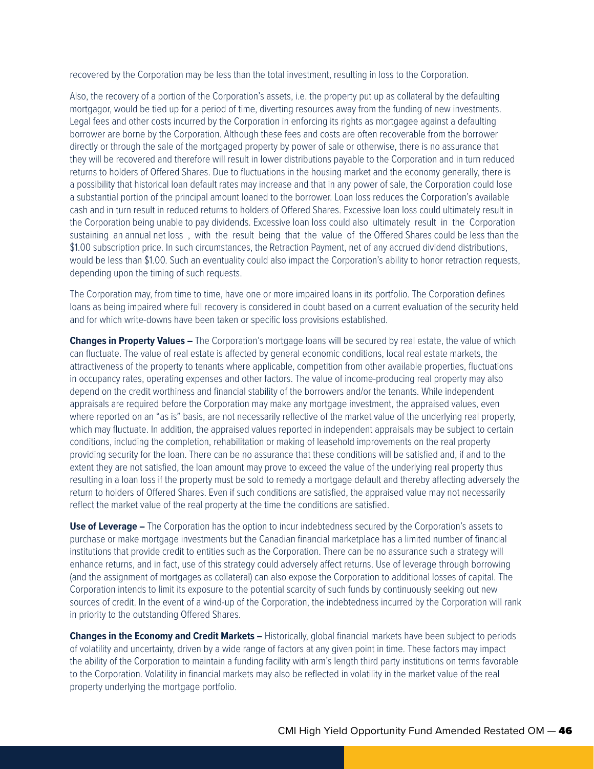recovered by the Corporation may be less than the total investment, resulting in loss to the Corporation.

Also, the recovery of a portion of the Corporation's assets, i.e. the property put up as collateral by the defaulting mortgagor, would be tied up for a period of time, diverting resources away from the funding of new investments. Legal fees and other costs incurred by the Corporation in enforcing its rights as mortgagee against a defaulting borrower are borne by the Corporation. Although these fees and costs are often recoverable from the borrower directly or through the sale of the mortgaged property by power of sale or otherwise, there is no assurance that they will be recovered and therefore will result in lower distributions payable to the Corporation and in turn reduced returns to holders of Offered Shares. Due to fluctuations in the housing market and the economy generally, there is a possibility that historical loan default rates may increase and that in any power of sale, the Corporation could lose a substantial portion of the principal amount loaned to the borrower. Loan loss reduces the Corporation's available cash and in turn result in reduced returns to holders of Offered Shares. Excessive loan loss could ultimately result in the Corporation being unable to pay dividends. Excessive loan loss could also ultimately result in the Corporation sustaining an annual net loss , with the result being that the value of the Offered Shares could be less than the $1.00 subscription price. In such circumstances, the Retraction Payment, net of any accrued dividend distributions, would be less than $1.00. Such an eventuality could also impact the Corporation's ability to honor retraction requests, depending upon the timing of such requests.

The Corporation may, from time to time, have one or more impaired loans in its portfolio. The Corporation defines loans as being impaired where full recovery is considered in doubt based on a current evaluation of the security held and for which write-downs have been taken or specific loss provisions established.

**Changes in Property Values –** The Corporation's mortgage loans will be secured by real estate, the value of which can fluctuate. The value of real estate is affected by general economic conditions, local real estate markets, the attractiveness of the property to tenants where applicable, competition from other available properties, fluctuations in occupancy rates, operating expenses and other factors. The value of income-producing real property may also depend on the credit worthiness and financial stability of the borrowers and/or the tenants. While independent appraisals are required before the Corporation may make any mortgage investment, the appraised values, even where reported on an "as is" basis, are not necessarily reflective of the market value of the underlying real property, which may fluctuate. In addition, the appraised values reported in independent appraisals may be subject to certain conditions, including the completion, rehabilitation or making of leasehold improvements on the real property providing security for the loan. There can be no assurance that these conditions will be satisfied and, if and to the extent they are not satisfied, the loan amount may prove to exceed the value of the underlying real property thus resulting in a loan loss if the property must be sold to remedy a mortgage default and thereby affecting adversely the return to holders of Offered Shares. Even if such conditions are satisfied, the appraised value may not necessarily reflect the market value of the real property at the time the conditions are satisfied.

**Use of Leverage –** The Corporation has the option to incur indebtedness secured by the Corporation's assets to purchase or make mortgage investments but the Canadian financial marketplace has a limited number of financial institutions that provide credit to entities such as the Corporation. There can be no assurance such a strategy will enhance returns, and in fact, use of this strategy could adversely affect returns. Use of leverage through borrowing (and the assignment of mortgages as collateral) can also expose the Corporation to additional losses of capital. The Corporation intends to limit its exposure to the potential scarcity of such funds by continuously seeking out new sources of credit. In the event of a wind-up of the Corporation, the indebtedness incurred by the Corporation will rank in priority to the outstanding Offered Shares.

**Changes in the Economy and Credit Markets –** Historically, global financial markets have been subject to periods of volatility and uncertainty, driven by a wide range of factors at any given point in time. These factors may impact the ability of the Corporation to maintain a funding facility with arm's length third party institutions on terms favorable to the Corporation. Volatility in financial markets may also be reflected in volatility in the market value of the real property underlying the mortgage portfolio.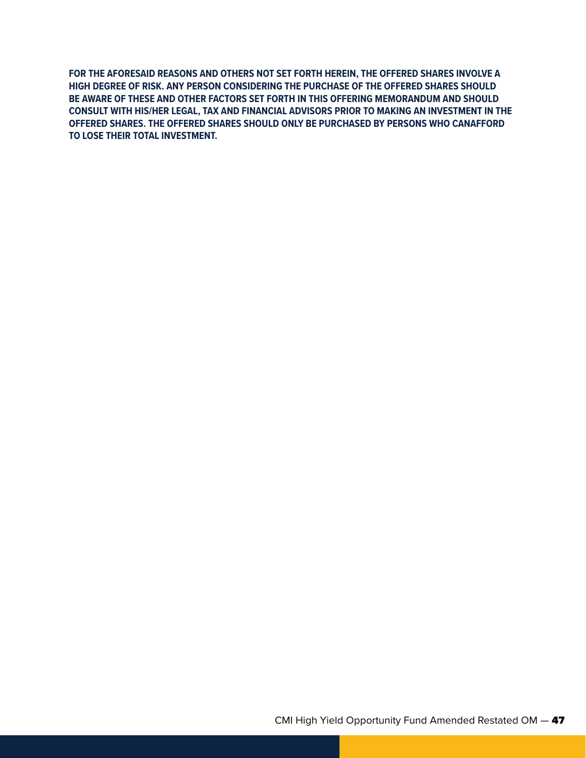**FOR THE AFORESAID REASONS AND OTHERS NOT SET FORTH HEREIN, THE OFFERED SHARES INVOLVE A HIGH DEGREE OF RISK. ANY PERSON CONSIDERING THE PURCHASE OF THE OFFERED SHARES SHOULD BE AWARE OF THESE AND OTHER FACTORS SET FORTH IN THIS OFFERING MEMORANDUM AND SHOULD CONSULT WITH HIS/HER LEGAL, TAX AND FINANCIAL ADVISORS PRIOR TO MAKING AN INVESTMENT IN THE OFFERED SHARES. THE OFFERED SHARES SHOULD ONLY BE PURCHASED BY PERSONS WHO CANAFFORD TO LOSE THEIR TOTAL INVESTMENT.**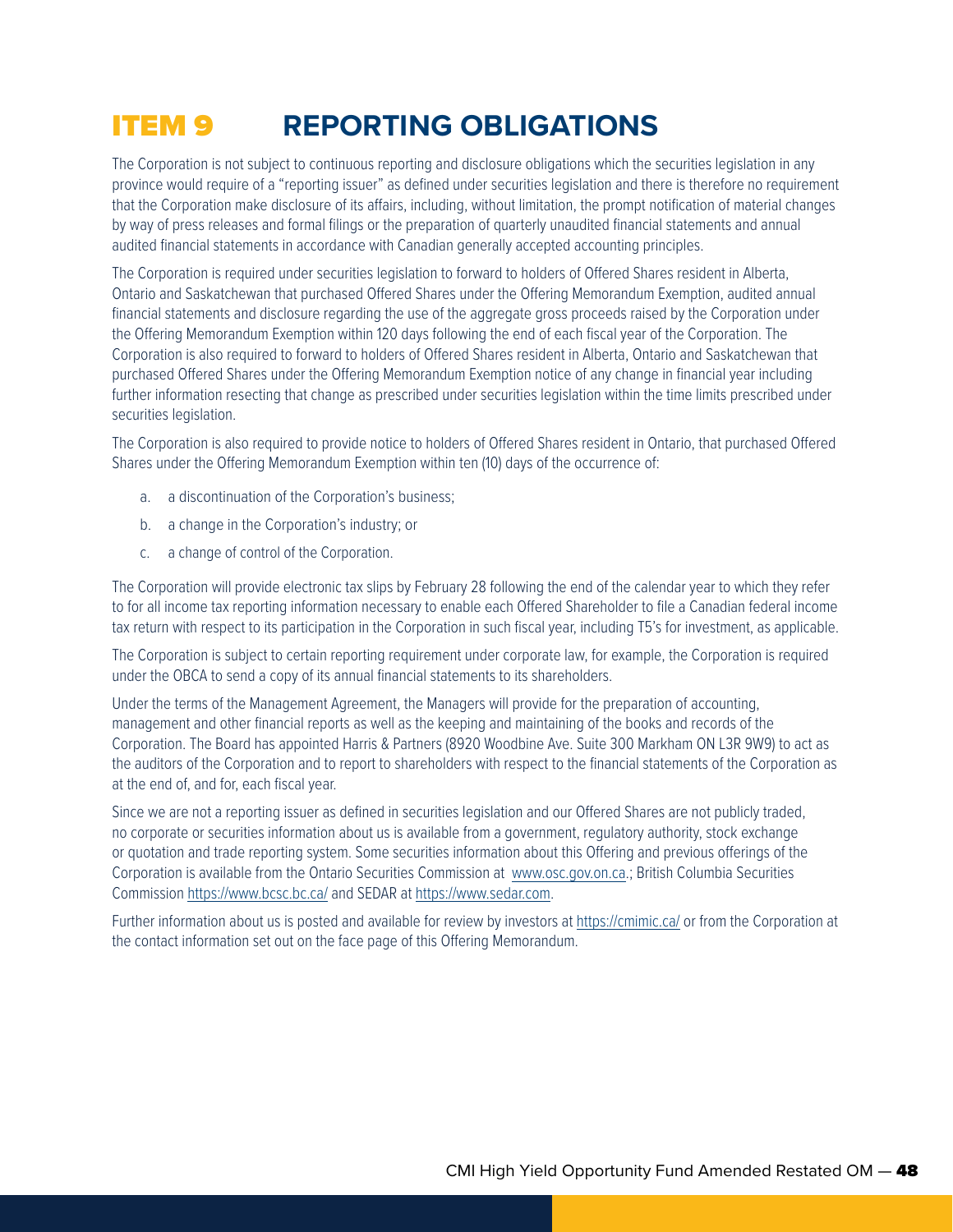# ITEM 9 REPORTING OBLIGATIONS

The Corporation is not subject to continuous reporting and disclosure obligations which the securities legislation in any province would require of a "reporting issuer" as defined under securities legislation and there is therefore no requirement that the Corporation make disclosure of its affairs, including, without limitation, the prompt notification of material changes by way of press releases and formal filings or the preparation of quarterly unaudited financial statements and annual audited financial statements in accordance with Canadian generally accepted accounting principles.

The Corporation is required under securities legislation to forward to holders of Offered Shares resident in Alberta, Ontario and Saskatchewan that purchased Offered Shares under the Offering Memorandum Exemption, audited annual financial statements and disclosure regarding the use of the aggregate gross proceeds raised by the Corporation under the Offering Memorandum Exemption within 120 days following the end of each fiscal year of the Corporation. The Corporation is also required to forward to holders of Offered Shares resident in Alberta, Ontario and Saskatchewan that purchased Offered Shares under the Offering Memorandum Exemption notice of any change in financial year including further information resecting that change as prescribed under securities legislation within the time limits prescribed under securities legislation.

The Corporation is also required to provide notice to holders of Offered Shares resident in Ontario, that purchased Offered Shares under the Offering Memorandum Exemption within ten (10) days of the occurrence of:

a. a discontinuation of the Corporation's business;

b. a change in the Corporation's industry; or

c. a change of control of the Corporation.

The Corporation will provide electronic tax slips by February 28 following the end of the calendar year to which they refer to for all income tax reporting information necessary to enable each Offered Shareholder to file a Canadian federal income tax return with respect to its participation in the Corporation in such fiscal year, including T5's for investment, as applicable.

The Corporation is subject to certain reporting requirement under corporate law, for example, the Corporation is required under the OBCA to send a copy of its annual financial statements to its shareholders.

Under the terms of the Management Agreement, the Managers will provide for the preparation of accounting, management and other financial reports as well as the keeping and maintaining of the books and records of the Corporation. The Board has appointed Harris & Partners (8920 Woodbine Ave. Suite 300 Markham ON L3R 9W9) to act as the auditors of the Corporation and to report to shareholders with respect to the financial statements of the Corporation as at the end of, and for, each fiscal year.

Since we are not a reporting issuer as defined in securities legislation and our Offered Shares are not publicly traded, no corporate or securities information about us is available from a government, regulatory authority, stock exchange or quotation and trade reporting system. Some securities information about this Offering and previous offerings of the Corporation is available from the Ontario Securities Commission at www.osc.gov.on.ca.; British Columbia Securities Commission https://www.bcsc.bc.ca/ and SEDAR at https://www.sedar.com.

Further information about us is posted and available for review by investors at https://cmimic.ca/ or from the Corporation at the contact information set out on the face page of this Offering Memorandum.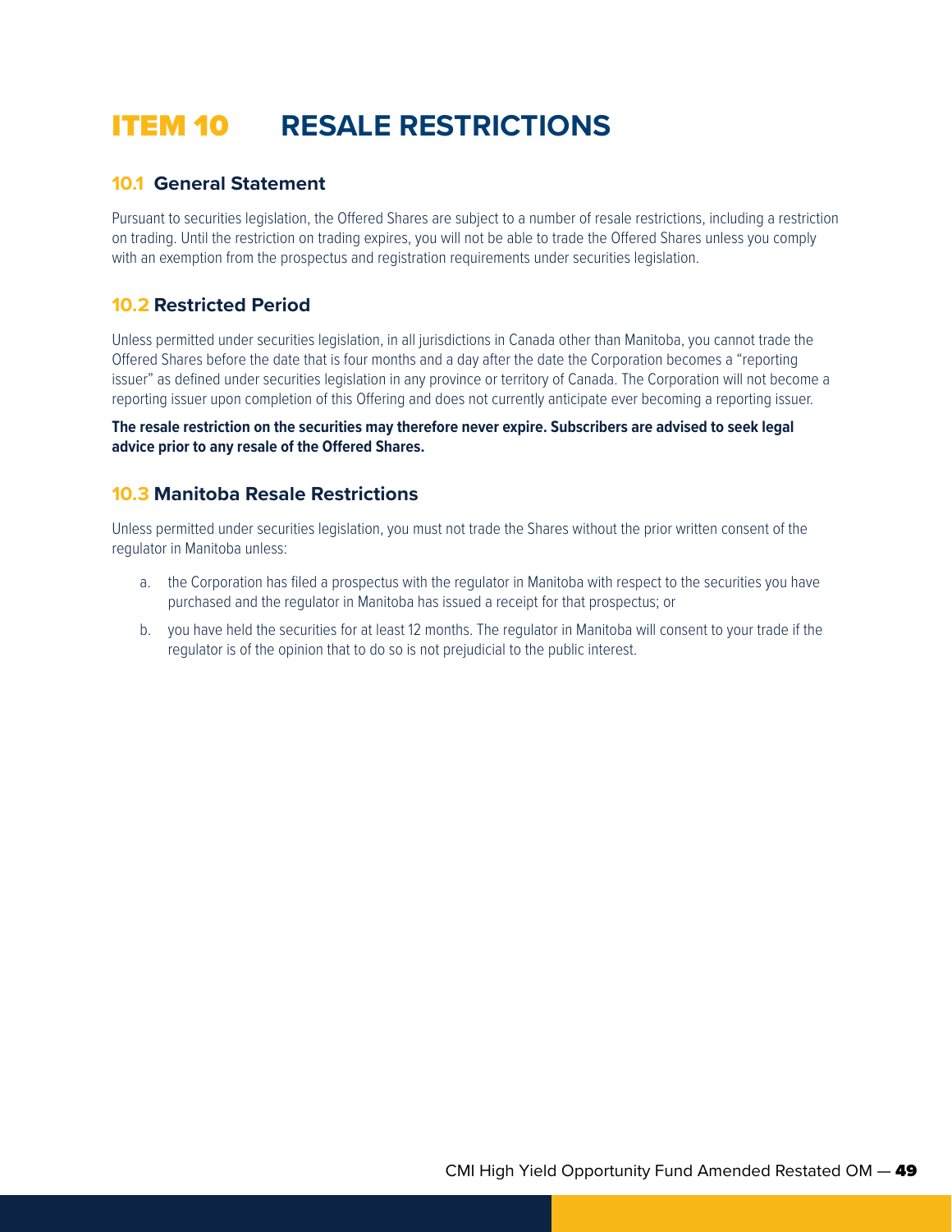# ITEM 10 RESALE RESTRICTIONS

## 10.1 General Statement

Pursuant to securities legislation, the Offered Shares are subject to a number of resale restrictions, including a restriction on trading. Until the restriction on trading expires, you will not be able to trade the Offered Shares unless you comply with an exemption from the prospectus and registration requirements under securities legislation.

## 10.2 Restricted Period

Unless permitted under securities legislation, in all jurisdictions in Canada other than Manitoba, you cannot trade the Offered Shares before the date that is four months and a day after the date the Corporation becomes a "reporting issuer" as defined under securities legislation in any province or territory of Canada. The Corporation will not become a reporting issuer upon completion of this Offering and does not currently anticipate ever becoming a reporting issuer.

**The resale restriction on the securities may therefore never expire. Subscribers are advised to seek legal advice prior to any resale of the Offered Shares.**

## 10.3 Manitoba Resale Restrictions

Unless permitted under securities legislation, you must not trade the Shares without the prior written consent of the regulator in Manitoba unless:

a. the Corporation has filed a prospectus with the regulator in Manitoba with respect to the securities you have purchased and the regulator in Manitoba has issued a receipt for that prospectus; or

b. you have held the securities for at least 12 months. The regulator in Manitoba will consent to your trade if the regulator is of the opinion that to do so is not prejudicial to the public interest.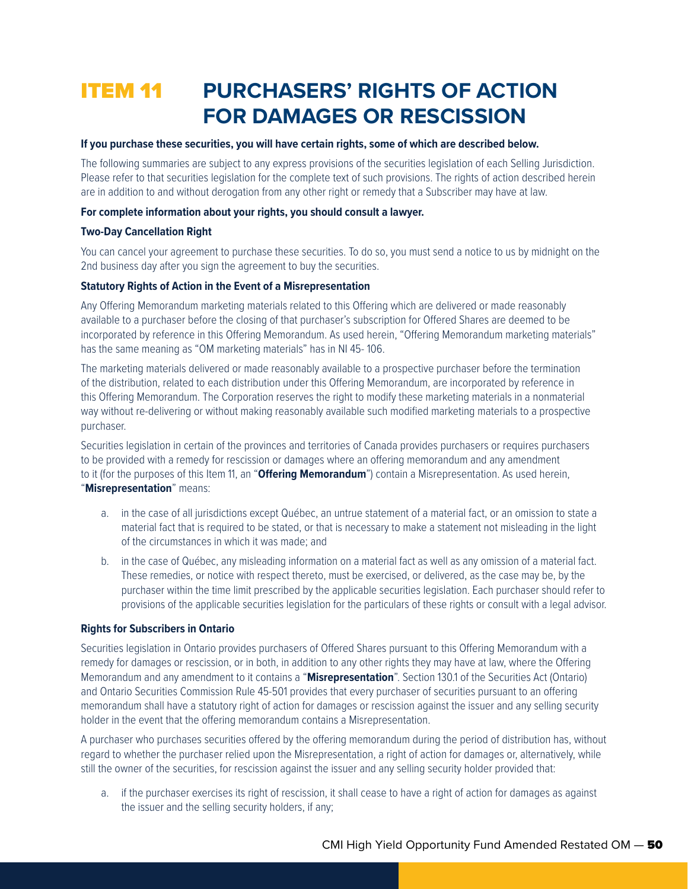# ITEM 11 PURCHASERS' RIGHTS OF ACTION FOR DAMAGES OR RESCISSION

**If you purchase these securities, you will have certain rights, some of which are described below.**

The following summaries are subject to any express provisions of the securities legislation of each Selling Jurisdiction. Please refer to that securities legislation for the complete text of such provisions. The rights of action described herein are in addition to and without derogation from any other right or remedy that a Subscriber may have at law.

**For complete information about your rights, you should consult a lawyer.**

**Two-Day Cancellation Right**

You can cancel your agreement to purchase these securities. To do so, you must send a notice to us by midnight on the 2nd business day after you sign the agreement to buy the securities.

**Statutory Rights of Action in the Event of a Misrepresentation**

Any Offering Memorandum marketing materials related to this Offering which are delivered or made reasonably available to a purchaser before the closing of that purchaser's subscription for Offered Shares are deemed to be incorporated by reference in this Offering Memorandum. As used herein, "Offering Memorandum marketing materials" has the same meaning as "OM marketing materials" has in NI 45- 106.

The marketing materials delivered or made reasonably available to a prospective purchaser before the termination of the distribution, related to each distribution under this Offering Memorandum, are incorporated by reference in this Offering Memorandum. The Corporation reserves the right to modify these marketing materials in a nonmaterial way without re-delivering or without making reasonably available such modified marketing materials to a prospective purchaser.

Securities legislation in certain of the provinces and territories of Canada provides purchasers or requires purchasers to be provided with a remedy for rescission or damages where an offering memorandum and any amendment to it (for the purposes of this Item 11, an "**Offering Memorandum**") contain a Misrepresentation. As used herein, "**Misrepresentation**" means:

a. in the case of all jurisdictions except Québec, an untrue statement of a material fact, or an omission to state a material fact that is required to be stated, or that is necessary to make a statement not misleading in the light of the circumstances in which it was made; and

b. in the case of Québec, any misleading information on a material fact as well as any omission of a material fact. These remedies, or notice with respect thereto, must be exercised, or delivered, as the case may be, by the purchaser within the time limit prescribed by the applicable securities legislation. Each purchaser should refer to provisions of the applicable securities legislation for the particulars of these rights or consult with a legal advisor.

**Rights for Subscribers in Ontario**

Securities legislation in Ontario provides purchasers of Offered Shares pursuant to this Offering Memorandum with a remedy for damages or rescission, or in both, in addition to any other rights they may have at law, where the Offering Memorandum and any amendment to it contains a "**Misrepresentation**". Section 130.1 of the Securities Act (Ontario) and Ontario Securities Commission Rule 45-501 provides that every purchaser of securities pursuant to an offering memorandum shall have a statutory right of action for damages or rescission against the issuer and any selling security holder in the event that the offering memorandum contains a Misrepresentation.

A purchaser who purchases securities offered by the offering memorandum during the period of distribution has, without regard to whether the purchaser relied upon the Misrepresentation, a right of action for damages or, alternatively, while still the owner of the securities, for rescission against the issuer and any selling security holder provided that:

a. if the purchaser exercises its right of rescission, it shall cease to have a right of action for damages as against the issuer and the selling security holders, if any;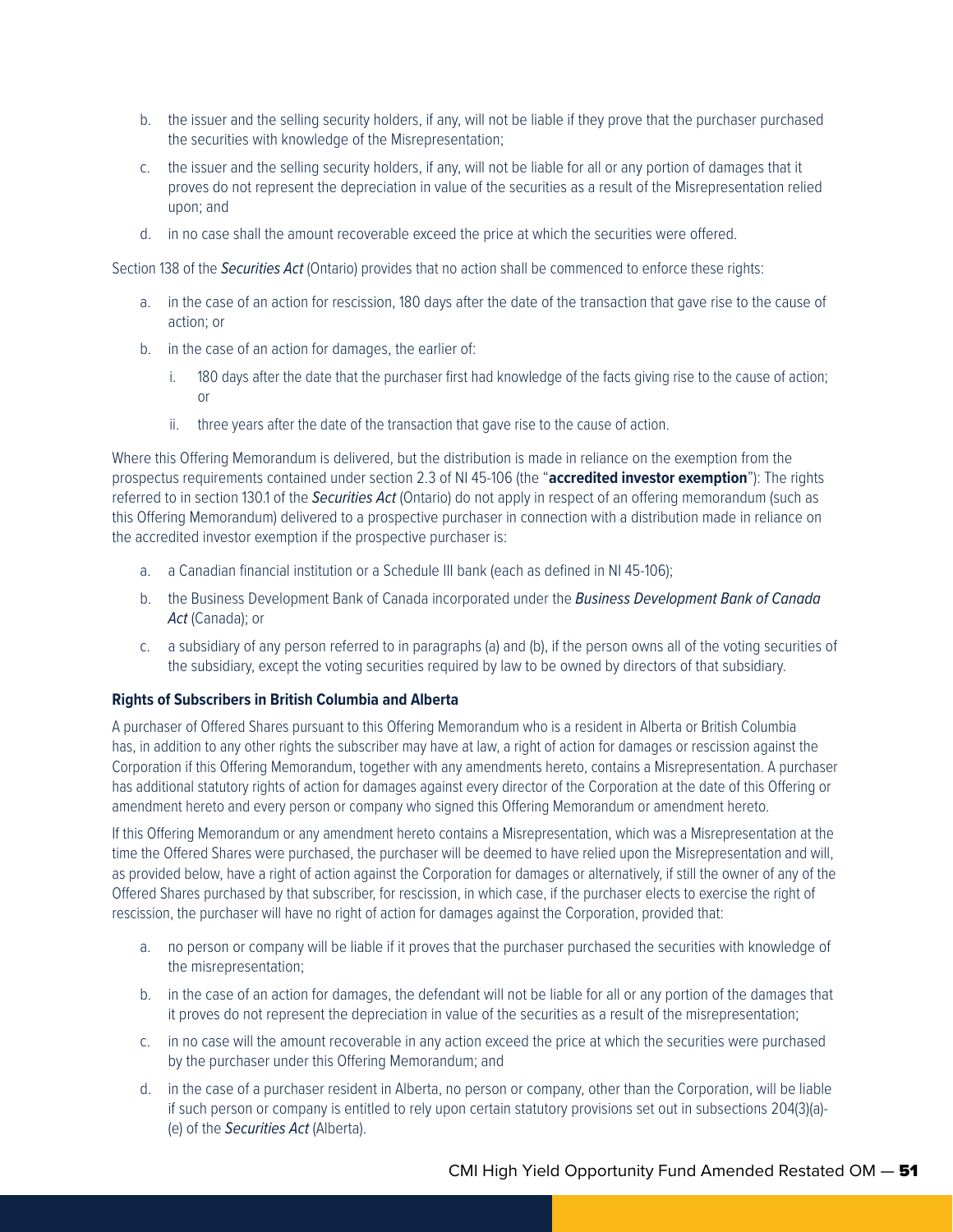b. the issuer and the selling security holders, if any, will not be liable if they prove that the purchaser purchased the securities with knowledge of the Misrepresentation;

c. the issuer and the selling security holders, if any, will not be liable for all or any portion of damages that it proves do not represent the depreciation in value of the securities as a result of the Misrepresentation relied upon; and

d. in no case shall the amount recoverable exceed the price at which the securities were offered.

Section 138 of the *Securities Act* (Ontario) provides that no action shall be commenced to enforce these rights:

a. in the case of an action for rescission, 180 days after the date of the transaction that gave rise to the cause of action; or

b. in the case of an action for damages, the earlier of:

   i. 180 days after the date that the purchaser first had knowledge of the facts giving rise to the cause of action; or

   ii. three years after the date of the transaction that gave rise to the cause of action.

Where this Offering Memorandum is delivered, but the distribution is made in reliance on the exemption from the prospectus requirements contained under section 2.3 of NI 45-106 (the "**accredited investor exemption**"): The rights referred to in section 130.1 of the *Securities Act* (Ontario) do not apply in respect of an offering memorandum (such as this Offering Memorandum) delivered to a prospective purchaser in connection with a distribution made in reliance on the accredited investor exemption if the prospective purchaser is:

a. a Canadian financial institution or a Schedule III bank (each as defined in NI 45-106);

b. the Business Development Bank of Canada incorporated under the *Business Development Bank of Canada Act* (Canada); or

c. a subsidiary of any person referred to in paragraphs (a) and (b), if the person owns all of the voting securities of the subsidiary, except the voting securities required by law to be owned by directors of that subsidiary.

**Rights of Subscribers in British Columbia and Alberta**

A purchaser of Offered Shares pursuant to this Offering Memorandum who is a resident in Alberta or British Columbia has, in addition to any other rights the subscriber may have at law, a right of action for damages or rescission against the Corporation if this Offering Memorandum, together with any amendments hereto, contains a Misrepresentation. A purchaser has additional statutory rights of action for damages against every director of the Corporation at the date of this Offering or amendment hereto and every person or company who signed this Offering Memorandum or amendment hereto.

If this Offering Memorandum or any amendment hereto contains a Misrepresentation, which was a Misrepresentation at the time the Offered Shares were purchased, the purchaser will be deemed to have relied upon the Misrepresentation and will, as provided below, have a right of action against the Corporation for damages or alternatively, if still the owner of any of the Offered Shares purchased by that subscriber, for rescission, in which case, if the purchaser elects to exercise the right of rescission, the purchaser will have no right of action for damages against the Corporation, provided that:

a. no person or company will be liable if it proves that the purchaser purchased the securities with knowledge of the misrepresentation;

b. in the case of an action for damages, the defendant will not be liable for all or any portion of the damages that it proves do not represent the depreciation in value of the securities as a result of the misrepresentation;

c. in no case will the amount recoverable in any action exceed the price at which the securities were purchased by the purchaser under this Offering Memorandum; and

d. in the case of a purchaser resident in Alberta, no person or company, other than the Corporation, will be liable if such person or company is entitled to rely upon certain statutory provisions set out in subsections 204(3)(a)-(e) of the *Securities Act* (Alberta).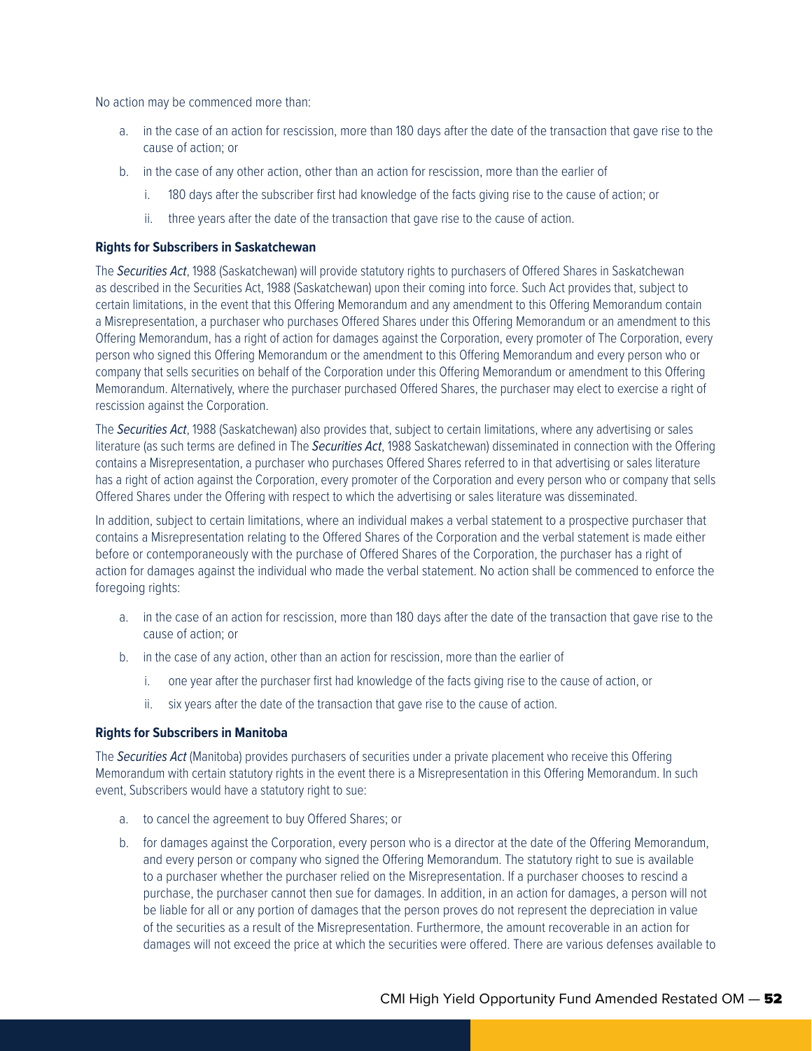No action may be commenced more than:

a. in the case of an action for rescission, more than 180 days after the date of the transaction that gave rise to the cause of action; or

b. in the case of any other action, other than an action for rescission, more than the earlier of

   i. 180 days after the subscriber first had knowledge of the facts giving rise to the cause of action; or

   ii. three years after the date of the transaction that gave rise to the cause of action.

**Rights for Subscribers in Saskatchewan**

The *Securities Act*, 1988 (Saskatchewan) will provide statutory rights to purchasers of Offered Shares in Saskatchewan as described in the Securities Act, 1988 (Saskatchewan) upon their coming into force. Such Act provides that, subject to certain limitations, in the event that this Offering Memorandum and any amendment to this Offering Memorandum contain a Misrepresentation, a purchaser who purchases Offered Shares under this Offering Memorandum or an amendment to this Offering Memorandum, has a right of action for damages against the Corporation, every promoter of The Corporation, every person who signed this Offering Memorandum or the amendment to this Offering Memorandum and every person who or company that sells securities on behalf of the Corporation under this Offering Memorandum or amendment to this Offering Memorandum. Alternatively, where the purchaser purchased Offered Shares, the purchaser may elect to exercise a right of rescission against the Corporation.

The *Securities Act*, 1988 (Saskatchewan) also provides that, subject to certain limitations, where any advertising or sales literature (as such terms are defined in The *Securities Act*, 1988 Saskatchewan) disseminated in connection with the Offering contains a Misrepresentation, a purchaser who purchases Offered Shares referred to in that advertising or sales literature has a right of action against the Corporation, every promoter of the Corporation and every person who or company that sells Offered Shares under the Offering with respect to which the advertising or sales literature was disseminated.

In addition, subject to certain limitations, where an individual makes a verbal statement to a prospective purchaser that contains a Misrepresentation relating to the Offered Shares of the Corporation and the verbal statement is made either before or contemporaneously with the purchase of Offered Shares of the Corporation, the purchaser has a right of action for damages against the individual who made the verbal statement. No action shall be commenced to enforce the foregoing rights:

a. in the case of an action for rescission, more than 180 days after the date of the transaction that gave rise to the cause of action; or

b. in the case of any action, other than an action for rescission, more than the earlier of

   i. one year after the purchaser first had knowledge of the facts giving rise to the cause of action, or

   ii. six years after the date of the transaction that gave rise to the cause of action.

**Rights for Subscribers in Manitoba**

The *Securities Act* (Manitoba) provides purchasers of securities under a private placement who receive this Offering Memorandum with certain statutory rights in the event there is a Misrepresentation in this Offering Memorandum. In such event, Subscribers would have a statutory right to sue:

a. to cancel the agreement to buy Offered Shares; or

b. for damages against the Corporation, every person who is a director at the date of the Offering Memorandum, and every person or company who signed the Offering Memorandum. The statutory right to sue is available to a purchaser whether the purchaser relied on the Misrepresentation. If a purchaser chooses to rescind a purchase, the purchaser cannot then sue for damages. In addition, in an action for damages, a person will not be liable for all or any portion of damages that the person proves do not represent the depreciation in value of the securities as a result of the Misrepresentation. Furthermore, the amount recoverable in an action for damages will not exceed the price at which the securities were offered. There are various defenses available to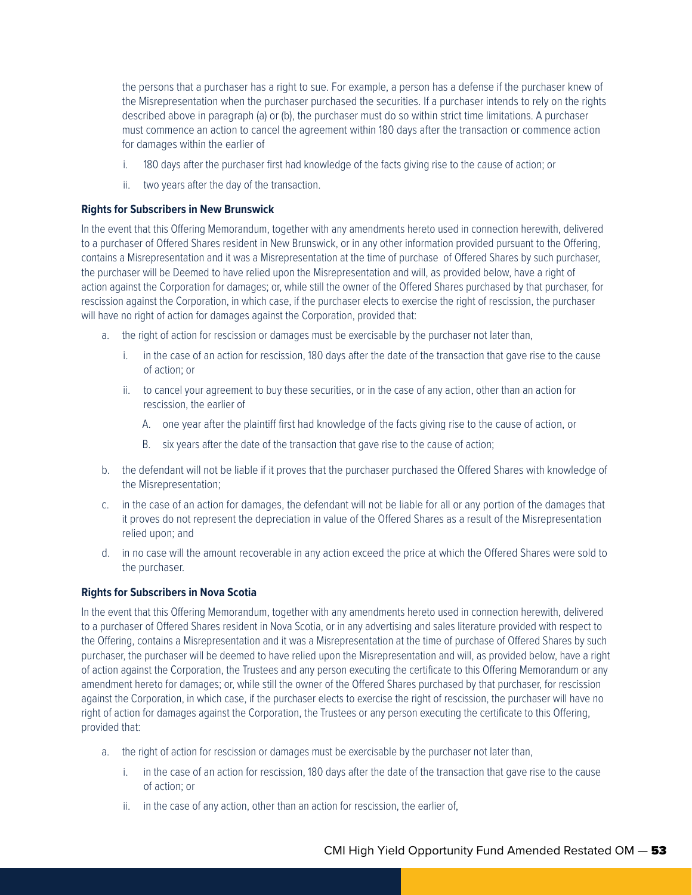the persons that a purchaser has a right to sue. For example, a person has a defense if the purchaser knew of the Misrepresentation when the purchaser purchased the securities. If a purchaser intends to rely on the rights described above in paragraph (a) or (b), the purchaser must do so within strict time limitations. A purchaser must commence an action to cancel the agreement within 180 days after the transaction or commence action for damages within the earlier of

i. 180 days after the purchaser first had knowledge of the facts giving rise to the cause of action; or

ii. two years after the day of the transaction.

**Rights for Subscribers in New Brunswick**

In the event that this Offering Memorandum, together with any amendments hereto used in connection herewith, delivered to a purchaser of Offered Shares resident in New Brunswick, or in any other information provided pursuant to the Offering, contains a Misrepresentation and it was a Misrepresentation at the time of purchase of Offered Shares by such purchaser, the purchaser will be Deemed to have relied upon the Misrepresentation and will, as provided below, have a right of action against the Corporation for damages; or, while still the owner of the Offered Shares purchased by that purchaser, for rescission against the Corporation, in which case, if the purchaser elects to exercise the right of rescission, the purchaser will have no right of action for damages against the Corporation, provided that:

a. the right of action for rescission or damages must be exercisable by the purchaser not later than,

   i. in the case of an action for rescission, 180 days after the date of the transaction that gave rise to the cause of action; or

   ii. to cancel your agreement to buy these securities, or in the case of any action, other than an action for rescission, the earlier of

      A. one year after the plaintiff first had knowledge of the facts giving rise to the cause of action, or

      B. six years after the date of the transaction that gave rise to the cause of action;

b. the defendant will not be liable if it proves that the purchaser purchased the Offered Shares with knowledge of the Misrepresentation;

c. in the case of an action for damages, the defendant will not be liable for all or any portion of the damages that it proves do not represent the depreciation in value of the Offered Shares as a result of the Misrepresentation relied upon; and

d. in no case will the amount recoverable in any action exceed the price at which the Offered Shares were sold to the purchaser.

**Rights for Subscribers in Nova Scotia**

In the event that this Offering Memorandum, together with any amendments hereto used in connection herewith, delivered to a purchaser of Offered Shares resident in Nova Scotia, or in any advertising and sales literature provided with respect to the Offering, contains a Misrepresentation and it was a Misrepresentation at the time of purchase of Offered Shares by such purchaser, the purchaser will be deemed to have relied upon the Misrepresentation and will, as provided below, have a right of action against the Corporation, the Trustees and any person executing the certificate to this Offering Memorandum or any amendment hereto for damages; or, while still the owner of the Offered Shares purchased by that purchaser, for rescission against the Corporation, in which case, if the purchaser elects to exercise the right of rescission, the purchaser will have no right of action for damages against the Corporation, the Trustees or any person executing the certificate to this Offering, provided that:

a. the right of action for rescission or damages must be exercisable by the purchaser not later than,

   i. in the case of an action for rescission, 180 days after the date of the transaction that gave rise to the cause of action; or

   ii. in the case of any action, other than an action for rescission, the earlier of,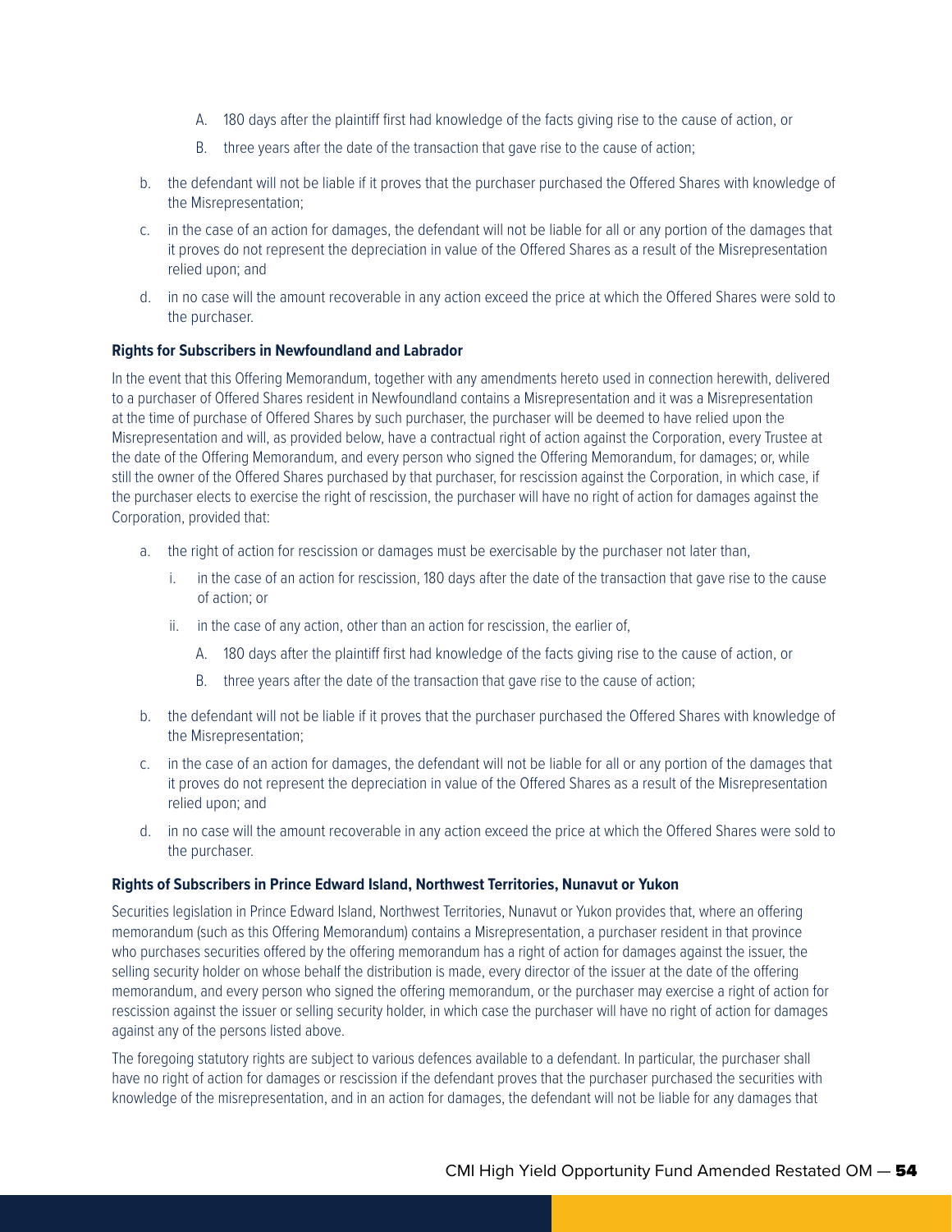- A. 180 days after the plaintiff first had knowledge of the facts giving rise to the cause of action, or
   - B. three years after the date of the transaction that gave rise to the cause of action;

b. the defendant will not be liable if it proves that the purchaser purchased the Offered Shares with knowledge of the Misrepresentation;

c. in the case of an action for damages, the defendant will not be liable for all or any portion of the damages that it proves do not represent the depreciation in value of the Offered Shares as a result of the Misrepresentation relied upon; and

d. in no case will the amount recoverable in any action exceed the price at which the Offered Shares were sold to the purchaser.

**Rights for Subscribers in Newfoundland and Labrador**

In the event that this Offering Memorandum, together with any amendments hereto used in connection herewith, delivered to a purchaser of Offered Shares resident in Newfoundland contains a Misrepresentation and it was a Misrepresentation at the time of purchase of Offered Shares by such purchaser, the purchaser will be deemed to have relied upon the Misrepresentation and will, as provided below, have a contractual right of action against the Corporation, every Trustee at the date of the Offering Memorandum, and every person who signed the Offering Memorandum, for damages; or, while still the owner of the Offered Shares purchased by that purchaser, for rescission against the Corporation, in which case, if the purchaser elects to exercise the right of rescission, the purchaser will have no right of action for damages against the Corporation, provided that:

a. the right of action for rescission or damages must be exercisable by the purchaser not later than,
   - i. in the case of an action for rescission, 180 days after the date of the transaction that gave rise to the cause of action; or
   - ii. in the case of any action, other than an action for rescission, the earlier of,
     - A. 180 days after the plaintiff first had knowledge of the facts giving rise to the cause of action, or
     - B. three years after the date of the transaction that gave rise to the cause of action;

b. the defendant will not be liable if it proves that the purchaser purchased the Offered Shares with knowledge of the Misrepresentation;

c. in the case of an action for damages, the defendant will not be liable for all or any portion of the damages that it proves do not represent the depreciation in value of the Offered Shares as a result of the Misrepresentation relied upon; and

d. in no case will the amount recoverable in any action exceed the price at which the Offered Shares were sold to the purchaser.

**Rights of Subscribers in Prince Edward Island, Northwest Territories, Nunavut or Yukon**

Securities legislation in Prince Edward Island, Northwest Territories, Nunavut or Yukon provides that, where an offering memorandum (such as this Offering Memorandum) contains a Misrepresentation, a purchaser resident in that province who purchases securities offered by the offering memorandum has a right of action for damages against the issuer, the selling security holder on whose behalf the distribution is made, every director of the issuer at the date of the offering memorandum, and every person who signed the offering memorandum, or the purchaser may exercise a right of action for rescission against the issuer or selling security holder, in which case the purchaser will have no right of action for damages against any of the persons listed above.

The foregoing statutory rights are subject to various defences available to a defendant. In particular, the purchaser shall have no right of action for damages or rescission if the defendant proves that the purchaser purchased the securities with knowledge of the misrepresentation, and in an action for damages, the defendant will not be liable for any damages that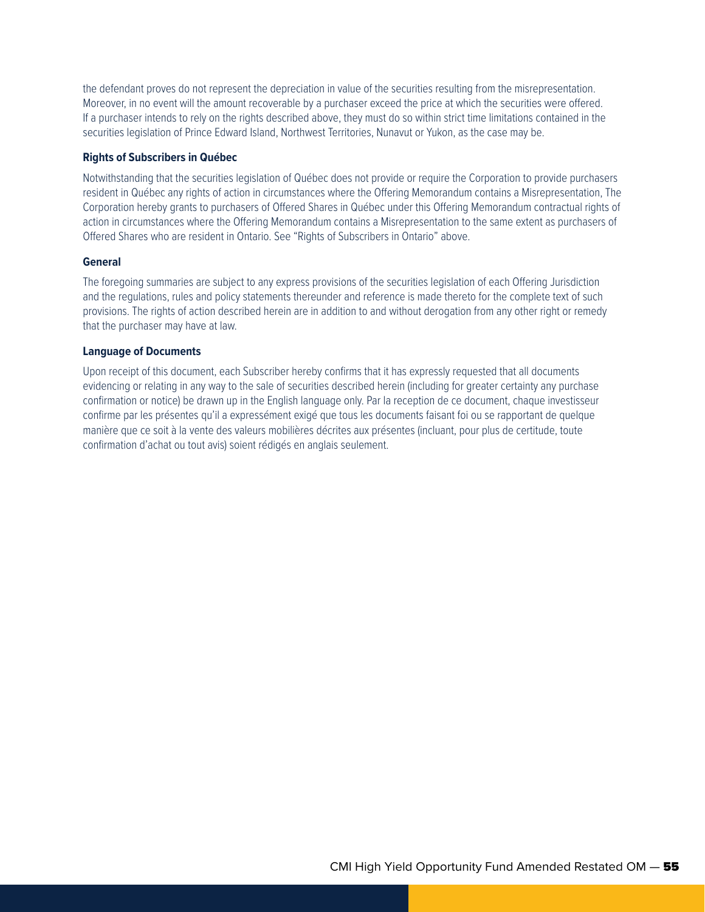the defendant proves do not represent the depreciation in value of the securities resulting from the misrepresentation. Moreover, in no event will the amount recoverable by a purchaser exceed the price at which the securities were offered. If a purchaser intends to rely on the rights described above, they must do so within strict time limitations contained in the securities legislation of Prince Edward Island, Northwest Territories, Nunavut or Yukon, as the case may be.

**Rights of Subscribers in Québec**

Notwithstanding that the securities legislation of Québec does not provide or require the Corporation to provide purchasers resident in Québec any rights of action in circumstances where the Offering Memorandum contains a Misrepresentation, The Corporation hereby grants to purchasers of Offered Shares in Québec under this Offering Memorandum contractual rights of action in circumstances where the Offering Memorandum contains a Misrepresentation to the same extent as purchasers of Offered Shares who are resident in Ontario. See "Rights of Subscribers in Ontario" above.

**General**

The foregoing summaries are subject to any express provisions of the securities legislation of each Offering Jurisdiction and the regulations, rules and policy statements thereunder and reference is made thereto for the complete text of such provisions. The rights of action described herein are in addition to and without derogation from any other right or remedy that the purchaser may have at law.

**Language of Documents**

Upon receipt of this document, each Subscriber hereby confirms that it has expressly requested that all documents evidencing or relating in any way to the sale of securities described herein (including for greater certainty any purchase confirmation or notice) be drawn up in the English language only. Par la reception de ce document, chaque investisseur confirme par les présentes qu'il a expressément exigé que tous les documents faisant foi ou se rapportant de quelque manière que ce soit à la vente des valeurs mobilières décrites aux présentes (incluant, pour plus de certitude, toute confirmation d'achat ou tout avis) soient rédigés en anglais seulement.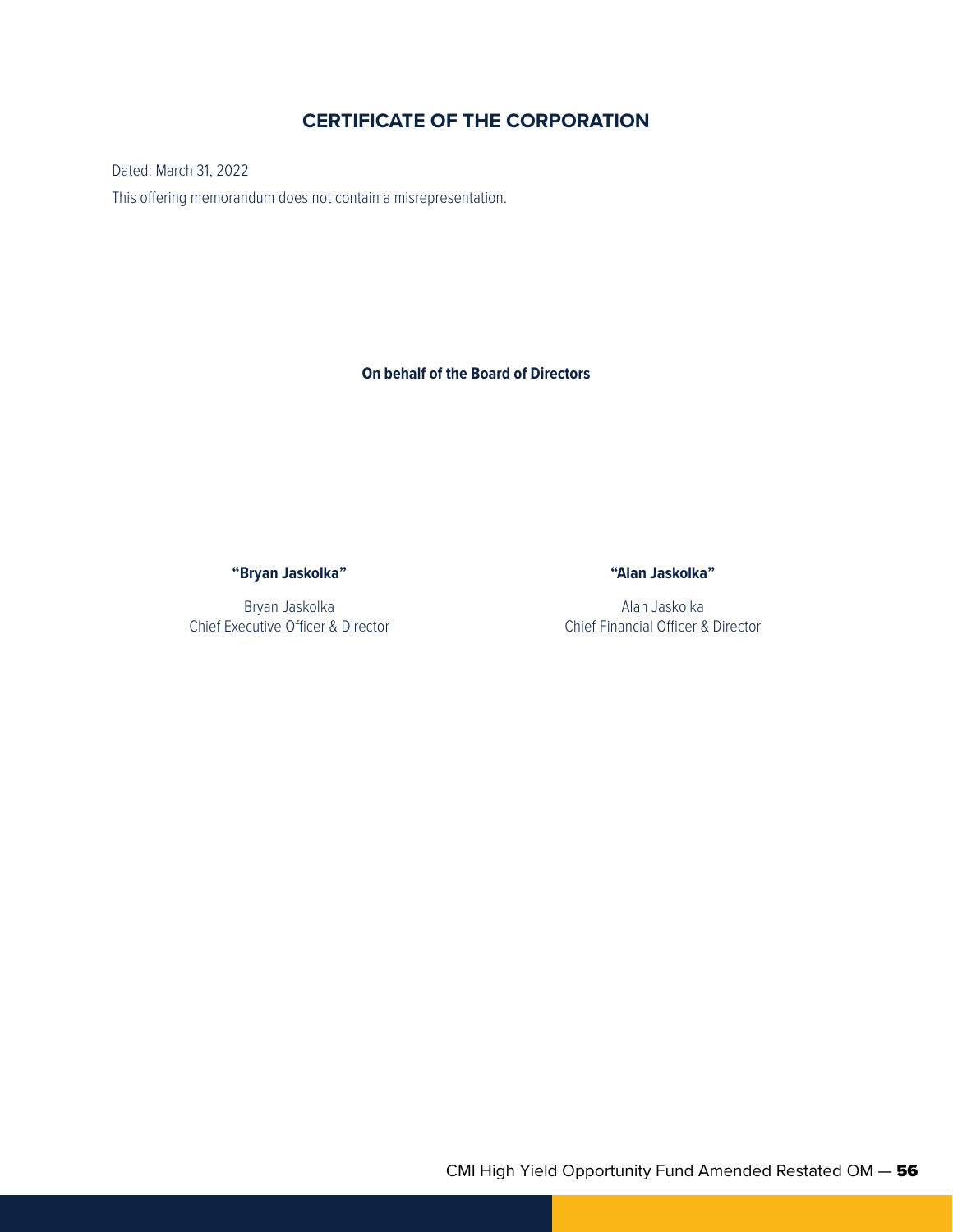# CERTIFICATE OF THE CORPORATION

Dated: March 31, 2022

This offering memorandum does not contain a misrepresentation.

**On behalf of the Board of Directors**

**"Bryan Jaskolka"**

Bryan Jaskolka
Chief Executive Officer & Director

**"Alan Jaskolka"**

Alan Jaskolka
Chief Financial Officer & Director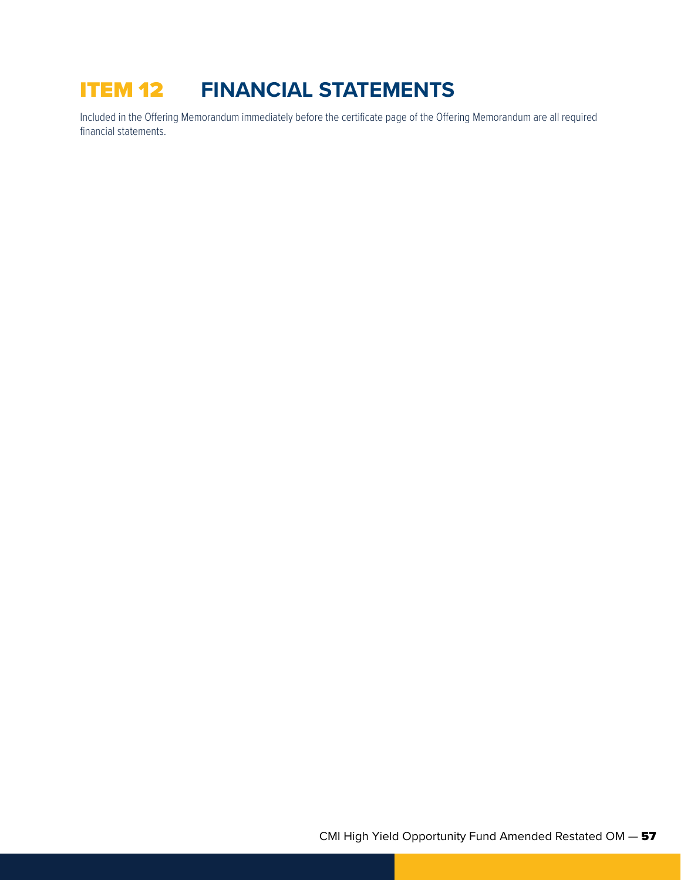# ITEM 12 FINANCIAL STATEMENTS

Included in the Offering Memorandum immediately before the certificate page of the Offering Memorandum are all required financial statements.